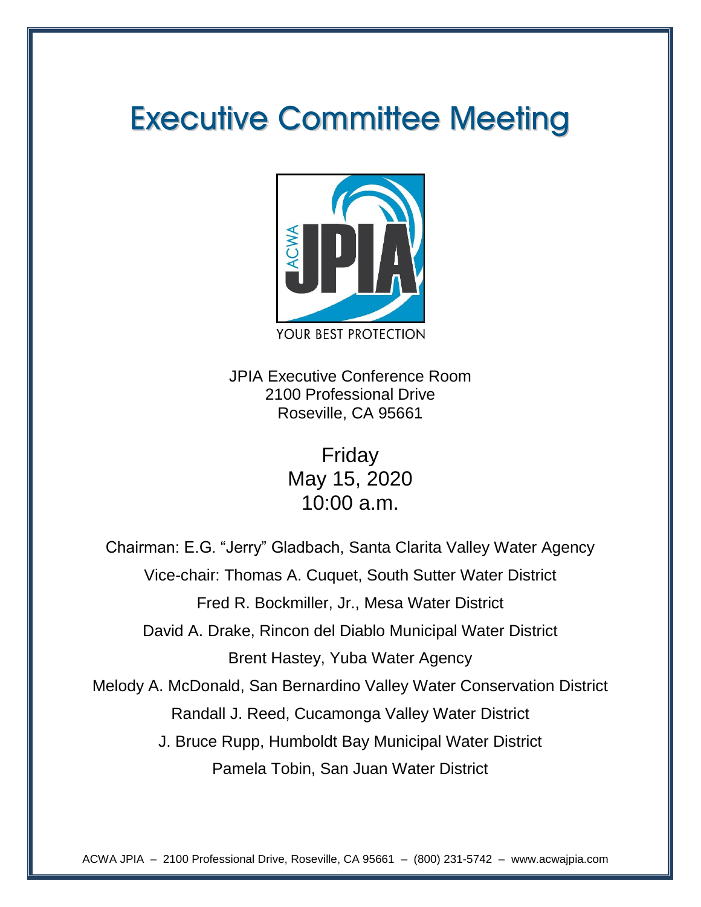# Executive Committee Meeting

ACWA JPIA

YOUR BEST PROTECTION

JPIA Executive Conference Room
2100 Professional Drive
Roseville, CA 95661

Friday
May 15, 2020
10:00 a.m.

Chairman: E.G. "Jerry" Gladbach, Santa Clarita Valley Water Agency

Vice-chair: Thomas A. Cuquet, South Sutter Water District

Fred R. Bockmiller, Jr., Mesa Water District

David A. Drake, Rincon del Diablo Municipal Water District

Brent Hastey, Yuba Water Agency

Melody A. McDonald, San Bernardino Valley Water Conservation District

Randall J. Reed, Cucamonga Valley Water District

J. Bruce Rupp, Humboldt Bay Municipal Water District

Pamela Tobin, San Juan Water District

ACWA JPIA – 2100 Professional Drive, Roseville, CA 95661 – (800) 231-5742 – www.acwajpia.com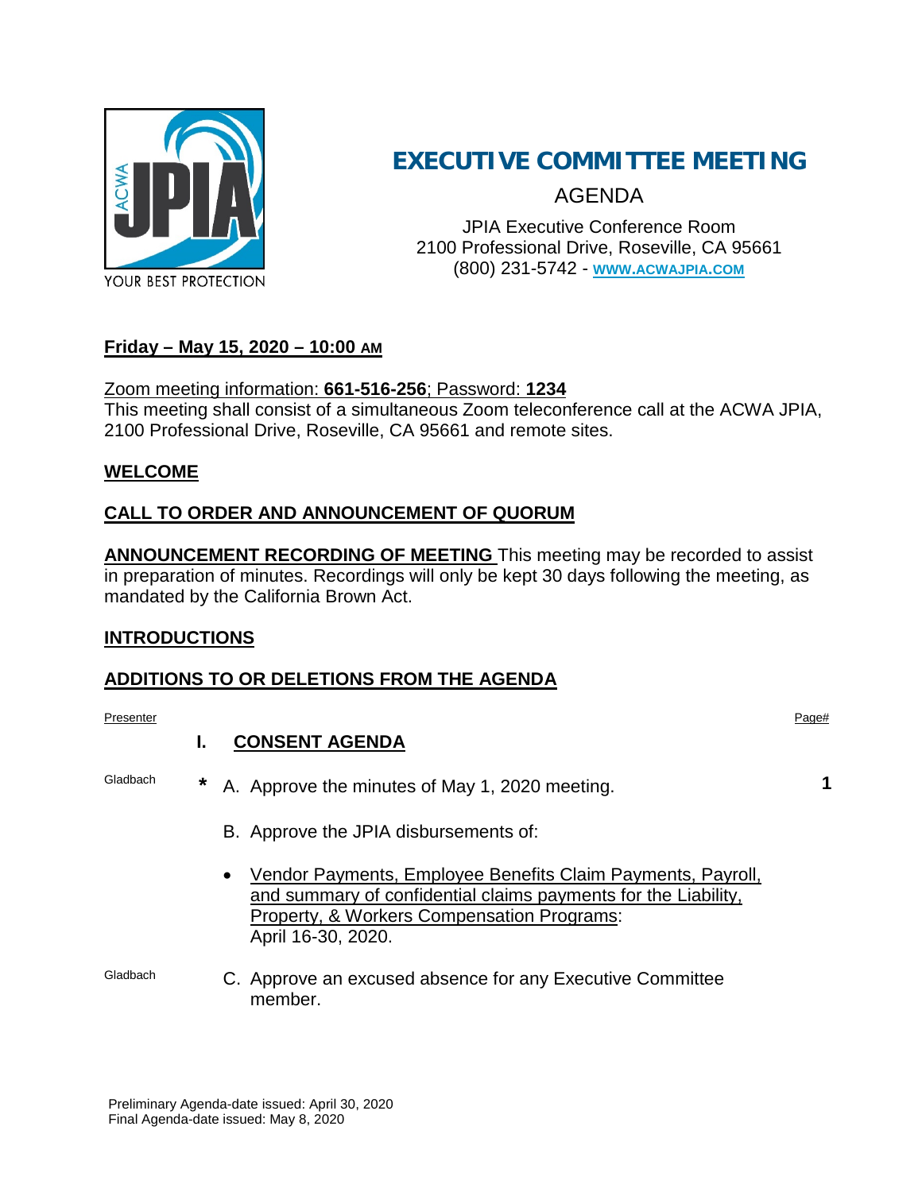# EXECUTIVE COMMITTEE MEETING

AGENDA

JPIA Executive Conference Room
2100 Professional Drive, Roseville, CA 95661
(800) 231-5742 - WWW.ACWAJPIA.COM

**Friday – May 15, 2020 – 10:00 AM**

Zoom meeting information: **661-516-256**; Password: **1234**
This meeting shall consist of a simultaneous Zoom teleconference call at the ACWA JPIA, 2100 Professional Drive, Roseville, CA 95661 and remote sites.

**WELCOME**

**CALL TO ORDER AND ANNOUNCEMENT OF QUORUM**

**ANNOUNCEMENT RECORDING OF MEETING** This meeting may be recorded to assist in preparation of minutes. Recordings will only be kept 30 days following the meeting, as mandated by the California Brown Act.

**INTRODUCTIONS**

**ADDITIONS TO OR DELETIONS FROM THE AGENDA**

| Presenter | | Page# |
|---|---|---|
| | **I. CONSENT AGENDA** | |
| Gladbach | * A. Approve the minutes of May 1, 2020 meeting. | **1** |
| | B. Approve the JPIA disbursements of: | |
| | • Vendor Payments, Employee Benefits Claim Payments, Payroll, and summary of confidential claims payments for the Liability, Property, & Workers Compensation Programs: April 16-30, 2020. | |
| Gladbach | C. Approve an excused absence for any Executive Committee member. | |

Preliminary Agenda-date issued: April 30, 2020
Final Agenda-date issued: May 8, 2020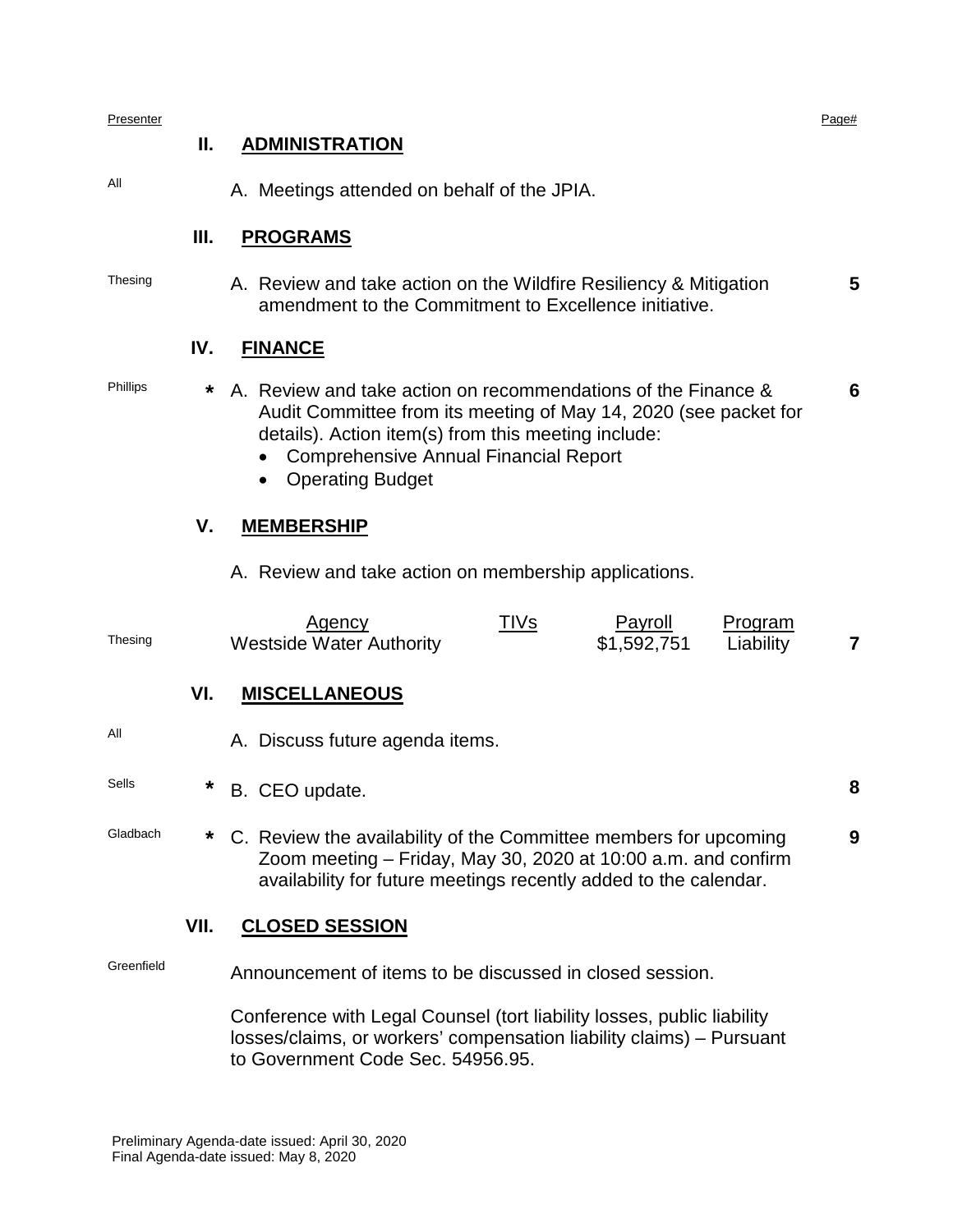| Presenter | | | Page# |
|---|---|---|---|
| | **II.** | **ADMINISTRATION** | |
| All | | A. Meetings attended on behalf of the JPIA. | |
| | **III.** | **PROGRAMS** | |
| Thesing | | A. Review and take action on the Wildfire Resiliency & Mitigation amendment to the Commitment to Excellence initiative. | **5** |
| | **IV.** | **FINANCE** | |
| Phillips | * | A. Review and take action on recommendations of the Finance & Audit Committee from its meeting of May 14, 2020 (see packet for details). Action item(s) from this meeting include: <br>• Comprehensive Annual Financial Report <br>• Operating Budget | **6** |
| | **V.** | **MEMBERSHIP** | |
| | | A. Review and take action on membership applications. | |

| Presenter | Agency | TIVs | Payroll | Program | Page# |
|---|---|---|---|---|---|
| Thesing | Westside Water Authority | | $1,592,751 | Liability | **7** |

| Presenter | | | Page# |
|---|---|---|---|
| | **VI.** | **MISCELLANEOUS** | |
| All | | A. Discuss future agenda items. | |
| Sells | * | B. CEO update. | **8** |
| Gladbach | * | C. Review the availability of the Committee members for upcoming Zoom meeting – Friday, May 30, 2020 at 10:00 a.m. and confirm availability for future meetings recently added to the calendar. | **9** |
| | **VII.** | **CLOSED SESSION** | |
| Greenfield | | Announcement of items to be discussed in closed session. <br><br>Conference with Legal Counsel (tort liability losses, public liability losses/claims, or workers' compensation liability claims) – Pursuant to Government Code Sec. 54956.95. | |

Preliminary Agenda-date issued: April 30, 2020
Final Agenda-date issued: May 8, 2020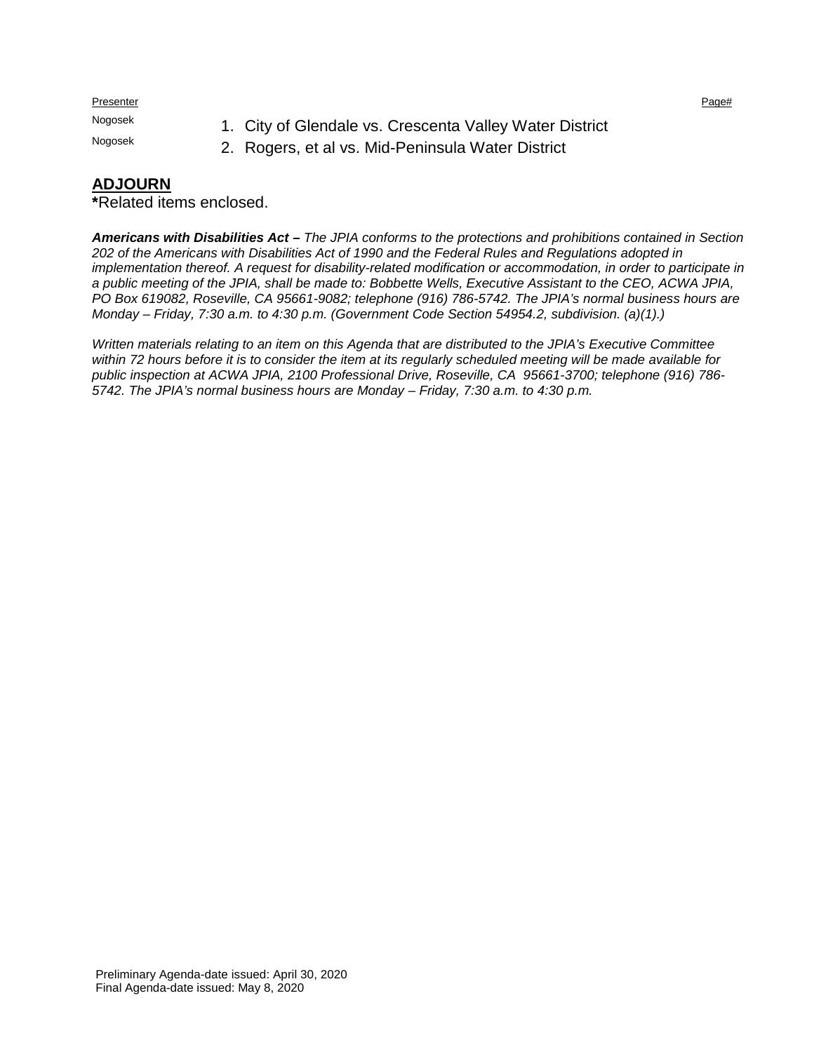| Presenter | | Page# |
|---|---|---|
| Nogosek | 1. City of Glendale vs. Crescenta Valley Water District | |
| Nogosek | 2. Rogers, et al vs. Mid-Peninsula Water District | |

## ADJOURN

***Related items enclosed.**

***Americans with Disabilities Act –** The JPIA conforms to the protections and prohibitions contained in Section 202 of the Americans with Disabilities Act of 1990 and the Federal Rules and Regulations adopted in implementation thereof. A request for disability-related modification or accommodation, in order to participate in a public meeting of the JPIA, shall be made to: Bobbette Wells, Executive Assistant to the CEO, ACWA JPIA, PO Box 619082, Roseville, CA 95661-9082; telephone (916) 786-5742. The JPIA's normal business hours are Monday – Friday, 7:30 a.m. to 4:30 p.m. (Government Code Section 54954.2, subdivision. (a)(1).)*

*Written materials relating to an item on this Agenda that are distributed to the JPIA's Executive Committee within 72 hours before it is to consider the item at its regularly scheduled meeting will be made available for public inspection at ACWA JPIA, 2100 Professional Drive, Roseville, CA 95661-3700; telephone (916) 786-5742. The JPIA's normal business hours are Monday – Friday, 7:30 a.m. to 4:30 p.m.*

Preliminary Agenda-date issued: April 30, 2020
Final Agenda-date issued: May 8, 2020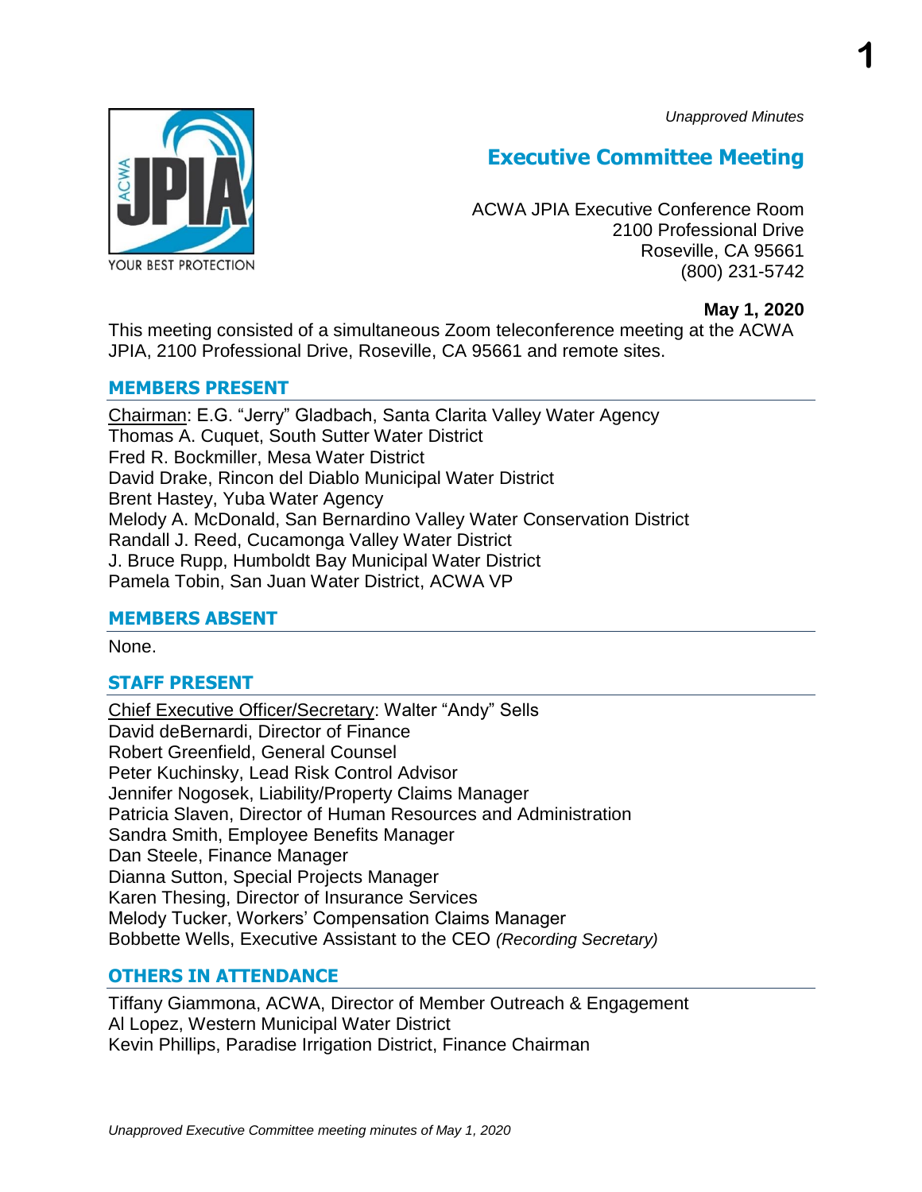*Unapproved Minutes*

# Executive Committee Meeting

ACWA JPIA Executive Conference Room
2100 Professional Drive
Roseville, CA 95661
(800) 231-5742

**May 1, 2020**

This meeting consisted of a simultaneous Zoom teleconference meeting at the ACWA JPIA, 2100 Professional Drive, Roseville, CA 95661 and remote sites.

## MEMBERS PRESENT

Chairman: E.G. "Jerry" Gladbach, Santa Clarita Valley Water Agency
Thomas A. Cuquet, South Sutter Water District
Fred R. Bockmiller, Mesa Water District
David Drake, Rincon del Diablo Municipal Water District
Brent Hastey, Yuba Water Agency
Melody A. McDonald, San Bernardino Valley Water Conservation District
Randall J. Reed, Cucamonga Valley Water District
J. Bruce Rupp, Humboldt Bay Municipal Water District
Pamela Tobin, San Juan Water District, ACWA VP

## MEMBERS ABSENT

None.

## STAFF PRESENT

Chief Executive Officer/Secretary: Walter "Andy" Sells
David deBernardi, Director of Finance
Robert Greenfield, General Counsel
Peter Kuchinsky, Lead Risk Control Advisor
Jennifer Nogosek, Liability/Property Claims Manager
Patricia Slaven, Director of Human Resources and Administration
Sandra Smith, Employee Benefits Manager
Dan Steele, Finance Manager
Dianna Sutton, Special Projects Manager
Karen Thesing, Director of Insurance Services
Melody Tucker, Workers' Compensation Claims Manager
Bobbette Wells, Executive Assistant to the CEO *(Recording Secretary)*

## OTHERS IN ATTENDANCE

Tiffany Giammona, ACWA, Director of Member Outreach & Engagement
Al Lopez, Western Municipal Water District
Kevin Phillips, Paradise Irrigation District, Finance Chairman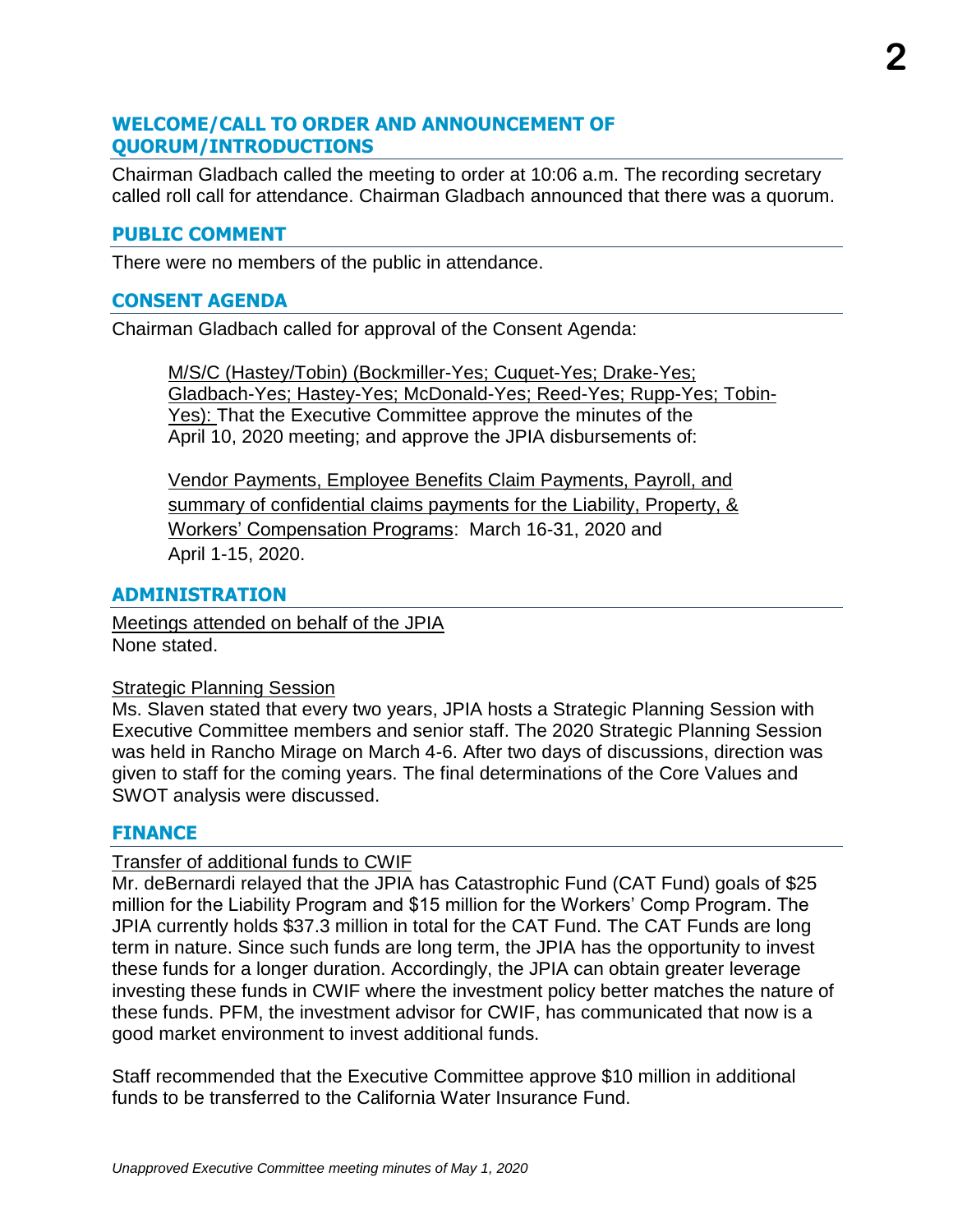## WELCOME/CALL TO ORDER AND ANNOUNCEMENT OF QUORUM/INTRODUCTIONS

Chairman Gladbach called the meeting to order at 10:06 a.m. The recording secretary called roll call for attendance. Chairman Gladbach announced that there was a quorum.

## PUBLIC COMMENT

There were no members of the public in attendance.

## CONSENT AGENDA

Chairman Gladbach called for approval of the Consent Agenda:

> M/S/C (Hastey/Tobin) (Bockmiller-Yes; Cuquet-Yes; Drake-Yes; Gladbach-Yes; Hastey-Yes; McDonald-Yes; Reed-Yes; Rupp-Yes; Tobin-Yes): That the Executive Committee approve the minutes of the April 10, 2020 meeting; and approve the JPIA disbursements of:
>
> Vendor Payments, Employee Benefits Claim Payments, Payroll, and summary of confidential claims payments for the Liability, Property, & Workers' Compensation Programs: March 16-31, 2020 and April 1-15, 2020.

## ADMINISTRATION

Meetings attended on behalf of the JPIA
None stated.

Strategic Planning Session
Ms. Slaven stated that every two years, JPIA hosts a Strategic Planning Session with Executive Committee members and senior staff. The 2020 Strategic Planning Session was held in Rancho Mirage on March 4-6. After two days of discussions, direction was given to staff for the coming years. The final determinations of the Core Values and SWOT analysis were discussed.

## FINANCE

Transfer of additional funds to CWIF
Mr. deBernardi relayed that the JPIA has Catastrophic Fund (CAT Fund) goals of $25 million for the Liability Program and $15 million for the Workers' Comp Program. The JPIA currently holds $37.3 million in total for the CAT Fund. The CAT Funds are long term in nature. Since such funds are long term, the JPIA has the opportunity to invest these funds for a longer duration. Accordingly, the JPIA can obtain greater leverage investing these funds in CWIF where the investment policy better matches the nature of these funds. PFM, the investment advisor for CWIF, has communicated that now is a good market environment to invest additional funds.

Staff recommended that the Executive Committee approve $10 million in additional funds to be transferred to the California Water Insurance Fund.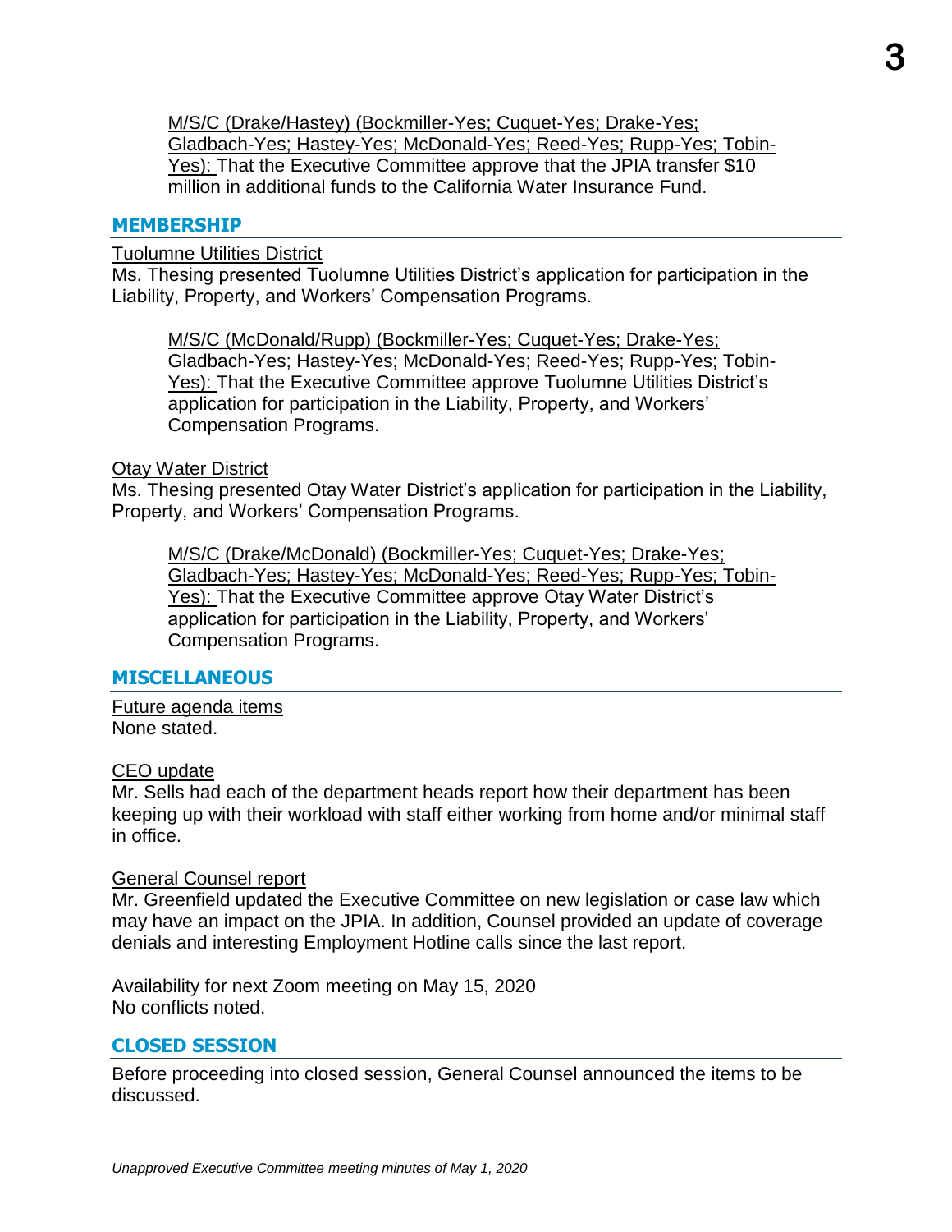M/S/C (Drake/Hastey) (Bockmiller-Yes; Cuquet-Yes; Drake-Yes; Gladbach-Yes; Hastey-Yes; McDonald-Yes; Reed-Yes; Rupp-Yes; Tobin-Yes): That the Executive Committee approve that the JPIA transfer $10 million in additional funds to the California Water Insurance Fund.

## MEMBERSHIP

Tuolumne Utilities District

Ms. Thesing presented Tuolumne Utilities District's application for participation in the Liability, Property, and Workers' Compensation Programs.

M/S/C (McDonald/Rupp) (Bockmiller-Yes; Cuquet-Yes; Drake-Yes; Gladbach-Yes; Hastey-Yes; McDonald-Yes; Reed-Yes; Rupp-Yes; Tobin-Yes): That the Executive Committee approve Tuolumne Utilities District's application for participation in the Liability, Property, and Workers' Compensation Programs.

Otay Water District

Ms. Thesing presented Otay Water District's application for participation in the Liability, Property, and Workers' Compensation Programs.

M/S/C (Drake/McDonald) (Bockmiller-Yes; Cuquet-Yes; Drake-Yes; Gladbach-Yes; Hastey-Yes; McDonald-Yes; Reed-Yes; Rupp-Yes; Tobin-Yes): That the Executive Committee approve Otay Water District's application for participation in the Liability, Property, and Workers' Compensation Programs.

## MISCELLANEOUS

Future agenda items

None stated.

CEO update

Mr. Sells had each of the department heads report how their department has been keeping up with their workload with staff either working from home and/or minimal staff in office.

General Counsel report

Mr. Greenfield updated the Executive Committee on new legislation or case law which may have an impact on the JPIA. In addition, Counsel provided an update of coverage denials and interesting Employment Hotline calls since the last report.

Availability for next Zoom meeting on May 15, 2020

No conflicts noted.

## CLOSED SESSION

Before proceeding into closed session, General Counsel announced the items to be discussed.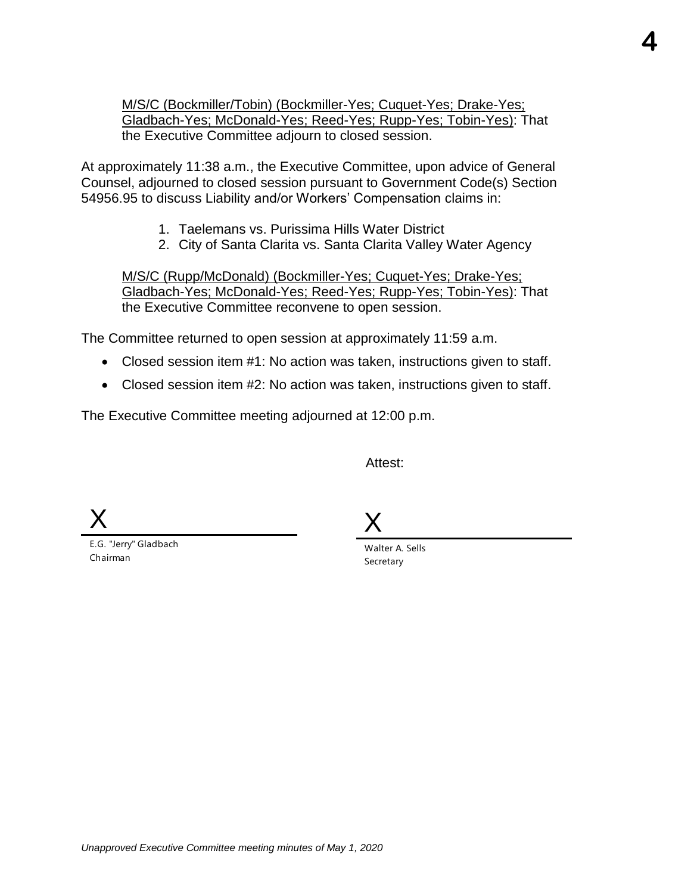M/S/C (Bockmiller/Tobin) (Bockmiller-Yes; Cuquet-Yes; Drake-Yes; Gladbach-Yes; McDonald-Yes; Reed-Yes; Rupp-Yes; Tobin-Yes): That the Executive Committee adjourn to closed session.

At approximately 11:38 a.m., the Executive Committee, upon advice of General Counsel, adjourned to closed session pursuant to Government Code(s) Section 54956.95 to discuss Liability and/or Workers' Compensation claims in:

1. Taelemans vs. Purissima Hills Water District
2. City of Santa Clarita vs. Santa Clarita Valley Water Agency

M/S/C (Rupp/McDonald) (Bockmiller-Yes; Cuquet-Yes; Drake-Yes; Gladbach-Yes; McDonald-Yes; Reed-Yes; Rupp-Yes; Tobin-Yes): That the Executive Committee reconvene to open session.

The Committee returned to open session at approximately 11:59 a.m.

- Closed session item #1: No action was taken, instructions given to staff.
- Closed session item #2: No action was taken, instructions given to staff.

The Executive Committee meeting adjourned at 12:00 p.m.

Attest:

X
E.G. "Jerry" Gladbach
Chairman

X
Walter A. Sells
Secretary

*Unapproved Executive Committee meeting minutes of May 1, 2020*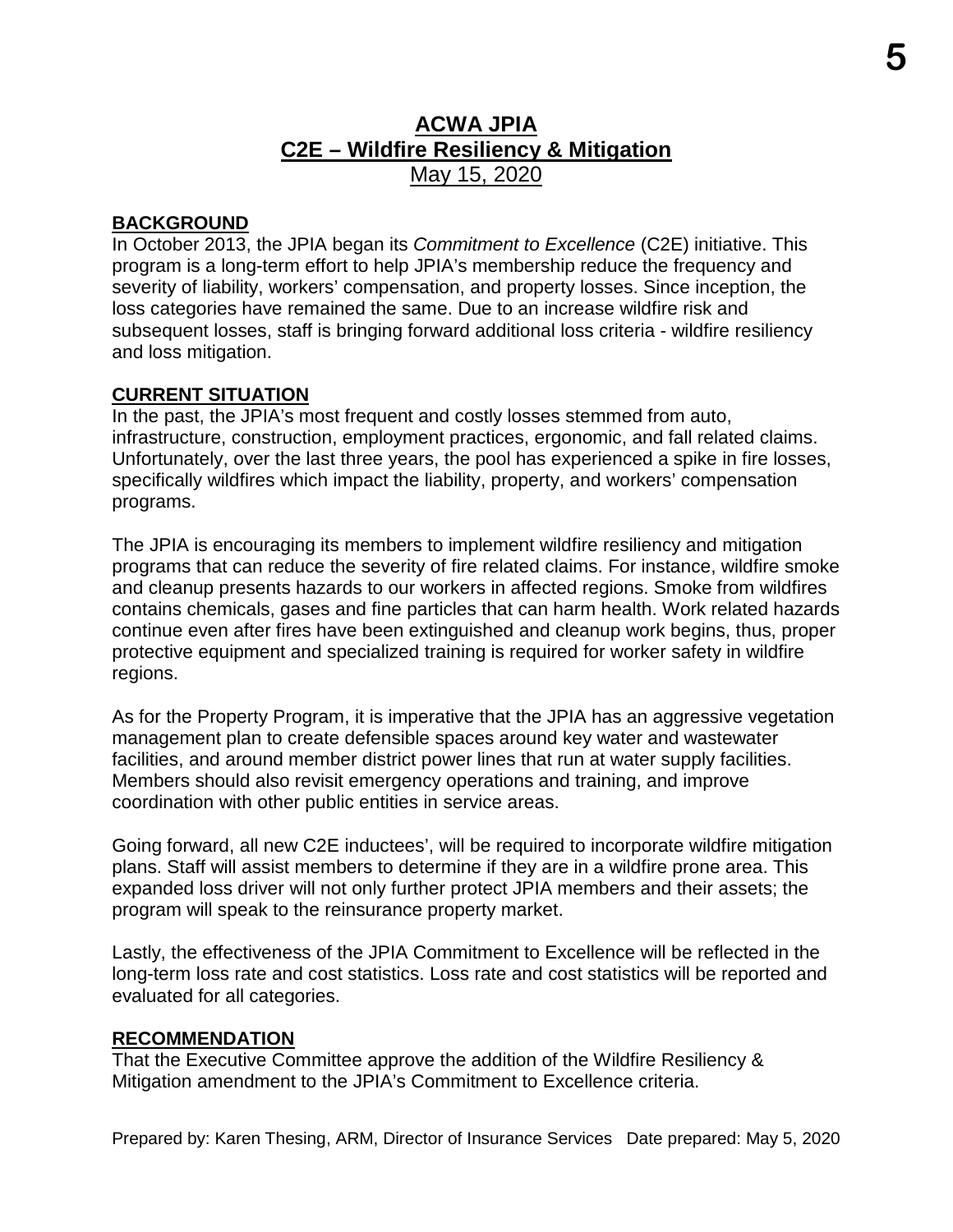# ACWA JPIA
## C2E – Wildfire Resiliency & Mitigation
May 15, 2020

**BACKGROUND**

In October 2013, the JPIA began its *Commitment to Excellence* (C2E) initiative. This program is a long-term effort to help JPIA's membership reduce the frequency and severity of liability, workers' compensation, and property losses. Since inception, the loss categories have remained the same. Due to an increase wildfire risk and subsequent losses, staff is bringing forward additional loss criteria - wildfire resiliency and loss mitigation.

**CURRENT SITUATION**

In the past, the JPIA's most frequent and costly losses stemmed from auto, infrastructure, construction, employment practices, ergonomic, and fall related claims. Unfortunately, over the last three years, the pool has experienced a spike in fire losses, specifically wildfires which impact the liability, property, and workers' compensation programs.

The JPIA is encouraging its members to implement wildfire resiliency and mitigation programs that can reduce the severity of fire related claims. For instance, wildfire smoke and cleanup presents hazards to our workers in affected regions. Smoke from wildfires contains chemicals, gases and fine particles that can harm health. Work related hazards continue even after fires have been extinguished and cleanup work begins, thus, proper protective equipment and specialized training is required for worker safety in wildfire regions.

As for the Property Program, it is imperative that the JPIA has an aggressive vegetation management plan to create defensible spaces around key water and wastewater facilities, and around member district power lines that run at water supply facilities. Members should also revisit emergency operations and training, and improve coordination with other public entities in service areas.

Going forward, all new C2E inductees', will be required to incorporate wildfire mitigation plans. Staff will assist members to determine if they are in a wildfire prone area. This expanded loss driver will not only further protect JPIA members and their assets; the program will speak to the reinsurance property market.

Lastly, the effectiveness of the JPIA Commitment to Excellence will be reflected in the long-term loss rate and cost statistics. Loss rate and cost statistics will be reported and evaluated for all categories.

**RECOMMENDATION**

That the Executive Committee approve the addition of the Wildfire Resiliency & Mitigation amendment to the JPIA's Commitment to Excellence criteria.

Prepared by: Karen Thesing, ARM, Director of Insurance Services Date prepared: May 5, 2020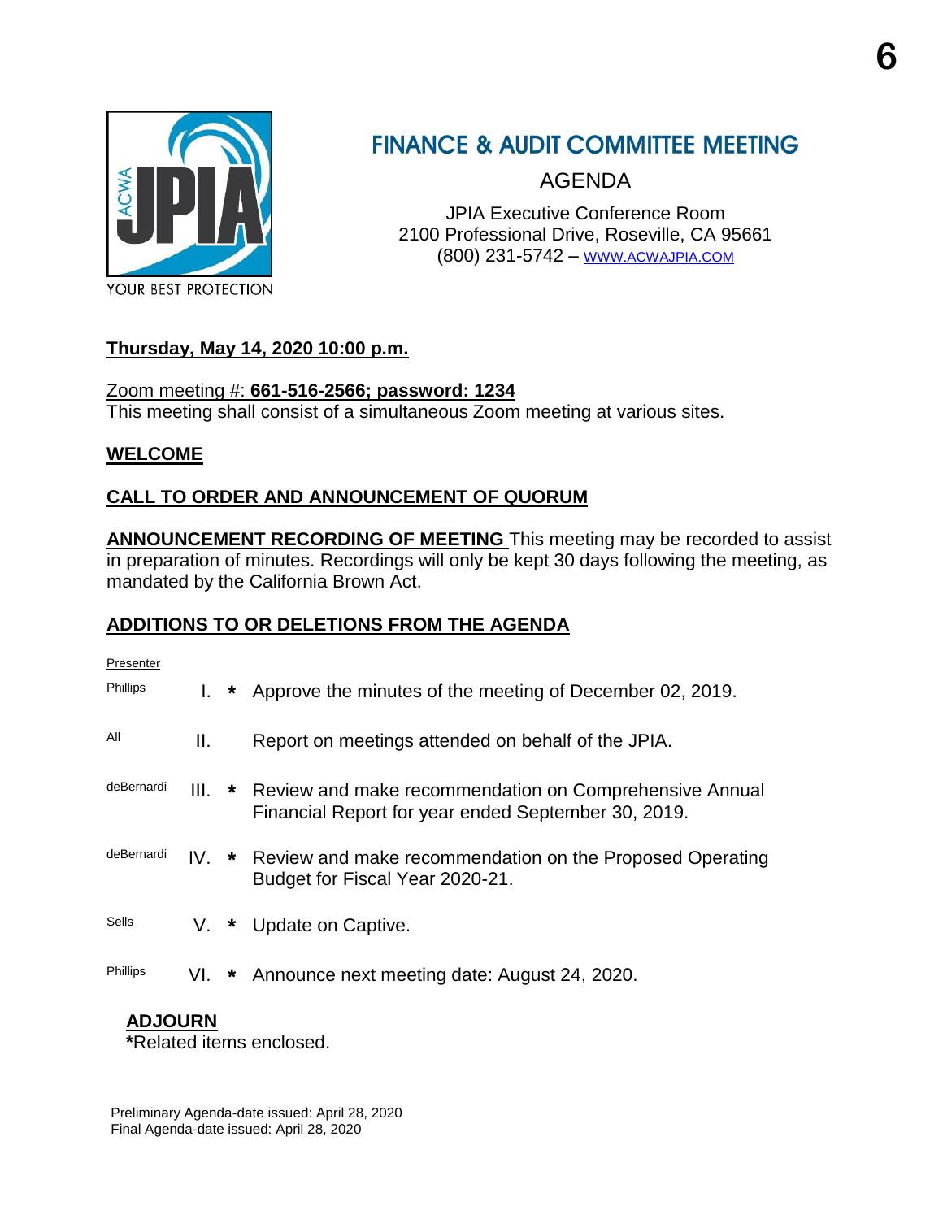# FINANCE & AUDIT COMMITTEE MEETING

AGENDA

JPIA Executive Conference Room
2100 Professional Drive, Roseville, CA 95661
(800) 231-5742 – WWW.ACWAJPIA.COM

YOUR BEST PROTECTION

**Thursday, May 14, 2020 10:00 p.m.**

Zoom meeting #: **661-516-2566; password: 1234**
This meeting shall consist of a simultaneous Zoom meeting at various sites.

**WELCOME**

**CALL TO ORDER AND ANNOUNCEMENT OF QUORUM**

**ANNOUNCEMENT RECORDING OF MEETING** This meeting may be recorded to assist in preparation of minutes. Recordings will only be kept 30 days following the meeting, as mandated by the California Brown Act.

**ADDITIONS TO OR DELETIONS FROM THE AGENDA**

| Presenter | | | |
|---|---|---|---|
| Phillips | I. | * | Approve the minutes of the meeting of December 02, 2019. |
| All | II. | | Report on meetings attended on behalf of the JPIA. |
| deBernardi | III. | * | Review and make recommendation on Comprehensive Annual Financial Report for year ended September 30, 2019. |
| deBernardi | IV. | * | Review and make recommendation on the Proposed Operating Budget for Fiscal Year 2020-21. |
| Sells | V. | * | Update on Captive. |
| Phillips | VI. | * | Announce next meeting date: August 24, 2020. |

**ADJOURN**
***Related items enclosed.**

Preliminary Agenda-date issued: April 28, 2020
Final Agenda-date issued: April 28, 2020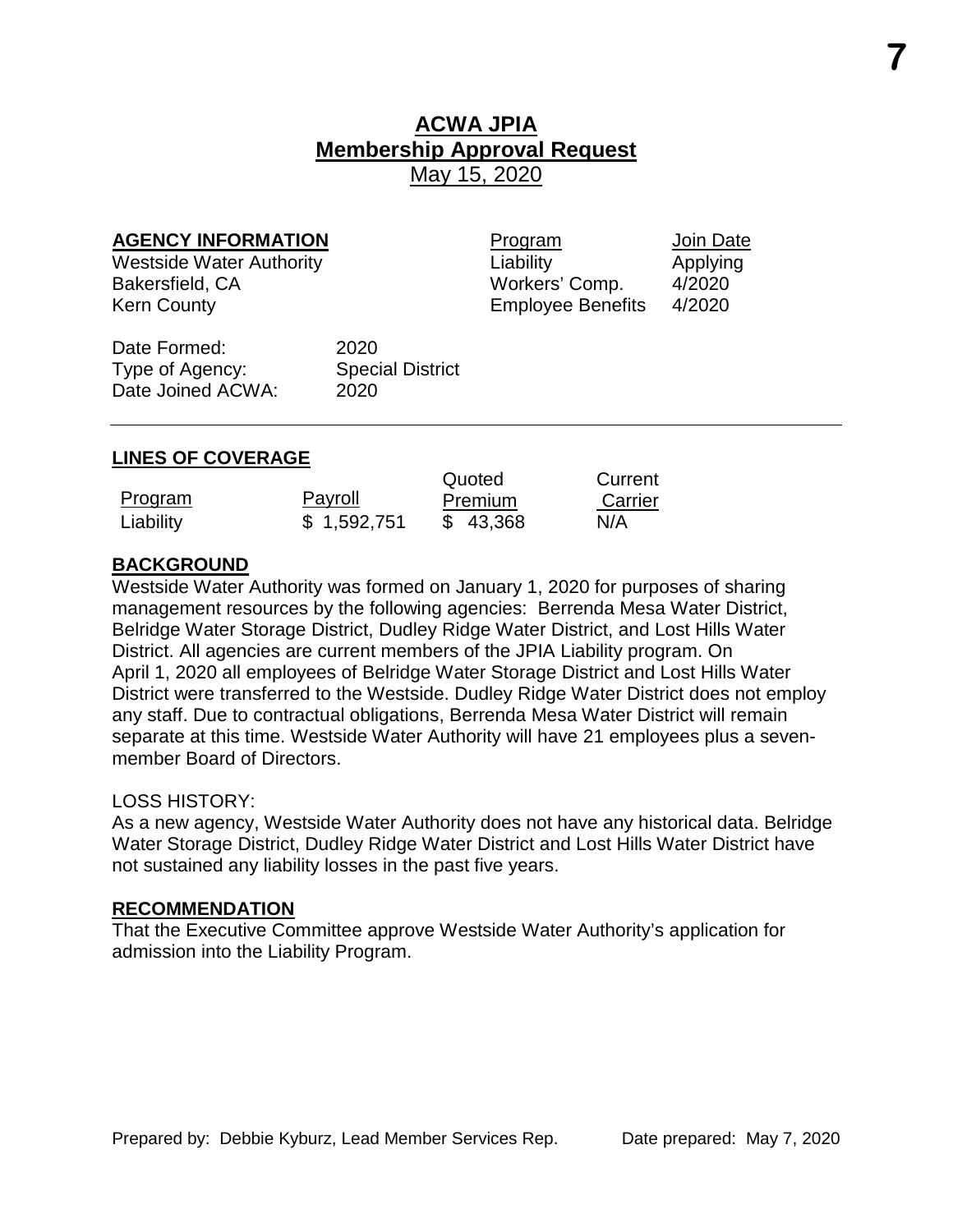# ACWA JPIA

## Membership Approval Request

May 15, 2020

**AGENCY INFORMATION**

Westside Water Authority
Bakersfield, CA
Kern County

| Program | Join Date |
|---|---|
| Liability | Applying |
| Workers' Comp. | 4/2020 |
| Employee Benefits | 4/2020 |

Date Formed: 2020
Type of Agency: Special District
Date Joined ACWA: 2020

---

**LINES OF COVERAGE**

| Program | Payroll | Quoted Premium | Current Carrier |
|---|---|---|---|
| Liability | $ 1,592,751 | $ 43,368 | N/A |

**BACKGROUND**

Westside Water Authority was formed on January 1, 2020 for purposes of sharing management resources by the following agencies: Berrenda Mesa Water District, Belridge Water Storage District, Dudley Ridge Water District, and Lost Hills Water District. All agencies are current members of the JPIA Liability program. On April 1, 2020 all employees of Belridge Water Storage District and Lost Hills Water District were transferred to the Westside. Dudley Ridge Water District does not employ any staff. Due to contractual obligations, Berrenda Mesa Water District will remain separate at this time. Westside Water Authority will have 21 employees plus a seven-member Board of Directors.

LOSS HISTORY:

As a new agency, Westside Water Authority does not have any historical data. Belridge Water Storage District, Dudley Ridge Water District and Lost Hills Water District have not sustained any liability losses in the past five years.

**RECOMMENDATION**

That the Executive Committee approve Westside Water Authority's application for admission into the Liability Program.

Prepared by: Debbie Kyburz, Lead Member Services Rep. Date prepared: May 7, 2020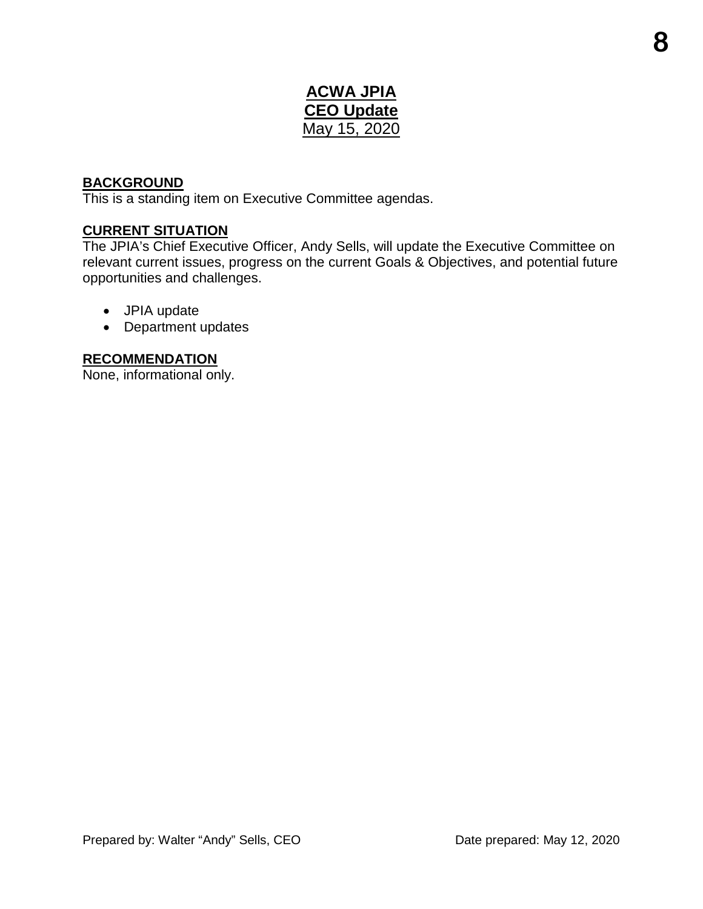# ACWA JPIA
## CEO Update
May 15, 2020

**BACKGROUND**
This is a standing item on Executive Committee agendas.

**CURRENT SITUATION**
The JPIA's Chief Executive Officer, Andy Sells, will update the Executive Committee on relevant current issues, progress on the current Goals & Objectives, and potential future opportunities and challenges.

- JPIA update
- Department updates

**RECOMMENDATION**
None, informational only.

Prepared by: Walter "Andy" Sells, CEO Date prepared: May 12, 2020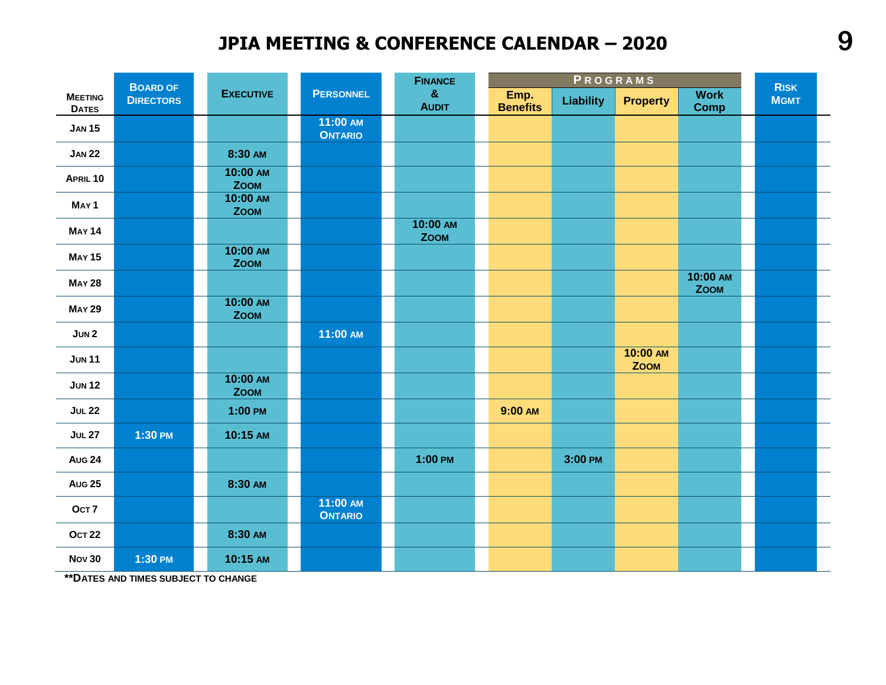# JPIA MEETING & CONFERENCE CALENDAR – 2020

| MEETING DATES | BOARD OF DIRECTORS | EXECUTIVE | PERSONNEL | FINANCE & AUDIT | PROGRAMS | | | | RISK MGMT |
|---|---|---|---|---|---|---|---|---|---|
| | | | | | Emp. Benefits | Liability | Property | Work Comp | |
| JAN 15 | | | 11:00 AM ONTARIO | | | | | | |
| JAN 22 | | 8:30 AM | | | | | | | |
| APRIL 10 | | 10:00 AM ZOOM | | | | | | | |
| MAY 1 | | 10:00 AM ZOOM | | | | | | | |
| MAY 14 | | | | 10:00 AM ZOOM | | | | | |
| MAY 15 | | 10:00 AM ZOOM | | | | | | | |
| MAY 28 | | | | | | | | 10:00 AM ZOOM | |
| MAY 29 | | 10:00 AM ZOOM | | | | | | | |
| JUN 2 | | | 11:00 AM | | | | | | |
| JUN 11 | | | | | | | 10:00 AM ZOOM | | |
| JUN 12 | | 10:00 AM ZOOM | | | | | | | |
| JUL 22 | | 1:00 PM | | | 9:00 AM | | | | |
| JUL 27 | 1:30 PM | 10:15 AM | | | | | | | |
| AUG 24 | | | | 1:00 PM | | 3:00 PM | | | |
| AUG 25 | | 8:30 AM | | | | | | | |
| OCT 7 | | | 11:00 AM ONTARIO | | | | | | |
| OCT 22 | | 8:30 AM | | | | | | | |
| NOV 30 | 1:30 PM | 10:15 AM | | | | | | | |

**DATES AND TIMES SUBJECT TO CHANGE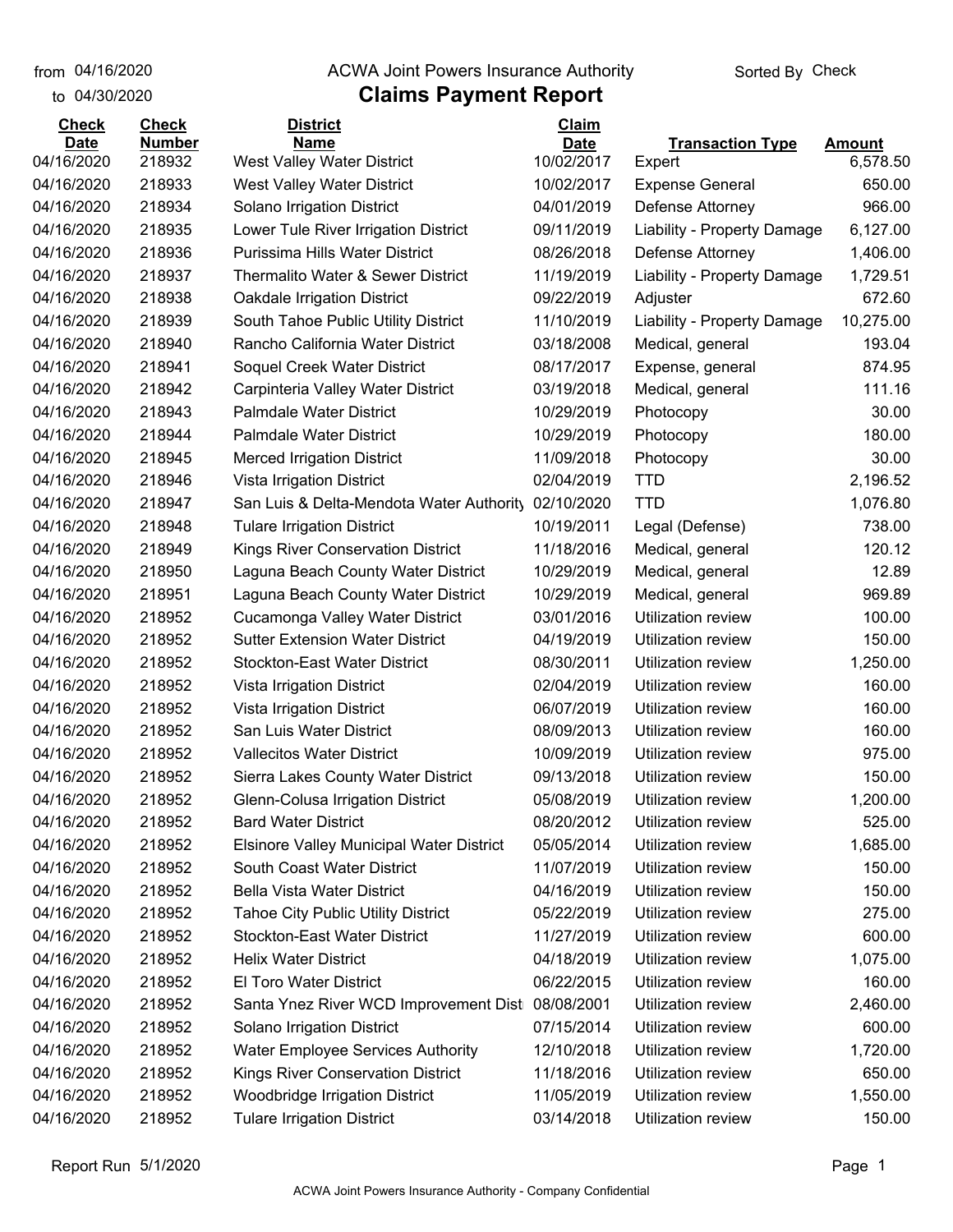from 04/16/2020
to 04/30/2020

ACWA Joint Powers Insurance Authority

# Claims Payment Report

Sorted By Check

| Check Date | Check Number | District Name | Claim Date | Transaction Type | Amount |
|---|---|---|---|---|---|
| 04/16/2020 | 218932 | West Valley Water District | 10/02/2017 | Expert | 6,578.50 |
| 04/16/2020 | 218933 | West Valley Water District | 10/02/2017 | Expense General | 650.00 |
| 04/16/2020 | 218934 | Solano Irrigation District | 04/01/2019 | Defense Attorney | 966.00 |
| 04/16/2020 | 218935 | Lower Tule River Irrigation District | 09/11/2019 | Liability - Property Damage | 6,127.00 |
| 04/16/2020 | 218936 | Purissima Hills Water District | 08/26/2018 | Defense Attorney | 1,406.00 |
| 04/16/2020 | 218937 | Thermalito Water & Sewer District | 11/19/2019 | Liability - Property Damage | 1,729.51 |
| 04/16/2020 | 218938 | Oakdale Irrigation District | 09/22/2019 | Adjuster | 672.60 |
| 04/16/2020 | 218939 | South Tahoe Public Utility District | 11/10/2019 | Liability - Property Damage | 10,275.00 |
| 04/16/2020 | 218940 | Rancho California Water District | 03/18/2008 | Medical, general | 193.04 |
| 04/16/2020 | 218941 | Soquel Creek Water District | 08/17/2017 | Expense, general | 874.95 |
| 04/16/2020 | 218942 | Carpinteria Valley Water District | 03/19/2018 | Medical, general | 111.16 |
| 04/16/2020 | 218943 | Palmdale Water District | 10/29/2019 | Photocopy | 30.00 |
| 04/16/2020 | 218944 | Palmdale Water District | 10/29/2019 | Photocopy | 180.00 |
| 04/16/2020 | 218945 | Merced Irrigation District | 11/09/2018 | Photocopy | 30.00 |
| 04/16/2020 | 218946 | Vista Irrigation District | 02/04/2019 | TTD | 2,196.52 |
| 04/16/2020 | 218947 | San Luis & Delta-Mendota Water Authority | 02/10/2020 | TTD | 1,076.80 |
| 04/16/2020 | 218948 | Tulare Irrigation District | 10/19/2011 | Legal (Defense) | 738.00 |
| 04/16/2020 | 218949 | Kings River Conservation District | 11/18/2016 | Medical, general | 120.12 |
| 04/16/2020 | 218950 | Laguna Beach County Water District | 10/29/2019 | Medical, general | 12.89 |
| 04/16/2020 | 218951 | Laguna Beach County Water District | 10/29/2019 | Medical, general | 969.89 |
| 04/16/2020 | 218952 | Cucamonga Valley Water District | 03/01/2016 | Utilization review | 100.00 |
| 04/16/2020 | 218952 | Sutter Extension Water District | 04/19/2019 | Utilization review | 150.00 |
| 04/16/2020 | 218952 | Stockton-East Water District | 08/30/2011 | Utilization review | 1,250.00 |
| 04/16/2020 | 218952 | Vista Irrigation District | 02/04/2019 | Utilization review | 160.00 |
| 04/16/2020 | 218952 | Vista Irrigation District | 06/07/2019 | Utilization review | 160.00 |
| 04/16/2020 | 218952 | San Luis Water District | 08/09/2013 | Utilization review | 160.00 |
| 04/16/2020 | 218952 | Vallecitos Water District | 10/09/2019 | Utilization review | 975.00 |
| 04/16/2020 | 218952 | Sierra Lakes County Water District | 09/13/2018 | Utilization review | 150.00 |
| 04/16/2020 | 218952 | Glenn-Colusa Irrigation District | 05/08/2019 | Utilization review | 1,200.00 |
| 04/16/2020 | 218952 | Bard Water District | 08/20/2012 | Utilization review | 525.00 |
| 04/16/2020 | 218952 | Elsinore Valley Municipal Water District | 05/05/2014 | Utilization review | 1,685.00 |
| 04/16/2020 | 218952 | South Coast Water District | 11/07/2019 | Utilization review | 150.00 |
| 04/16/2020 | 218952 | Bella Vista Water District | 04/16/2019 | Utilization review | 150.00 |
| 04/16/2020 | 218952 | Tahoe City Public Utility District | 05/22/2019 | Utilization review | 275.00 |
| 04/16/2020 | 218952 | Stockton-East Water District | 11/27/2019 | Utilization review | 600.00 |
| 04/16/2020 | 218952 | Helix Water District | 04/18/2019 | Utilization review | 1,075.00 |
| 04/16/2020 | 218952 | El Toro Water District | 06/22/2015 | Utilization review | 160.00 |
| 04/16/2020 | 218952 | Santa Ynez River WCD Improvement Dist | 08/08/2001 | Utilization review | 2,460.00 |
| 04/16/2020 | 218952 | Solano Irrigation District | 07/15/2014 | Utilization review | 600.00 |
| 04/16/2020 | 218952 | Water Employee Services Authority | 12/10/2018 | Utilization review | 1,720.00 |
| 04/16/2020 | 218952 | Kings River Conservation District | 11/18/2016 | Utilization review | 650.00 |
| 04/16/2020 | 218952 | Woodbridge Irrigation District | 11/05/2019 | Utilization review | 1,550.00 |
| 04/16/2020 | 218952 | Tulare Irrigation District | 03/14/2018 | Utilization review | 150.00 |

Report Run 5/1/2020

ACWA Joint Powers Insurance Authority - Company Confidential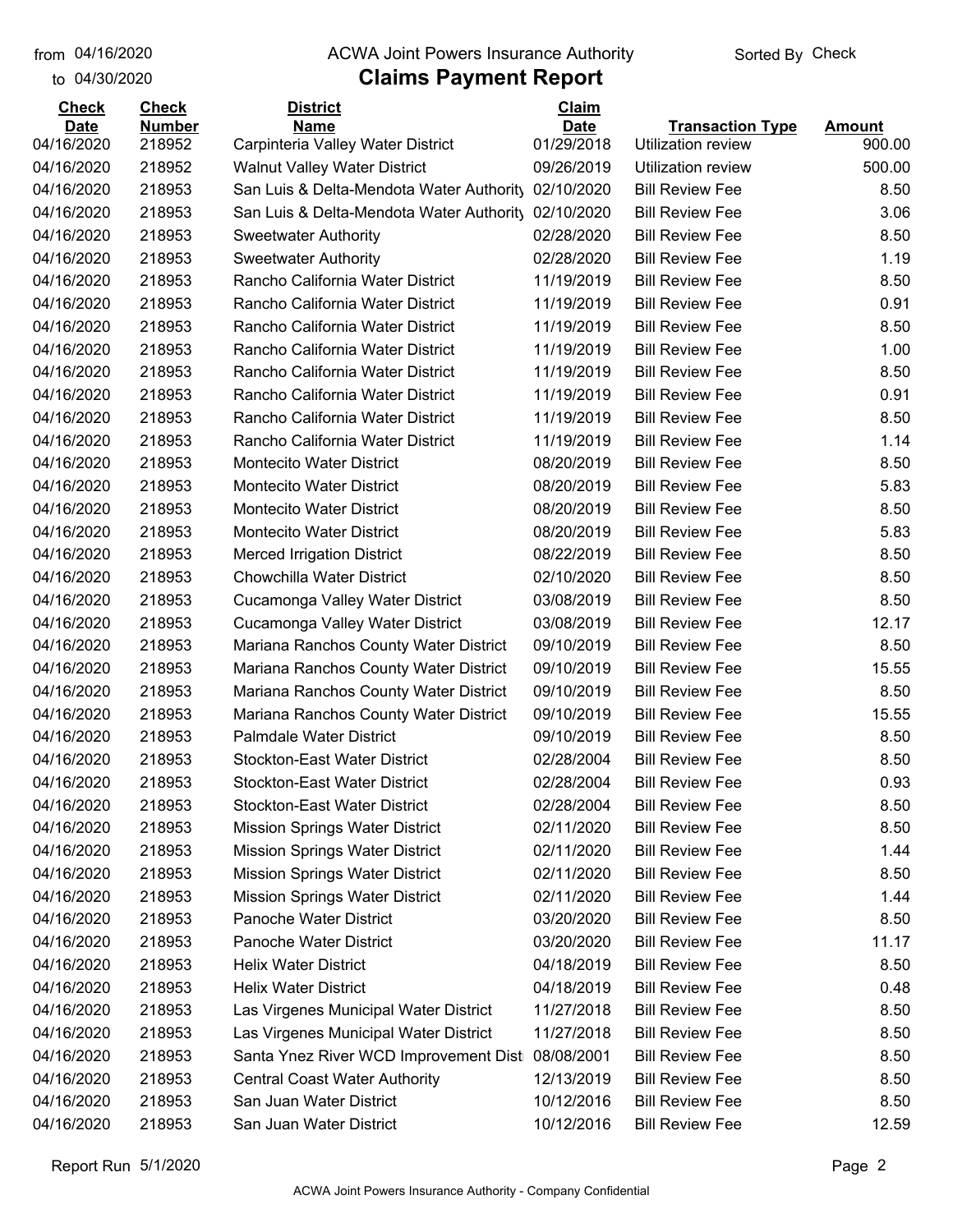from 04/16/2020
to 04/30/2020

# ACWA Joint Powers Insurance Authority

## Claims Payment Report

Sorted By Check

| Check Date | Check Number | District Name | Claim Date | Transaction Type | Amount |
|---|---|---|---|---|---|
| 04/16/2020 | 218952 | Carpinteria Valley Water District | 01/29/2018 | Utilization review | 900.00 |
| 04/16/2020 | 218952 | Walnut Valley Water District | 09/26/2019 | Utilization review | 500.00 |
| 04/16/2020 | 218953 | San Luis & Delta-Mendota Water Authority | 02/10/2020 | Bill Review Fee | 8.50 |
| 04/16/2020 | 218953 | San Luis & Delta-Mendota Water Authority | 02/10/2020 | Bill Review Fee | 3.06 |
| 04/16/2020 | 218953 | Sweetwater Authority | 02/28/2020 | Bill Review Fee | 8.50 |
| 04/16/2020 | 218953 | Sweetwater Authority | 02/28/2020 | Bill Review Fee | 1.19 |
| 04/16/2020 | 218953 | Rancho California Water District | 11/19/2019 | Bill Review Fee | 8.50 |
| 04/16/2020 | 218953 | Rancho California Water District | 11/19/2019 | Bill Review Fee | 0.91 |
| 04/16/2020 | 218953 | Rancho California Water District | 11/19/2019 | Bill Review Fee | 8.50 |
| 04/16/2020 | 218953 | Rancho California Water District | 11/19/2019 | Bill Review Fee | 1.00 |
| 04/16/2020 | 218953 | Rancho California Water District | 11/19/2019 | Bill Review Fee | 8.50 |
| 04/16/2020 | 218953 | Rancho California Water District | 11/19/2019 | Bill Review Fee | 0.91 |
| 04/16/2020 | 218953 | Rancho California Water District | 11/19/2019 | Bill Review Fee | 8.50 |
| 04/16/2020 | 218953 | Rancho California Water District | 11/19/2019 | Bill Review Fee | 1.14 |
| 04/16/2020 | 218953 | Montecito Water District | 08/20/2019 | Bill Review Fee | 8.50 |
| 04/16/2020 | 218953 | Montecito Water District | 08/20/2019 | Bill Review Fee | 5.83 |
| 04/16/2020 | 218953 | Montecito Water District | 08/20/2019 | Bill Review Fee | 8.50 |
| 04/16/2020 | 218953 | Montecito Water District | 08/20/2019 | Bill Review Fee | 5.83 |
| 04/16/2020 | 218953 | Merced Irrigation District | 08/22/2019 | Bill Review Fee | 8.50 |
| 04/16/2020 | 218953 | Chowchilla Water District | 02/10/2020 | Bill Review Fee | 8.50 |
| 04/16/2020 | 218953 | Cucamonga Valley Water District | 03/08/2019 | Bill Review Fee | 8.50 |
| 04/16/2020 | 218953 | Cucamonga Valley Water District | 03/08/2019 | Bill Review Fee | 12.17 |
| 04/16/2020 | 218953 | Mariana Ranchos County Water District | 09/10/2019 | Bill Review Fee | 8.50 |
| 04/16/2020 | 218953 | Mariana Ranchos County Water District | 09/10/2019 | Bill Review Fee | 15.55 |
| 04/16/2020 | 218953 | Mariana Ranchos County Water District | 09/10/2019 | Bill Review Fee | 8.50 |
| 04/16/2020 | 218953 | Mariana Ranchos County Water District | 09/10/2019 | Bill Review Fee | 15.55 |
| 04/16/2020 | 218953 | Palmdale Water District | 09/10/2019 | Bill Review Fee | 8.50 |
| 04/16/2020 | 218953 | Stockton-East Water District | 02/28/2004 | Bill Review Fee | 8.50 |
| 04/16/2020 | 218953 | Stockton-East Water District | 02/28/2004 | Bill Review Fee | 0.93 |
| 04/16/2020 | 218953 | Stockton-East Water District | 02/28/2004 | Bill Review Fee | 8.50 |
| 04/16/2020 | 218953 | Mission Springs Water District | 02/11/2020 | Bill Review Fee | 8.50 |
| 04/16/2020 | 218953 | Mission Springs Water District | 02/11/2020 | Bill Review Fee | 1.44 |
| 04/16/2020 | 218953 | Mission Springs Water District | 02/11/2020 | Bill Review Fee | 8.50 |
| 04/16/2020 | 218953 | Mission Springs Water District | 02/11/2020 | Bill Review Fee | 1.44 |
| 04/16/2020 | 218953 | Panoche Water District | 03/20/2020 | Bill Review Fee | 8.50 |
| 04/16/2020 | 218953 | Panoche Water District | 03/20/2020 | Bill Review Fee | 11.17 |
| 04/16/2020 | 218953 | Helix Water District | 04/18/2019 | Bill Review Fee | 8.50 |
| 04/16/2020 | 218953 | Helix Water District | 04/18/2019 | Bill Review Fee | 0.48 |
| 04/16/2020 | 218953 | Las Virgenes Municipal Water District | 11/27/2018 | Bill Review Fee | 8.50 |
| 04/16/2020 | 218953 | Las Virgenes Municipal Water District | 11/27/2018 | Bill Review Fee | 8.50 |
| 04/16/2020 | 218953 | Santa Ynez River WCD Improvement Dist | 08/08/2001 | Bill Review Fee | 8.50 |
| 04/16/2020 | 218953 | Central Coast Water Authority | 12/13/2019 | Bill Review Fee | 8.50 |
| 04/16/2020 | 218953 | San Juan Water District | 10/12/2016 | Bill Review Fee | 8.50 |
| 04/16/2020 | 218953 | San Juan Water District | 10/12/2016 | Bill Review Fee | 12.59 |

Report Run 5/1/2020

ACWA Joint Powers Insurance Authority - Company Confidential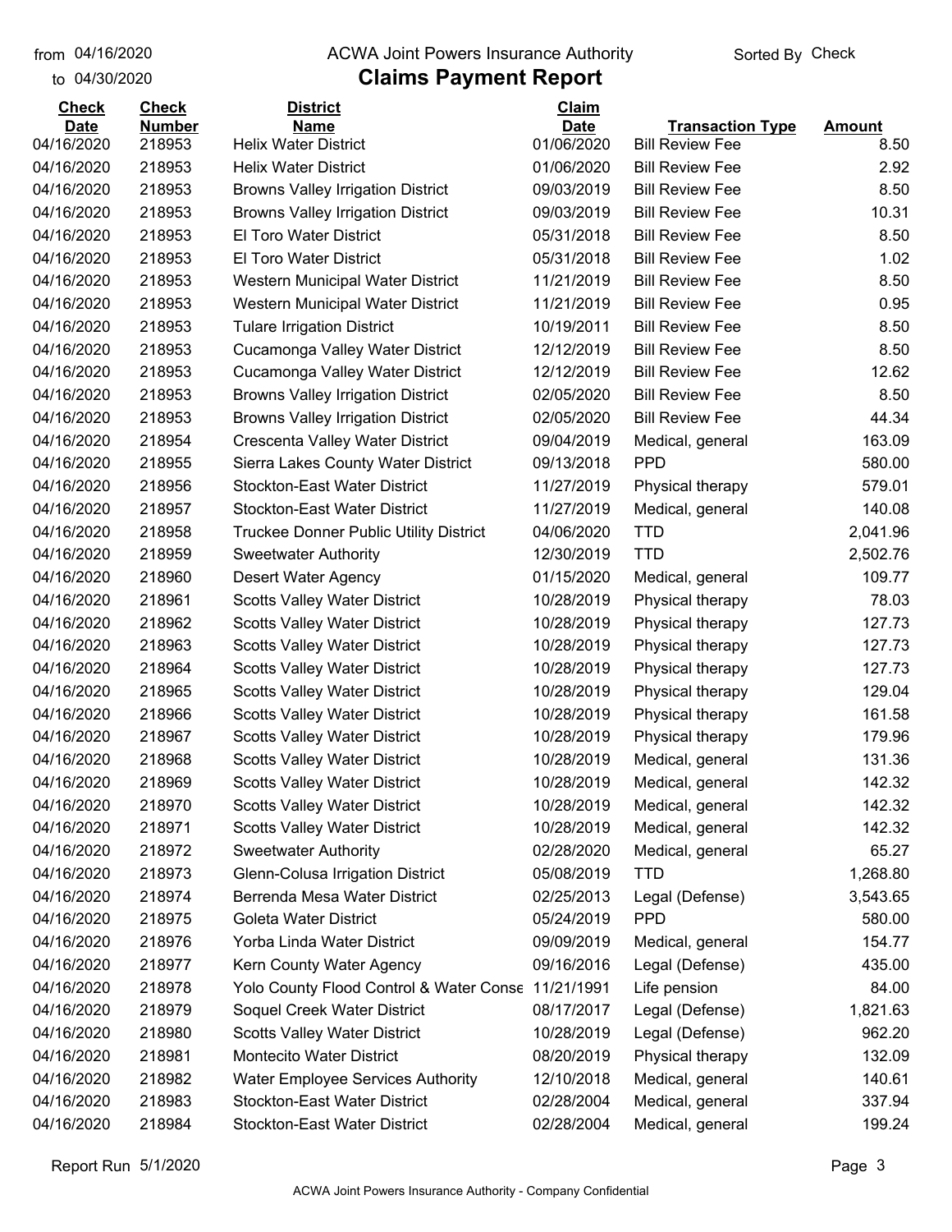from 04/16/2020
to 04/30/2020

ACWA Joint Powers Insurance Authority

# Claims Payment Report

Sorted By Check

| Check Date | Check Number | District Name | Claim Date | Transaction Type | Amount |
|---|---|---|---|---|---|
| 04/16/2020 | 218953 | Helix Water District | 01/06/2020 | Bill Review Fee | 8.50 |
| 04/16/2020 | 218953 | Helix Water District | 01/06/2020 | Bill Review Fee | 2.92 |
| 04/16/2020 | 218953 | Browns Valley Irrigation District | 09/03/2019 | Bill Review Fee | 8.50 |
| 04/16/2020 | 218953 | Browns Valley Irrigation District | 09/03/2019 | Bill Review Fee | 10.31 |
| 04/16/2020 | 218953 | El Toro Water District | 05/31/2018 | Bill Review Fee | 8.50 |
| 04/16/2020 | 218953 | El Toro Water District | 05/31/2018 | Bill Review Fee | 1.02 |
| 04/16/2020 | 218953 | Western Municipal Water District | 11/21/2019 | Bill Review Fee | 8.50 |
| 04/16/2020 | 218953 | Western Municipal Water District | 11/21/2019 | Bill Review Fee | 0.95 |
| 04/16/2020 | 218953 | Tulare Irrigation District | 10/19/2011 | Bill Review Fee | 8.50 |
| 04/16/2020 | 218953 | Cucamonga Valley Water District | 12/12/2019 | Bill Review Fee | 8.50 |
| 04/16/2020 | 218953 | Cucamonga Valley Water District | 12/12/2019 | Bill Review Fee | 12.62 |
| 04/16/2020 | 218953 | Browns Valley Irrigation District | 02/05/2020 | Bill Review Fee | 8.50 |
| 04/16/2020 | 218953 | Browns Valley Irrigation District | 02/05/2020 | Bill Review Fee | 44.34 |
| 04/16/2020 | 218954 | Crescenta Valley Water District | 09/04/2019 | Medical, general | 163.09 |
| 04/16/2020 | 218955 | Sierra Lakes County Water District | 09/13/2018 | PPD | 580.00 |
| 04/16/2020 | 218956 | Stockton-East Water District | 11/27/2019 | Physical therapy | 579.01 |
| 04/16/2020 | 218957 | Stockton-East Water District | 11/27/2019 | Medical, general | 140.08 |
| 04/16/2020 | 218958 | Truckee Donner Public Utility District | 04/06/2020 | TTD | 2,041.96 |
| 04/16/2020 | 218959 | Sweetwater Authority | 12/30/2019 | TTD | 2,502.76 |
| 04/16/2020 | 218960 | Desert Water Agency | 01/15/2020 | Medical, general | 109.77 |
| 04/16/2020 | 218961 | Scotts Valley Water District | 10/28/2019 | Physical therapy | 78.03 |
| 04/16/2020 | 218962 | Scotts Valley Water District | 10/28/2019 | Physical therapy | 127.73 |
| 04/16/2020 | 218963 | Scotts Valley Water District | 10/28/2019 | Physical therapy | 127.73 |
| 04/16/2020 | 218964 | Scotts Valley Water District | 10/28/2019 | Physical therapy | 127.73 |
| 04/16/2020 | 218965 | Scotts Valley Water District | 10/28/2019 | Physical therapy | 129.04 |
| 04/16/2020 | 218966 | Scotts Valley Water District | 10/28/2019 | Physical therapy | 161.58 |
| 04/16/2020 | 218967 | Scotts Valley Water District | 10/28/2019 | Physical therapy | 179.96 |
| 04/16/2020 | 218968 | Scotts Valley Water District | 10/28/2019 | Medical, general | 131.36 |
| 04/16/2020 | 218969 | Scotts Valley Water District | 10/28/2019 | Medical, general | 142.32 |
| 04/16/2020 | 218970 | Scotts Valley Water District | 10/28/2019 | Medical, general | 142.32 |
| 04/16/2020 | 218971 | Scotts Valley Water District | 10/28/2019 | Medical, general | 142.32 |
| 04/16/2020 | 218972 | Sweetwater Authority | 02/28/2020 | Medical, general | 65.27 |
| 04/16/2020 | 218973 | Glenn-Colusa Irrigation District | 05/08/2019 | TTD | 1,268.80 |
| 04/16/2020 | 218974 | Berrenda Mesa Water District | 02/25/2013 | Legal (Defense) | 3,543.65 |
| 04/16/2020 | 218975 | Goleta Water District | 05/24/2019 | PPD | 580.00 |
| 04/16/2020 | 218976 | Yorba Linda Water District | 09/09/2019 | Medical, general | 154.77 |
| 04/16/2020 | 218977 | Kern County Water Agency | 09/16/2016 | Legal (Defense) | 435.00 |
| 04/16/2020 | 218978 | Yolo County Flood Control & Water Conse | 11/21/1991 | Life pension | 84.00 |
| 04/16/2020 | 218979 | Soquel Creek Water District | 08/17/2017 | Legal (Defense) | 1,821.63 |
| 04/16/2020 | 218980 | Scotts Valley Water District | 10/28/2019 | Legal (Defense) | 962.20 |
| 04/16/2020 | 218981 | Montecito Water District | 08/20/2019 | Physical therapy | 132.09 |
| 04/16/2020 | 218982 | Water Employee Services Authority | 12/10/2018 | Medical, general | 140.61 |
| 04/16/2020 | 218983 | Stockton-East Water District | 02/28/2004 | Medical, general | 337.94 |
| 04/16/2020 | 218984 | Stockton-East Water District | 02/28/2004 | Medical, general | 199.24 |

Report Run 5/1/2020

ACWA Joint Powers Insurance Authority - Company Confidential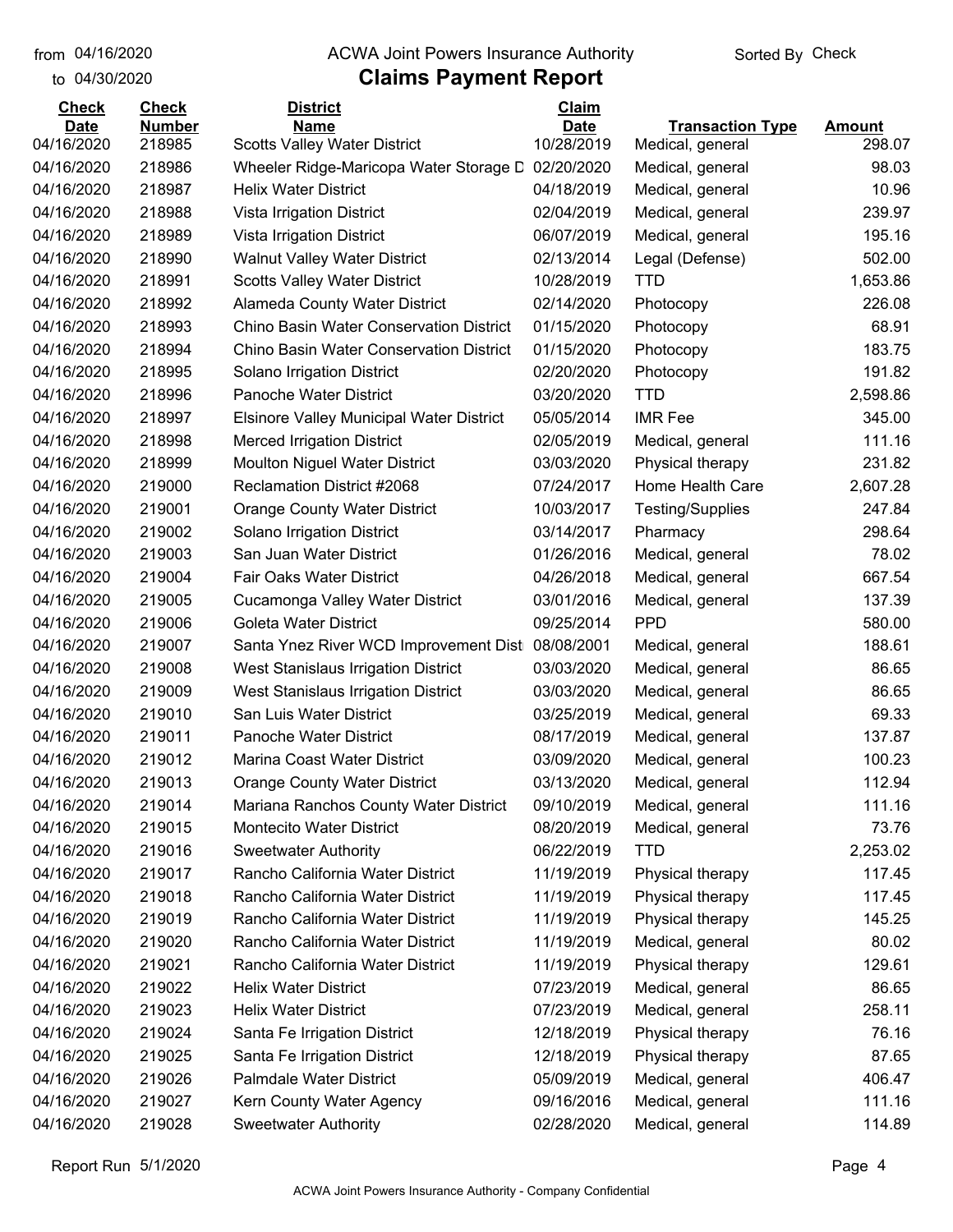from 04/16/2020 to 04/30/2020

# ACWA Joint Powers Insurance Authority
## Claims Payment Report

Sorted By Check

| Check Date | Check Number | District Name | Claim Date | Transaction Type | Amount |
|---|---|---|---|---|---|
| 04/16/2020 | 218985 | Scotts Valley Water District | 10/28/2019 | Medical, general | 298.07 |
| 04/16/2020 | 218986 | Wheeler Ridge-Maricopa Water Storage D | 02/20/2020 | Medical, general | 98.03 |
| 04/16/2020 | 218987 | Helix Water District | 04/18/2019 | Medical, general | 10.96 |
| 04/16/2020 | 218988 | Vista Irrigation District | 02/04/2019 | Medical, general | 239.97 |
| 04/16/2020 | 218989 | Vista Irrigation District | 06/07/2019 | Medical, general | 195.16 |
| 04/16/2020 | 218990 | Walnut Valley Water District | 02/13/2014 | Legal (Defense) | 502.00 |
| 04/16/2020 | 218991 | Scotts Valley Water District | 10/28/2019 | TTD | 1,653.86 |
| 04/16/2020 | 218992 | Alameda County Water District | 02/14/2020 | Photocopy | 226.08 |
| 04/16/2020 | 218993 | Chino Basin Water Conservation District | 01/15/2020 | Photocopy | 68.91 |
| 04/16/2020 | 218994 | Chino Basin Water Conservation District | 01/15/2020 | Photocopy | 183.75 |
| 04/16/2020 | 218995 | Solano Irrigation District | 02/20/2020 | Photocopy | 191.82 |
| 04/16/2020 | 218996 | Panoche Water District | 03/20/2020 | TTD | 2,598.86 |
| 04/16/2020 | 218997 | Elsinore Valley Municipal Water District | 05/05/2014 | IMR Fee | 345.00 |
| 04/16/2020 | 218998 | Merced Irrigation District | 02/05/2019 | Medical, general | 111.16 |
| 04/16/2020 | 218999 | Moulton Niguel Water District | 03/03/2020 | Physical therapy | 231.82 |
| 04/16/2020 | 219000 | Reclamation District #2068 | 07/24/2017 | Home Health Care | 2,607.28 |
| 04/16/2020 | 219001 | Orange County Water District | 10/03/2017 | Testing/Supplies | 247.84 |
| 04/16/2020 | 219002 | Solano Irrigation District | 03/14/2017 | Pharmacy | 298.64 |
| 04/16/2020 | 219003 | San Juan Water District | 01/26/2016 | Medical, general | 78.02 |
| 04/16/2020 | 219004 | Fair Oaks Water District | 04/26/2018 | Medical, general | 667.54 |
| 04/16/2020 | 219005 | Cucamonga Valley Water District | 03/01/2016 | Medical, general | 137.39 |
| 04/16/2020 | 219006 | Goleta Water District | 09/25/2014 | PPD | 580.00 |
| 04/16/2020 | 219007 | Santa Ynez River WCD Improvement Dist | 08/08/2001 | Medical, general | 188.61 |
| 04/16/2020 | 219008 | West Stanislaus Irrigation District | 03/03/2020 | Medical, general | 86.65 |
| 04/16/2020 | 219009 | West Stanislaus Irrigation District | 03/03/2020 | Medical, general | 86.65 |
| 04/16/2020 | 219010 | San Luis Water District | 03/25/2019 | Medical, general | 69.33 |
| 04/16/2020 | 219011 | Panoche Water District | 08/17/2019 | Medical, general | 137.87 |
| 04/16/2020 | 219012 | Marina Coast Water District | 03/09/2020 | Medical, general | 100.23 |
| 04/16/2020 | 219013 | Orange County Water District | 03/13/2020 | Medical, general | 112.94 |
| 04/16/2020 | 219014 | Mariana Ranchos County Water District | 09/10/2019 | Medical, general | 111.16 |
| 04/16/2020 | 219015 | Montecito Water District | 08/20/2019 | Medical, general | 73.76 |
| 04/16/2020 | 219016 | Sweetwater Authority | 06/22/2019 | TTD | 2,253.02 |
| 04/16/2020 | 219017 | Rancho California Water District | 11/19/2019 | Physical therapy | 117.45 |
| 04/16/2020 | 219018 | Rancho California Water District | 11/19/2019 | Physical therapy | 117.45 |
| 04/16/2020 | 219019 | Rancho California Water District | 11/19/2019 | Physical therapy | 145.25 |
| 04/16/2020 | 219020 | Rancho California Water District | 11/19/2019 | Medical, general | 80.02 |
| 04/16/2020 | 219021 | Rancho California Water District | 11/19/2019 | Physical therapy | 129.61 |
| 04/16/2020 | 219022 | Helix Water District | 07/23/2019 | Medical, general | 86.65 |
| 04/16/2020 | 219023 | Helix Water District | 07/23/2019 | Medical, general | 258.11 |
| 04/16/2020 | 219024 | Santa Fe Irrigation District | 12/18/2019 | Physical therapy | 76.16 |
| 04/16/2020 | 219025 | Santa Fe Irrigation District | 12/18/2019 | Physical therapy | 87.65 |
| 04/16/2020 | 219026 | Palmdale Water District | 05/09/2019 | Medical, general | 406.47 |
| 04/16/2020 | 219027 | Kern County Water Agency | 09/16/2016 | Medical, general | 111.16 |
| 04/16/2020 | 219028 | Sweetwater Authority | 02/28/2020 | Medical, general | 114.89 |

Report Run 5/1/2020

ACWA Joint Powers Insurance Authority - Company Confidential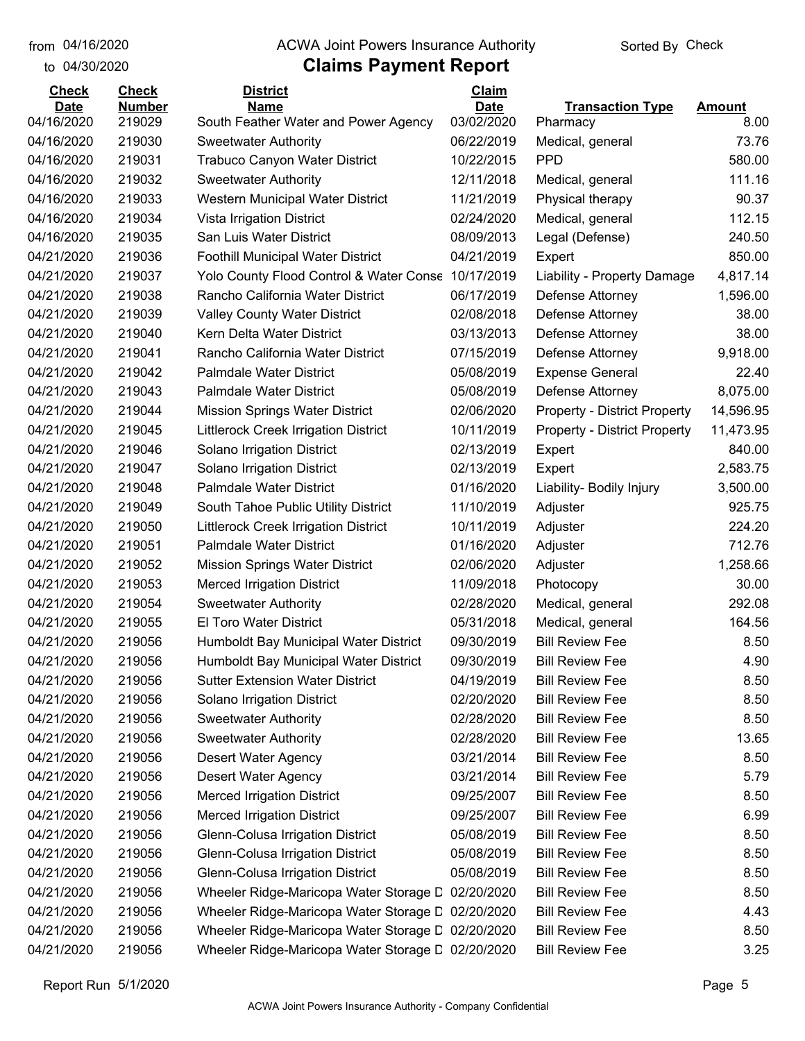from 04/16/2020
to 04/30/2020

# ACWA Joint Powers Insurance Authority

## Claims Payment Report

Sorted By Check

| Check Date | Check Number | District Name | Claim Date | Transaction Type | Amount |
|---|---|---|---|---|---|
| 04/16/2020 | 219029 | South Feather Water and Power Agency | 03/02/2020 | Pharmacy | 8.00 |
| 04/16/2020 | 219030 | Sweetwater Authority | 06/22/2019 | Medical, general | 73.76 |
| 04/16/2020 | 219031 | Trabuco Canyon Water District | 10/22/2015 | PPD | 580.00 |
| 04/16/2020 | 219032 | Sweetwater Authority | 12/11/2018 | Medical, general | 111.16 |
| 04/16/2020 | 219033 | Western Municipal Water District | 11/21/2019 | Physical therapy | 90.37 |
| 04/16/2020 | 219034 | Vista Irrigation District | 02/24/2020 | Medical, general | 112.15 |
| 04/16/2020 | 219035 | San Luis Water District | 08/09/2013 | Legal (Defense) | 240.50 |
| 04/21/2020 | 219036 | Foothill Municipal Water District | 04/21/2019 | Expert | 850.00 |
| 04/21/2020 | 219037 | Yolo County Flood Control & Water Conse | 10/17/2019 | Liability - Property Damage | 4,817.14 |
| 04/21/2020 | 219038 | Rancho California Water District | 06/17/2019 | Defense Attorney | 1,596.00 |
| 04/21/2020 | 219039 | Valley County Water District | 02/08/2018 | Defense Attorney | 38.00 |
| 04/21/2020 | 219040 | Kern Delta Water District | 03/13/2013 | Defense Attorney | 38.00 |
| 04/21/2020 | 219041 | Rancho California Water District | 07/15/2019 | Defense Attorney | 9,918.00 |
| 04/21/2020 | 219042 | Palmdale Water District | 05/08/2019 | Expense General | 22.40 |
| 04/21/2020 | 219043 | Palmdale Water District | 05/08/2019 | Defense Attorney | 8,075.00 |
| 04/21/2020 | 219044 | Mission Springs Water District | 02/06/2020 | Property - District Property | 14,596.95 |
| 04/21/2020 | 219045 | Littlerock Creek Irrigation District | 10/11/2019 | Property - District Property | 11,473.95 |
| 04/21/2020 | 219046 | Solano Irrigation District | 02/13/2019 | Expert | 840.00 |
| 04/21/2020 | 219047 | Solano Irrigation District | 02/13/2019 | Expert | 2,583.75 |
| 04/21/2020 | 219048 | Palmdale Water District | 01/16/2020 | Liability- Bodily Injury | 3,500.00 |
| 04/21/2020 | 219049 | South Tahoe Public Utility District | 11/10/2019 | Adjuster | 925.75 |
| 04/21/2020 | 219050 | Littlerock Creek Irrigation District | 10/11/2019 | Adjuster | 224.20 |
| 04/21/2020 | 219051 | Palmdale Water District | 01/16/2020 | Adjuster | 712.76 |
| 04/21/2020 | 219052 | Mission Springs Water District | 02/06/2020 | Adjuster | 1,258.66 |
| 04/21/2020 | 219053 | Merced Irrigation District | 11/09/2018 | Photocopy | 30.00 |
| 04/21/2020 | 219054 | Sweetwater Authority | 02/28/2020 | Medical, general | 292.08 |
| 04/21/2020 | 219055 | El Toro Water District | 05/31/2018 | Medical, general | 164.56 |
| 04/21/2020 | 219056 | Humboldt Bay Municipal Water District | 09/30/2019 | Bill Review Fee | 8.50 |
| 04/21/2020 | 219056 | Humboldt Bay Municipal Water District | 09/30/2019 | Bill Review Fee | 4.90 |
| 04/21/2020 | 219056 | Sutter Extension Water District | 04/19/2019 | Bill Review Fee | 8.50 |
| 04/21/2020 | 219056 | Solano Irrigation District | 02/20/2020 | Bill Review Fee | 8.50 |
| 04/21/2020 | 219056 | Sweetwater Authority | 02/28/2020 | Bill Review Fee | 8.50 |
| 04/21/2020 | 219056 | Sweetwater Authority | 02/28/2020 | Bill Review Fee | 13.65 |
| 04/21/2020 | 219056 | Desert Water Agency | 03/21/2014 | Bill Review Fee | 8.50 |
| 04/21/2020 | 219056 | Desert Water Agency | 03/21/2014 | Bill Review Fee | 5.79 |
| 04/21/2020 | 219056 | Merced Irrigation District | 09/25/2007 | Bill Review Fee | 8.50 |
| 04/21/2020 | 219056 | Merced Irrigation District | 09/25/2007 | Bill Review Fee | 6.99 |
| 04/21/2020 | 219056 | Glenn-Colusa Irrigation District | 05/08/2019 | Bill Review Fee | 8.50 |
| 04/21/2020 | 219056 | Glenn-Colusa Irrigation District | 05/08/2019 | Bill Review Fee | 8.50 |
| 04/21/2020 | 219056 | Glenn-Colusa Irrigation District | 05/08/2019 | Bill Review Fee | 8.50 |
| 04/21/2020 | 219056 | Wheeler Ridge-Maricopa Water Storage D | 02/20/2020 | Bill Review Fee | 8.50 |
| 04/21/2020 | 219056 | Wheeler Ridge-Maricopa Water Storage D | 02/20/2020 | Bill Review Fee | 4.43 |
| 04/21/2020 | 219056 | Wheeler Ridge-Maricopa Water Storage D | 02/20/2020 | Bill Review Fee | 8.50 |
| 04/21/2020 | 219056 | Wheeler Ridge-Maricopa Water Storage D | 02/20/2020 | Bill Review Fee | 3.25 |

Report Run 5/1/2020

ACWA Joint Powers Insurance Authority - Company Confidential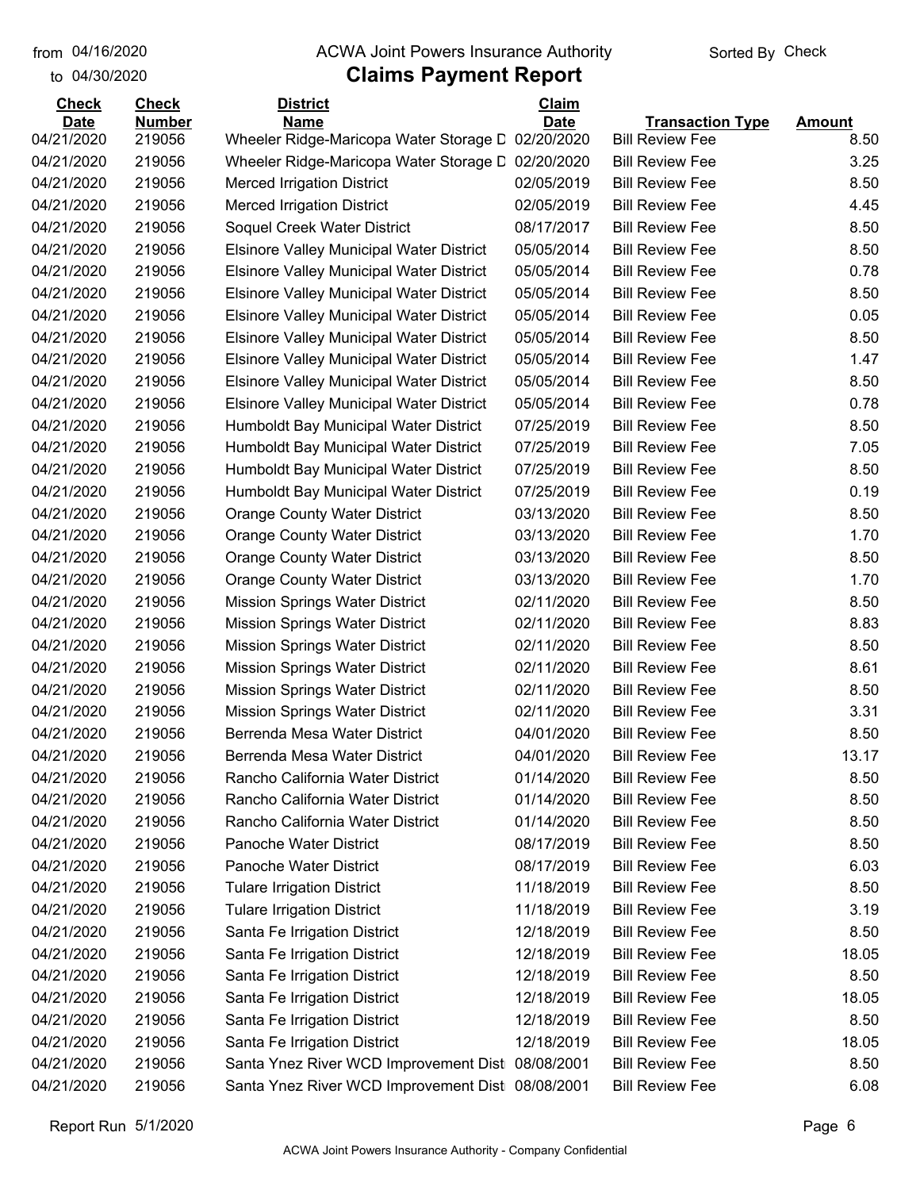from 04/16/2020
to 04/30/2020

# ACWA Joint Powers Insurance Authority

## Claims Payment Report

Sorted By Check

| Check Date | Check Number | District Name | Claim Date | Transaction Type | Amount |
|---|---|---|---|---|---|
| 04/21/2020 | 219056 | Wheeler Ridge-Maricopa Water Storage D | 02/20/2020 | Bill Review Fee | 8.50 |
| 04/21/2020 | 219056 | Wheeler Ridge-Maricopa Water Storage D | 02/20/2020 | Bill Review Fee | 3.25 |
| 04/21/2020 | 219056 | Merced Irrigation District | 02/05/2019 | Bill Review Fee | 8.50 |
| 04/21/2020 | 219056 | Merced Irrigation District | 02/05/2019 | Bill Review Fee | 4.45 |
| 04/21/2020 | 219056 | Soquel Creek Water District | 08/17/2017 | Bill Review Fee | 8.50 |
| 04/21/2020 | 219056 | Elsinore Valley Municipal Water District | 05/05/2014 | Bill Review Fee | 8.50 |
| 04/21/2020 | 219056 | Elsinore Valley Municipal Water District | 05/05/2014 | Bill Review Fee | 0.78 |
| 04/21/2020 | 219056 | Elsinore Valley Municipal Water District | 05/05/2014 | Bill Review Fee | 8.50 |
| 04/21/2020 | 219056 | Elsinore Valley Municipal Water District | 05/05/2014 | Bill Review Fee | 0.05 |
| 04/21/2020 | 219056 | Elsinore Valley Municipal Water District | 05/05/2014 | Bill Review Fee | 8.50 |
| 04/21/2020 | 219056 | Elsinore Valley Municipal Water District | 05/05/2014 | Bill Review Fee | 1.47 |
| 04/21/2020 | 219056 | Elsinore Valley Municipal Water District | 05/05/2014 | Bill Review Fee | 8.50 |
| 04/21/2020 | 219056 | Elsinore Valley Municipal Water District | 05/05/2014 | Bill Review Fee | 0.78 |
| 04/21/2020 | 219056 | Humboldt Bay Municipal Water District | 07/25/2019 | Bill Review Fee | 8.50 |
| 04/21/2020 | 219056 | Humboldt Bay Municipal Water District | 07/25/2019 | Bill Review Fee | 7.05 |
| 04/21/2020 | 219056 | Humboldt Bay Municipal Water District | 07/25/2019 | Bill Review Fee | 8.50 |
| 04/21/2020 | 219056 | Humboldt Bay Municipal Water District | 07/25/2019 | Bill Review Fee | 0.19 |
| 04/21/2020 | 219056 | Orange County Water District | 03/13/2020 | Bill Review Fee | 8.50 |
| 04/21/2020 | 219056 | Orange County Water District | 03/13/2020 | Bill Review Fee | 1.70 |
| 04/21/2020 | 219056 | Orange County Water District | 03/13/2020 | Bill Review Fee | 8.50 |
| 04/21/2020 | 219056 | Orange County Water District | 03/13/2020 | Bill Review Fee | 1.70 |
| 04/21/2020 | 219056 | Mission Springs Water District | 02/11/2020 | Bill Review Fee | 8.50 |
| 04/21/2020 | 219056 | Mission Springs Water District | 02/11/2020 | Bill Review Fee | 8.83 |
| 04/21/2020 | 219056 | Mission Springs Water District | 02/11/2020 | Bill Review Fee | 8.50 |
| 04/21/2020 | 219056 | Mission Springs Water District | 02/11/2020 | Bill Review Fee | 8.61 |
| 04/21/2020 | 219056 | Mission Springs Water District | 02/11/2020 | Bill Review Fee | 8.50 |
| 04/21/2020 | 219056 | Mission Springs Water District | 02/11/2020 | Bill Review Fee | 3.31 |
| 04/21/2020 | 219056 | Berrenda Mesa Water District | 04/01/2020 | Bill Review Fee | 8.50 |
| 04/21/2020 | 219056 | Berrenda Mesa Water District | 04/01/2020 | Bill Review Fee | 13.17 |
| 04/21/2020 | 219056 | Rancho California Water District | 01/14/2020 | Bill Review Fee | 8.50 |
| 04/21/2020 | 219056 | Rancho California Water District | 01/14/2020 | Bill Review Fee | 8.50 |
| 04/21/2020 | 219056 | Rancho California Water District | 01/14/2020 | Bill Review Fee | 8.50 |
| 04/21/2020 | 219056 | Panoche Water District | 08/17/2019 | Bill Review Fee | 8.50 |
| 04/21/2020 | 219056 | Panoche Water District | 08/17/2019 | Bill Review Fee | 6.03 |
| 04/21/2020 | 219056 | Tulare Irrigation District | 11/18/2019 | Bill Review Fee | 8.50 |
| 04/21/2020 | 219056 | Tulare Irrigation District | 11/18/2019 | Bill Review Fee | 3.19 |
| 04/21/2020 | 219056 | Santa Fe Irrigation District | 12/18/2019 | Bill Review Fee | 8.50 |
| 04/21/2020 | 219056 | Santa Fe Irrigation District | 12/18/2019 | Bill Review Fee | 18.05 |
| 04/21/2020 | 219056 | Santa Fe Irrigation District | 12/18/2019 | Bill Review Fee | 8.50 |
| 04/21/2020 | 219056 | Santa Fe Irrigation District | 12/18/2019 | Bill Review Fee | 18.05 |
| 04/21/2020 | 219056 | Santa Fe Irrigation District | 12/18/2019 | Bill Review Fee | 8.50 |
| 04/21/2020 | 219056 | Santa Fe Irrigation District | 12/18/2019 | Bill Review Fee | 18.05 |
| 04/21/2020 | 219056 | Santa Ynez River WCD Improvement Dist | 08/08/2001 | Bill Review Fee | 8.50 |
| 04/21/2020 | 219056 | Santa Ynez River WCD Improvement Dist | 08/08/2001 | Bill Review Fee | 6.08 |

Report Run 5/1/2020

ACWA Joint Powers Insurance Authority - Company Confidential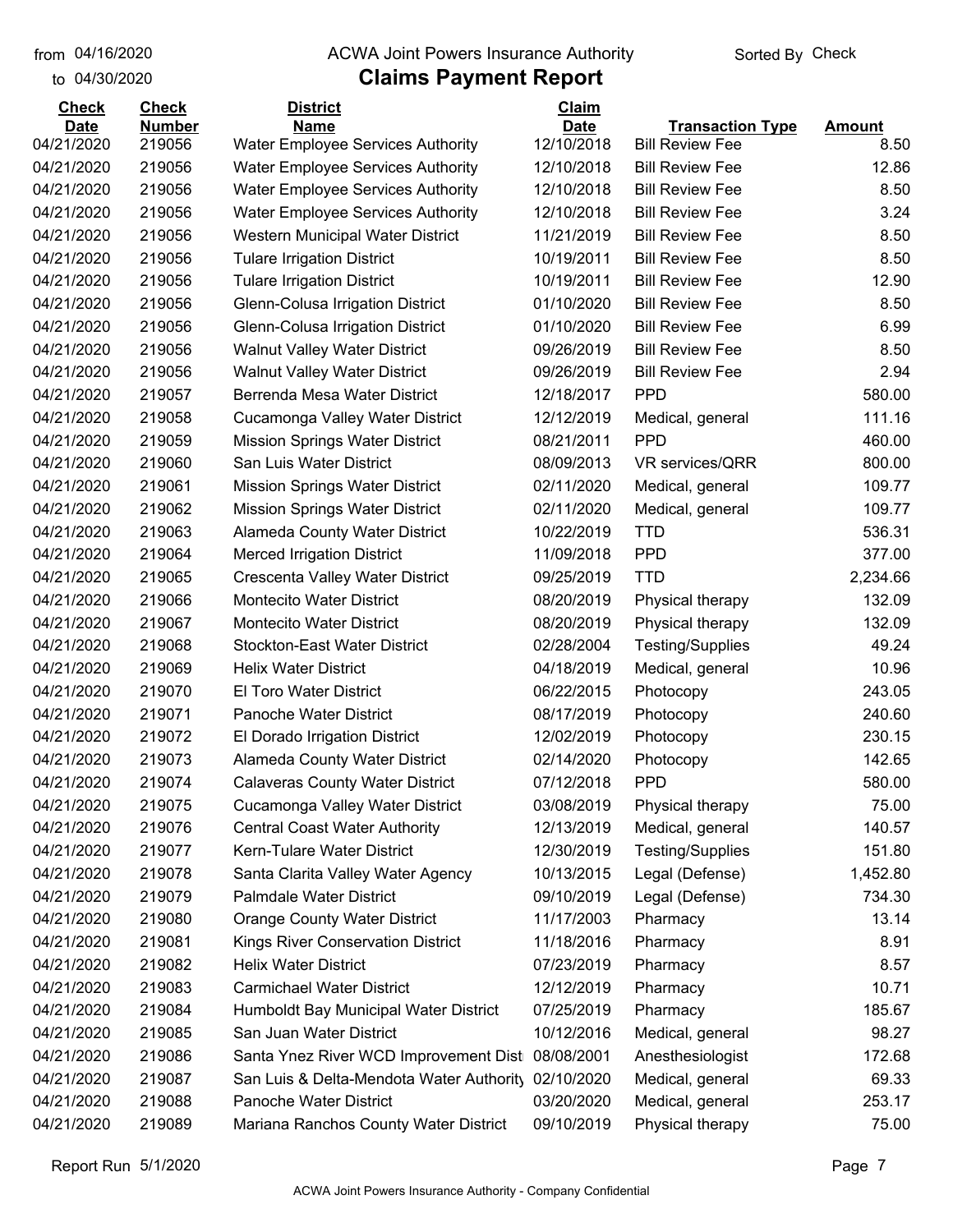from 04/16/2020 to 04/30/2020

ACWA Joint Powers Insurance Authority

# Claims Payment Report

Sorted By Check

| Check Date | Check Number | District Name | Claim Date | Transaction Type | Amount |
|---|---|---|---|---|---|
| 04/21/2020 | 219056 | Water Employee Services Authority | 12/10/2018 | Bill Review Fee | 8.50 |
| 04/21/2020 | 219056 | Water Employee Services Authority | 12/10/2018 | Bill Review Fee | 12.86 |
| 04/21/2020 | 219056 | Water Employee Services Authority | 12/10/2018 | Bill Review Fee | 8.50 |
| 04/21/2020 | 219056 | Water Employee Services Authority | 12/10/2018 | Bill Review Fee | 3.24 |
| 04/21/2020 | 219056 | Western Municipal Water District | 11/21/2019 | Bill Review Fee | 8.50 |
| 04/21/2020 | 219056 | Tulare Irrigation District | 10/19/2011 | Bill Review Fee | 8.50 |
| 04/21/2020 | 219056 | Tulare Irrigation District | 10/19/2011 | Bill Review Fee | 12.90 |
| 04/21/2020 | 219056 | Glenn-Colusa Irrigation District | 01/10/2020 | Bill Review Fee | 8.50 |
| 04/21/2020 | 219056 | Glenn-Colusa Irrigation District | 01/10/2020 | Bill Review Fee | 6.99 |
| 04/21/2020 | 219056 | Walnut Valley Water District | 09/26/2019 | Bill Review Fee | 8.50 |
| 04/21/2020 | 219056 | Walnut Valley Water District | 09/26/2019 | Bill Review Fee | 2.94 |
| 04/21/2020 | 219057 | Berrenda Mesa Water District | 12/18/2017 | PPD | 580.00 |
| 04/21/2020 | 219058 | Cucamonga Valley Water District | 12/12/2019 | Medical, general | 111.16 |
| 04/21/2020 | 219059 | Mission Springs Water District | 08/21/2011 | PPD | 460.00 |
| 04/21/2020 | 219060 | San Luis Water District | 08/09/2013 | VR services/QRR | 800.00 |
| 04/21/2020 | 219061 | Mission Springs Water District | 02/11/2020 | Medical, general | 109.77 |
| 04/21/2020 | 219062 | Mission Springs Water District | 02/11/2020 | Medical, general | 109.77 |
| 04/21/2020 | 219063 | Alameda County Water District | 10/22/2019 | TTD | 536.31 |
| 04/21/2020 | 219064 | Merced Irrigation District | 11/09/2018 | PPD | 377.00 |
| 04/21/2020 | 219065 | Crescenta Valley Water District | 09/25/2019 | TTD | 2,234.66 |
| 04/21/2020 | 219066 | Montecito Water District | 08/20/2019 | Physical therapy | 132.09 |
| 04/21/2020 | 219067 | Montecito Water District | 08/20/2019 | Physical therapy | 132.09 |
| 04/21/2020 | 219068 | Stockton-East Water District | 02/28/2004 | Testing/Supplies | 49.24 |
| 04/21/2020 | 219069 | Helix Water District | 04/18/2019 | Medical, general | 10.96 |
| 04/21/2020 | 219070 | El Toro Water District | 06/22/2015 | Photocopy | 243.05 |
| 04/21/2020 | 219071 | Panoche Water District | 08/17/2019 | Photocopy | 240.60 |
| 04/21/2020 | 219072 | El Dorado Irrigation District | 12/02/2019 | Photocopy | 230.15 |
| 04/21/2020 | 219073 | Alameda County Water District | 02/14/2020 | Photocopy | 142.65 |
| 04/21/2020 | 219074 | Calaveras County Water District | 07/12/2018 | PPD | 580.00 |
| 04/21/2020 | 219075 | Cucamonga Valley Water District | 03/08/2019 | Physical therapy | 75.00 |
| 04/21/2020 | 219076 | Central Coast Water Authority | 12/13/2019 | Medical, general | 140.57 |
| 04/21/2020 | 219077 | Kern-Tulare Water District | 12/30/2019 | Testing/Supplies | 151.80 |
| 04/21/2020 | 219078 | Santa Clarita Valley Water Agency | 10/13/2015 | Legal (Defense) | 1,452.80 |
| 04/21/2020 | 219079 | Palmdale Water District | 09/10/2019 | Legal (Defense) | 734.30 |
| 04/21/2020 | 219080 | Orange County Water District | 11/17/2003 | Pharmacy | 13.14 |
| 04/21/2020 | 219081 | Kings River Conservation District | 11/18/2016 | Pharmacy | 8.91 |
| 04/21/2020 | 219082 | Helix Water District | 07/23/2019 | Pharmacy | 8.57 |
| 04/21/2020 | 219083 | Carmichael Water District | 12/12/2019 | Pharmacy | 10.71 |
| 04/21/2020 | 219084 | Humboldt Bay Municipal Water District | 07/25/2019 | Pharmacy | 185.67 |
| 04/21/2020 | 219085 | San Juan Water District | 10/12/2016 | Medical, general | 98.27 |
| 04/21/2020 | 219086 | Santa Ynez River WCD Improvement Dist | 08/08/2001 | Anesthesiologist | 172.68 |
| 04/21/2020 | 219087 | San Luis & Delta-Mendota Water Authority | 02/10/2020 | Medical, general | 69.33 |
| 04/21/2020 | 219088 | Panoche Water District | 03/20/2020 | Medical, general | 253.17 |
| 04/21/2020 | 219089 | Mariana Ranchos County Water District | 09/10/2019 | Physical therapy | 75.00 |

Report Run 5/1/2020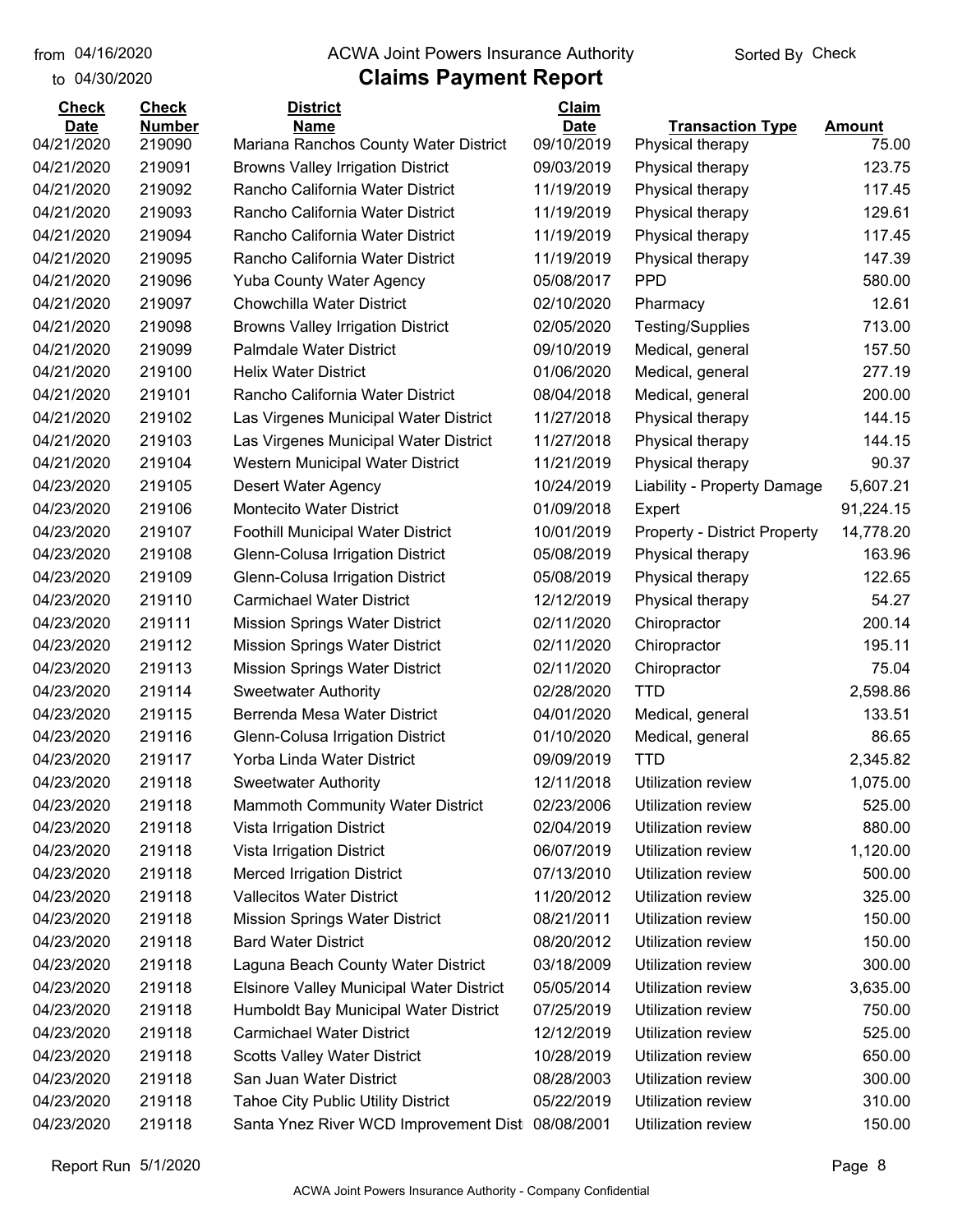from 04/16/2020 to 04/30/2020

# ACWA Joint Powers Insurance Authority

## Claims Payment Report

Sorted By Check

| Check Date | Check Number | District Name | Claim Date | Transaction Type | Amount |
|---|---|---|---|---|---|
| 04/21/2020 | 219090 | Mariana Ranchos County Water District | 09/10/2019 | Physical therapy | 75.00 |
| 04/21/2020 | 219091 | Browns Valley Irrigation District | 09/03/2019 | Physical therapy | 123.75 |
| 04/21/2020 | 219092 | Rancho California Water District | 11/19/2019 | Physical therapy | 117.45 |
| 04/21/2020 | 219093 | Rancho California Water District | 11/19/2019 | Physical therapy | 129.61 |
| 04/21/2020 | 219094 | Rancho California Water District | 11/19/2019 | Physical therapy | 117.45 |
| 04/21/2020 | 219095 | Rancho California Water District | 11/19/2019 | Physical therapy | 147.39 |
| 04/21/2020 | 219096 | Yuba County Water Agency | 05/08/2017 | PPD | 580.00 |
| 04/21/2020 | 219097 | Chowchilla Water District | 02/10/2020 | Pharmacy | 12.61 |
| 04/21/2020 | 219098 | Browns Valley Irrigation District | 02/05/2020 | Testing/Supplies | 713.00 |
| 04/21/2020 | 219099 | Palmdale Water District | 09/10/2019 | Medical, general | 157.50 |
| 04/21/2020 | 219100 | Helix Water District | 01/06/2020 | Medical, general | 277.19 |
| 04/21/2020 | 219101 | Rancho California Water District | 08/04/2018 | Medical, general | 200.00 |
| 04/21/2020 | 219102 | Las Virgenes Municipal Water District | 11/27/2018 | Physical therapy | 144.15 |
| 04/21/2020 | 219103 | Las Virgenes Municipal Water District | 11/27/2018 | Physical therapy | 144.15 |
| 04/21/2020 | 219104 | Western Municipal Water District | 11/21/2019 | Physical therapy | 90.37 |
| 04/23/2020 | 219105 | Desert Water Agency | 10/24/2019 | Liability - Property Damage | 5,607.21 |
| 04/23/2020 | 219106 | Montecito Water District | 01/09/2018 | Expert | 91,224.15 |
| 04/23/2020 | 219107 | Foothill Municipal Water District | 10/01/2019 | Property - District Property | 14,778.20 |
| 04/23/2020 | 219108 | Glenn-Colusa Irrigation District | 05/08/2019 | Physical therapy | 163.96 |
| 04/23/2020 | 219109 | Glenn-Colusa Irrigation District | 05/08/2019 | Physical therapy | 122.65 |
| 04/23/2020 | 219110 | Carmichael Water District | 12/12/2019 | Physical therapy | 54.27 |
| 04/23/2020 | 219111 | Mission Springs Water District | 02/11/2020 | Chiropractor | 200.14 |
| 04/23/2020 | 219112 | Mission Springs Water District | 02/11/2020 | Chiropractor | 195.11 |
| 04/23/2020 | 219113 | Mission Springs Water District | 02/11/2020 | Chiropractor | 75.04 |
| 04/23/2020 | 219114 | Sweetwater Authority | 02/28/2020 | TTD | 2,598.86 |
| 04/23/2020 | 219115 | Berrenda Mesa Water District | 04/01/2020 | Medical, general | 133.51 |
| 04/23/2020 | 219116 | Glenn-Colusa Irrigation District | 01/10/2020 | Medical, general | 86.65 |
| 04/23/2020 | 219117 | Yorba Linda Water District | 09/09/2019 | TTD | 2,345.82 |
| 04/23/2020 | 219118 | Sweetwater Authority | 12/11/2018 | Utilization review | 1,075.00 |
| 04/23/2020 | 219118 | Mammoth Community Water District | 02/23/2006 | Utilization review | 525.00 |
| 04/23/2020 | 219118 | Vista Irrigation District | 02/04/2019 | Utilization review | 880.00 |
| 04/23/2020 | 219118 | Vista Irrigation District | 06/07/2019 | Utilization review | 1,120.00 |
| 04/23/2020 | 219118 | Merced Irrigation District | 07/13/2010 | Utilization review | 500.00 |
| 04/23/2020 | 219118 | Vallecitos Water District | 11/20/2012 | Utilization review | 325.00 |
| 04/23/2020 | 219118 | Mission Springs Water District | 08/21/2011 | Utilization review | 150.00 |
| 04/23/2020 | 219118 | Bard Water District | 08/20/2012 | Utilization review | 150.00 |
| 04/23/2020 | 219118 | Laguna Beach County Water District | 03/18/2009 | Utilization review | 300.00 |
| 04/23/2020 | 219118 | Elsinore Valley Municipal Water District | 05/05/2014 | Utilization review | 3,635.00 |
| 04/23/2020 | 219118 | Humboldt Bay Municipal Water District | 07/25/2019 | Utilization review | 750.00 |
| 04/23/2020 | 219118 | Carmichael Water District | 12/12/2019 | Utilization review | 525.00 |
| 04/23/2020 | 219118 | Scotts Valley Water District | 10/28/2019 | Utilization review | 650.00 |
| 04/23/2020 | 219118 | San Juan Water District | 08/28/2003 | Utilization review | 300.00 |
| 04/23/2020 | 219118 | Tahoe City Public Utility District | 05/22/2019 | Utilization review | 310.00 |
| 04/23/2020 | 219118 | Santa Ynez River WCD Improvement Dist | 08/08/2001 | Utilization review | 150.00 |

Report Run 5/1/2020

ACWA Joint Powers Insurance Authority - Company Confidential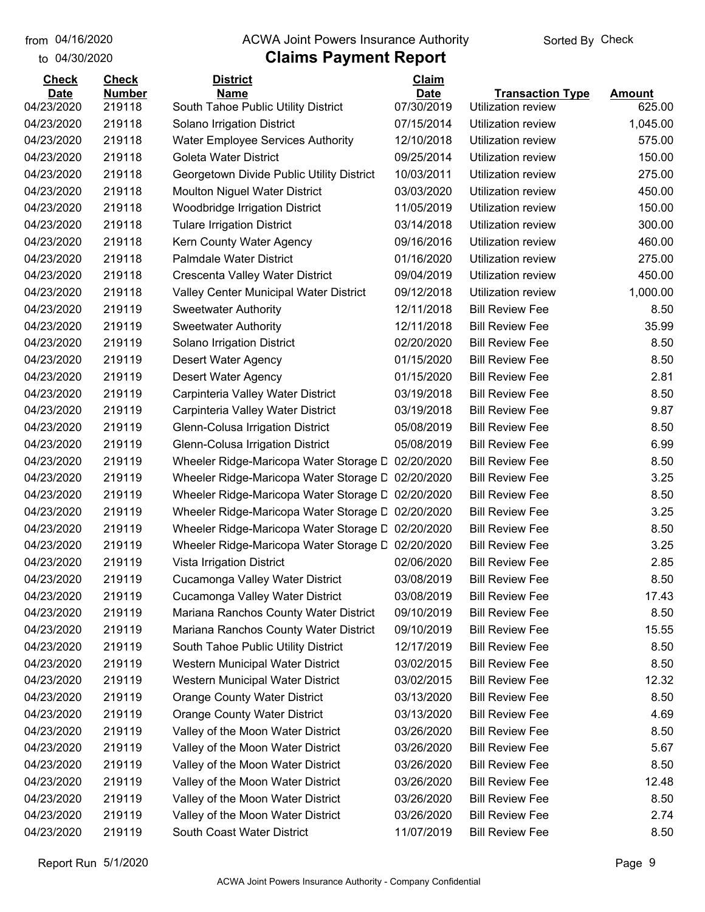from 04/16/2020
to 04/30/2020

ACWA Joint Powers Insurance Authority

# Claims Payment Report

Sorted By Check

| Check Date | Check Number | District Name | Claim Date | Transaction Type | Amount |
|---|---|---|---|---|---|
| 04/23/2020 | 219118 | South Tahoe Public Utility District | 07/30/2019 | Utilization review | 625.00 |
| 04/23/2020 | 219118 | Solano Irrigation District | 07/15/2014 | Utilization review | 1,045.00 |
| 04/23/2020 | 219118 | Water Employee Services Authority | 12/10/2018 | Utilization review | 575.00 |
| 04/23/2020 | 219118 | Goleta Water District | 09/25/2014 | Utilization review | 150.00 |
| 04/23/2020 | 219118 | Georgetown Divide Public Utility District | 10/03/2011 | Utilization review | 275.00 |
| 04/23/2020 | 219118 | Moulton Niguel Water District | 03/03/2020 | Utilization review | 450.00 |
| 04/23/2020 | 219118 | Woodbridge Irrigation District | 11/05/2019 | Utilization review | 150.00 |
| 04/23/2020 | 219118 | Tulare Irrigation District | 03/14/2018 | Utilization review | 300.00 |
| 04/23/2020 | 219118 | Kern County Water Agency | 09/16/2016 | Utilization review | 460.00 |
| 04/23/2020 | 219118 | Palmdale Water District | 01/16/2020 | Utilization review | 275.00 |
| 04/23/2020 | 219118 | Crescenta Valley Water District | 09/04/2019 | Utilization review | 450.00 |
| 04/23/2020 | 219118 | Valley Center Municipal Water District | 09/12/2018 | Utilization review | 1,000.00 |
| 04/23/2020 | 219119 | Sweetwater Authority | 12/11/2018 | Bill Review Fee | 8.50 |
| 04/23/2020 | 219119 | Sweetwater Authority | 12/11/2018 | Bill Review Fee | 35.99 |
| 04/23/2020 | 219119 | Solano Irrigation District | 02/20/2020 | Bill Review Fee | 8.50 |
| 04/23/2020 | 219119 | Desert Water Agency | 01/15/2020 | Bill Review Fee | 8.50 |
| 04/23/2020 | 219119 | Desert Water Agency | 01/15/2020 | Bill Review Fee | 2.81 |
| 04/23/2020 | 219119 | Carpinteria Valley Water District | 03/19/2018 | Bill Review Fee | 8.50 |
| 04/23/2020 | 219119 | Carpinteria Valley Water District | 03/19/2018 | Bill Review Fee | 9.87 |
| 04/23/2020 | 219119 | Glenn-Colusa Irrigation District | 05/08/2019 | Bill Review Fee | 8.50 |
| 04/23/2020 | 219119 | Glenn-Colusa Irrigation District | 05/08/2019 | Bill Review Fee | 6.99 |
| 04/23/2020 | 219119 | Wheeler Ridge-Maricopa Water Storage D | 02/20/2020 | Bill Review Fee | 8.50 |
| 04/23/2020 | 219119 | Wheeler Ridge-Maricopa Water Storage D | 02/20/2020 | Bill Review Fee | 3.25 |
| 04/23/2020 | 219119 | Wheeler Ridge-Maricopa Water Storage D | 02/20/2020 | Bill Review Fee | 8.50 |
| 04/23/2020 | 219119 | Wheeler Ridge-Maricopa Water Storage D | 02/20/2020 | Bill Review Fee | 3.25 |
| 04/23/2020 | 219119 | Wheeler Ridge-Maricopa Water Storage D | 02/20/2020 | Bill Review Fee | 8.50 |
| 04/23/2020 | 219119 | Wheeler Ridge-Maricopa Water Storage D | 02/20/2020 | Bill Review Fee | 3.25 |
| 04/23/2020 | 219119 | Vista Irrigation District | 02/06/2020 | Bill Review Fee | 2.85 |
| 04/23/2020 | 219119 | Cucamonga Valley Water District | 03/08/2019 | Bill Review Fee | 8.50 |
| 04/23/2020 | 219119 | Cucamonga Valley Water District | 03/08/2019 | Bill Review Fee | 17.43 |
| 04/23/2020 | 219119 | Mariana Ranchos County Water District | 09/10/2019 | Bill Review Fee | 8.50 |
| 04/23/2020 | 219119 | Mariana Ranchos County Water District | 09/10/2019 | Bill Review Fee | 15.55 |
| 04/23/2020 | 219119 | South Tahoe Public Utility District | 12/17/2019 | Bill Review Fee | 8.50 |
| 04/23/2020 | 219119 | Western Municipal Water District | 03/02/2015 | Bill Review Fee | 8.50 |
| 04/23/2020 | 219119 | Western Municipal Water District | 03/02/2015 | Bill Review Fee | 12.32 |
| 04/23/2020 | 219119 | Orange County Water District | 03/13/2020 | Bill Review Fee | 8.50 |
| 04/23/2020 | 219119 | Orange County Water District | 03/13/2020 | Bill Review Fee | 4.69 |
| 04/23/2020 | 219119 | Valley of the Moon Water District | 03/26/2020 | Bill Review Fee | 8.50 |
| 04/23/2020 | 219119 | Valley of the Moon Water District | 03/26/2020 | Bill Review Fee | 5.67 |
| 04/23/2020 | 219119 | Valley of the Moon Water District | 03/26/2020 | Bill Review Fee | 8.50 |
| 04/23/2020 | 219119 | Valley of the Moon Water District | 03/26/2020 | Bill Review Fee | 12.48 |
| 04/23/2020 | 219119 | Valley of the Moon Water District | 03/26/2020 | Bill Review Fee | 8.50 |
| 04/23/2020 | 219119 | Valley of the Moon Water District | 03/26/2020 | Bill Review Fee | 2.74 |
| 04/23/2020 | 219119 | South Coast Water District | 11/07/2019 | Bill Review Fee | 8.50 |

Report Run 5/1/2020

ACWA Joint Powers Insurance Authority - Company Confidential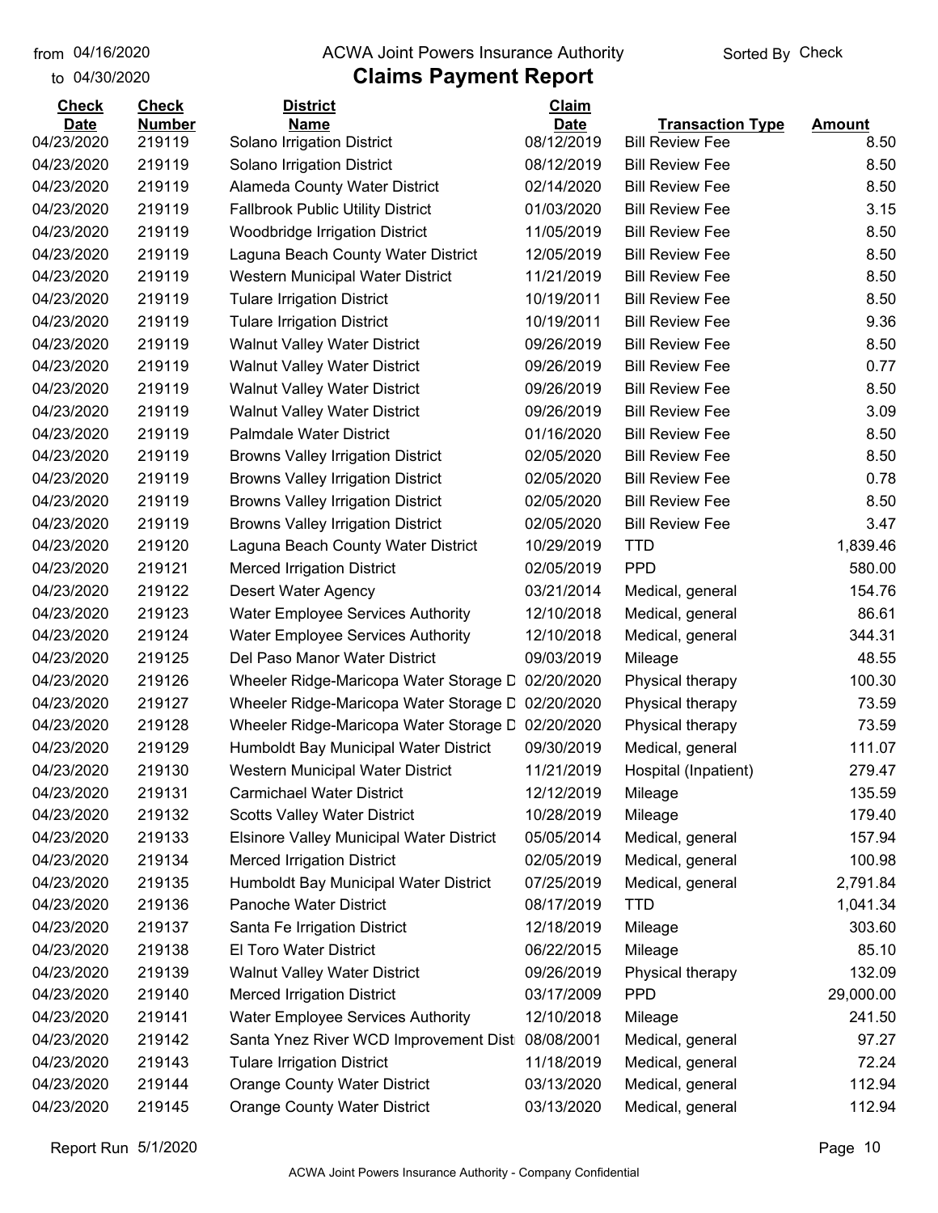from 04/16/2020
to 04/30/2020

# ACWA Joint Powers Insurance Authority

## Claims Payment Report

Sorted By Check

| Check Date | Check Number | District Name | Claim Date | Transaction Type | Amount |
|---|---|---|---|---|---|
| 04/23/2020 | 219119 | Solano Irrigation District | 08/12/2019 | Bill Review Fee | 8.50 |
| 04/23/2020 | 219119 | Solano Irrigation District | 08/12/2019 | Bill Review Fee | 8.50 |
| 04/23/2020 | 219119 | Alameda County Water District | 02/14/2020 | Bill Review Fee | 8.50 |
| 04/23/2020 | 219119 | Fallbrook Public Utility District | 01/03/2020 | Bill Review Fee | 3.15 |
| 04/23/2020 | 219119 | Woodbridge Irrigation District | 11/05/2019 | Bill Review Fee | 8.50 |
| 04/23/2020 | 219119 | Laguna Beach County Water District | 12/05/2019 | Bill Review Fee | 8.50 |
| 04/23/2020 | 219119 | Western Municipal Water District | 11/21/2019 | Bill Review Fee | 8.50 |
| 04/23/2020 | 219119 | Tulare Irrigation District | 10/19/2011 | Bill Review Fee | 8.50 |
| 04/23/2020 | 219119 | Tulare Irrigation District | 10/19/2011 | Bill Review Fee | 9.36 |
| 04/23/2020 | 219119 | Walnut Valley Water District | 09/26/2019 | Bill Review Fee | 8.50 |
| 04/23/2020 | 219119 | Walnut Valley Water District | 09/26/2019 | Bill Review Fee | 0.77 |
| 04/23/2020 | 219119 | Walnut Valley Water District | 09/26/2019 | Bill Review Fee | 8.50 |
| 04/23/2020 | 219119 | Walnut Valley Water District | 09/26/2019 | Bill Review Fee | 3.09 |
| 04/23/2020 | 219119 | Palmdale Water District | 01/16/2020 | Bill Review Fee | 8.50 |
| 04/23/2020 | 219119 | Browns Valley Irrigation District | 02/05/2020 | Bill Review Fee | 8.50 |
| 04/23/2020 | 219119 | Browns Valley Irrigation District | 02/05/2020 | Bill Review Fee | 0.78 |
| 04/23/2020 | 219119 | Browns Valley Irrigation District | 02/05/2020 | Bill Review Fee | 8.50 |
| 04/23/2020 | 219119 | Browns Valley Irrigation District | 02/05/2020 | Bill Review Fee | 3.47 |
| 04/23/2020 | 219120 | Laguna Beach County Water District | 10/29/2019 | TTD | 1,839.46 |
| 04/23/2020 | 219121 | Merced Irrigation District | 02/05/2019 | PPD | 580.00 |
| 04/23/2020 | 219122 | Desert Water Agency | 03/21/2014 | Medical, general | 154.76 |
| 04/23/2020 | 219123 | Water Employee Services Authority | 12/10/2018 | Medical, general | 86.61 |
| 04/23/2020 | 219124 | Water Employee Services Authority | 12/10/2018 | Medical, general | 344.31 |
| 04/23/2020 | 219125 | Del Paso Manor Water District | 09/03/2019 | Mileage | 48.55 |
| 04/23/2020 | 219126 | Wheeler Ridge-Maricopa Water Storage D | 02/20/2020 | Physical therapy | 100.30 |
| 04/23/2020 | 219127 | Wheeler Ridge-Maricopa Water Storage D | 02/20/2020 | Physical therapy | 73.59 |
| 04/23/2020 | 219128 | Wheeler Ridge-Maricopa Water Storage D | 02/20/2020 | Physical therapy | 73.59 |
| 04/23/2020 | 219129 | Humboldt Bay Municipal Water District | 09/30/2019 | Medical, general | 111.07 |
| 04/23/2020 | 219130 | Western Municipal Water District | 11/21/2019 | Hospital (Inpatient) | 279.47 |
| 04/23/2020 | 219131 | Carmichael Water District | 12/12/2019 | Mileage | 135.59 |
| 04/23/2020 | 219132 | Scotts Valley Water District | 10/28/2019 | Mileage | 179.40 |
| 04/23/2020 | 219133 | Elsinore Valley Municipal Water District | 05/05/2014 | Medical, general | 157.94 |
| 04/23/2020 | 219134 | Merced Irrigation District | 02/05/2019 | Medical, general | 100.98 |
| 04/23/2020 | 219135 | Humboldt Bay Municipal Water District | 07/25/2019 | Medical, general | 2,791.84 |
| 04/23/2020 | 219136 | Panoche Water District | 08/17/2019 | TTD | 1,041.34 |
| 04/23/2020 | 219137 | Santa Fe Irrigation District | 12/18/2019 | Mileage | 303.60 |
| 04/23/2020 | 219138 | El Toro Water District | 06/22/2015 | Mileage | 85.10 |
| 04/23/2020 | 219139 | Walnut Valley Water District | 09/26/2019 | Physical therapy | 132.09 |
| 04/23/2020 | 219140 | Merced Irrigation District | 03/17/2009 | PPD | 29,000.00 |
| 04/23/2020 | 219141 | Water Employee Services Authority | 12/10/2018 | Mileage | 241.50 |
| 04/23/2020 | 219142 | Santa Ynez River WCD Improvement Dist | 08/08/2001 | Medical, general | 97.27 |
| 04/23/2020 | 219143 | Tulare Irrigation District | 11/18/2019 | Medical, general | 72.24 |
| 04/23/2020 | 219144 | Orange County Water District | 03/13/2020 | Medical, general | 112.94 |
| 04/23/2020 | 219145 | Orange County Water District | 03/13/2020 | Medical, general | 112.94 |

Report Run 5/1/2020

ACWA Joint Powers Insurance Authority - Company Confidential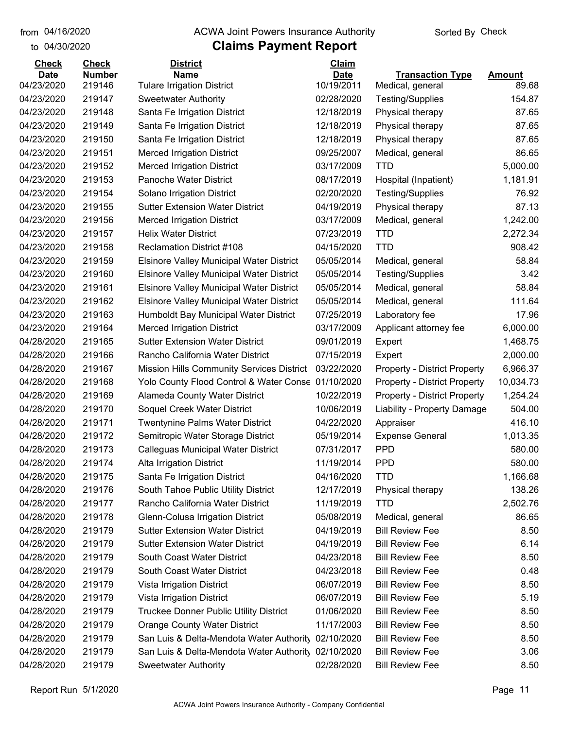from 04/16/2020 ACWA Joint Powers Insurance Authority Sorted By Check

to 04/30/2020

# Claims Payment Report

| Check Date | Check Number | District Name | Claim Date | Transaction Type | Amount |
|---|---|---|---|---|---|
| 04/23/2020 | 219146 | Tulare Irrigation District | 10/19/2011 | Medical, general | 89.68 |
| 04/23/2020 | 219147 | Sweetwater Authority | 02/28/2020 | Testing/Supplies | 154.87 |
| 04/23/2020 | 219148 | Santa Fe Irrigation District | 12/18/2019 | Physical therapy | 87.65 |
| 04/23/2020 | 219149 | Santa Fe Irrigation District | 12/18/2019 | Physical therapy | 87.65 |
| 04/23/2020 | 219150 | Santa Fe Irrigation District | 12/18/2019 | Physical therapy | 87.65 |
| 04/23/2020 | 219151 | Merced Irrigation District | 09/25/2007 | Medical, general | 86.65 |
| 04/23/2020 | 219152 | Merced Irrigation District | 03/17/2009 | TTD | 5,000.00 |
| 04/23/2020 | 219153 | Panoche Water District | 08/17/2019 | Hospital (Inpatient) | 1,181.91 |
| 04/23/2020 | 219154 | Solano Irrigation District | 02/20/2020 | Testing/Supplies | 76.92 |
| 04/23/2020 | 219155 | Sutter Extension Water District | 04/19/2019 | Physical therapy | 87.13 |
| 04/23/2020 | 219156 | Merced Irrigation District | 03/17/2009 | Medical, general | 1,242.00 |
| 04/23/2020 | 219157 | Helix Water District | 07/23/2019 | TTD | 2,272.34 |
| 04/23/2020 | 219158 | Reclamation District #108 | 04/15/2020 | TTD | 908.42 |
| 04/23/2020 | 219159 | Elsinore Valley Municipal Water District | 05/05/2014 | Medical, general | 58.84 |
| 04/23/2020 | 219160 | Elsinore Valley Municipal Water District | 05/05/2014 | Testing/Supplies | 3.42 |
| 04/23/2020 | 219161 | Elsinore Valley Municipal Water District | 05/05/2014 | Medical, general | 58.84 |
| 04/23/2020 | 219162 | Elsinore Valley Municipal Water District | 05/05/2014 | Medical, general | 111.64 |
| 04/23/2020 | 219163 | Humboldt Bay Municipal Water District | 07/25/2019 | Laboratory fee | 17.96 |
| 04/23/2020 | 219164 | Merced Irrigation District | 03/17/2009 | Applicant attorney fee | 6,000.00 |
| 04/28/2020 | 219165 | Sutter Extension Water District | 09/01/2019 | Expert | 1,468.75 |
| 04/28/2020 | 219166 | Rancho California Water District | 07/15/2019 | Expert | 2,000.00 |
| 04/28/2020 | 219167 | Mission Hills Community Services District | 03/22/2020 | Property - District Property | 6,966.37 |
| 04/28/2020 | 219168 | Yolo County Flood Control & Water Conse | 01/10/2020 | Property - District Property | 10,034.73 |
| 04/28/2020 | 219169 | Alameda County Water District | 10/22/2019 | Property - District Property | 1,254.24 |
| 04/28/2020 | 219170 | Soquel Creek Water District | 10/06/2019 | Liability - Property Damage | 504.00 |
| 04/28/2020 | 219171 | Twentynine Palms Water District | 04/22/2020 | Appraiser | 416.10 |
| 04/28/2020 | 219172 | Semitropic Water Storage District | 05/19/2014 | Expense General | 1,013.35 |
| 04/28/2020 | 219173 | Calleguas Municipal Water District | 07/31/2017 | PPD | 580.00 |
| 04/28/2020 | 219174 | Alta Irrigation District | 11/19/2014 | PPD | 580.00 |
| 04/28/2020 | 219175 | Santa Fe Irrigation District | 04/16/2020 | TTD | 1,166.68 |
| 04/28/2020 | 219176 | South Tahoe Public Utility District | 12/17/2019 | Physical therapy | 138.26 |
| 04/28/2020 | 219177 | Rancho California Water District | 11/19/2019 | TTD | 2,502.76 |
| 04/28/2020 | 219178 | Glenn-Colusa Irrigation District | 05/08/2019 | Medical, general | 86.65 |
| 04/28/2020 | 219179 | Sutter Extension Water District | 04/19/2019 | Bill Review Fee | 8.50 |
| 04/28/2020 | 219179 | Sutter Extension Water District | 04/19/2019 | Bill Review Fee | 6.14 |
| 04/28/2020 | 219179 | South Coast Water District | 04/23/2018 | Bill Review Fee | 8.50 |
| 04/28/2020 | 219179 | South Coast Water District | 04/23/2018 | Bill Review Fee | 0.48 |
| 04/28/2020 | 219179 | Vista Irrigation District | 06/07/2019 | Bill Review Fee | 8.50 |
| 04/28/2020 | 219179 | Vista Irrigation District | 06/07/2019 | Bill Review Fee | 5.19 |
| 04/28/2020 | 219179 | Truckee Donner Public Utility District | 01/06/2020 | Bill Review Fee | 8.50 |
| 04/28/2020 | 219179 | Orange County Water District | 11/17/2003 | Bill Review Fee | 8.50 |
| 04/28/2020 | 219179 | San Luis & Delta-Mendota Water Authority | 02/10/2020 | Bill Review Fee | 8.50 |
| 04/28/2020 | 219179 | San Luis & Delta-Mendota Water Authority | 02/10/2020 | Bill Review Fee | 3.06 |
| 04/28/2020 | 219179 | Sweetwater Authority | 02/28/2020 | Bill Review Fee | 8.50 |

Report Run 5/1/2020

ACWA Joint Powers Insurance Authority - Company Confidential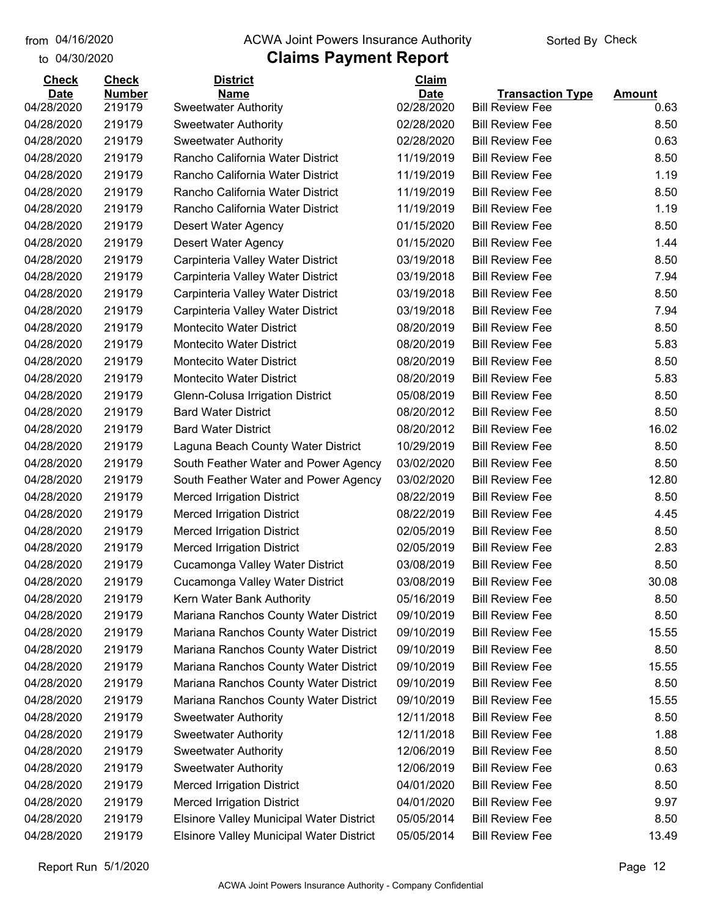from 04/16/2020 to 04/30/2020

ACWA Joint Powers Insurance Authority

# Claims Payment Report

Sorted By Check

| Check Date | Check Number | District Name | Claim Date | Transaction Type | Amount |
|---|---|---|---|---|---|
| 04/28/2020 | 219179 | Sweetwater Authority | 02/28/2020 | Bill Review Fee | 0.63 |
| 04/28/2020 | 219179 | Sweetwater Authority | 02/28/2020 | Bill Review Fee | 8.50 |
| 04/28/2020 | 219179 | Sweetwater Authority | 02/28/2020 | Bill Review Fee | 0.63 |
| 04/28/2020 | 219179 | Rancho California Water District | 11/19/2019 | Bill Review Fee | 8.50 |
| 04/28/2020 | 219179 | Rancho California Water District | 11/19/2019 | Bill Review Fee | 1.19 |
| 04/28/2020 | 219179 | Rancho California Water District | 11/19/2019 | Bill Review Fee | 8.50 |
| 04/28/2020 | 219179 | Rancho California Water District | 11/19/2019 | Bill Review Fee | 1.19 |
| 04/28/2020 | 219179 | Desert Water Agency | 01/15/2020 | Bill Review Fee | 8.50 |
| 04/28/2020 | 219179 | Desert Water Agency | 01/15/2020 | Bill Review Fee | 1.44 |
| 04/28/2020 | 219179 | Carpinteria Valley Water District | 03/19/2018 | Bill Review Fee | 8.50 |
| 04/28/2020 | 219179 | Carpinteria Valley Water District | 03/19/2018 | Bill Review Fee | 7.94 |
| 04/28/2020 | 219179 | Carpinteria Valley Water District | 03/19/2018 | Bill Review Fee | 8.50 |
| 04/28/2020 | 219179 | Carpinteria Valley Water District | 03/19/2018 | Bill Review Fee | 7.94 |
| 04/28/2020 | 219179 | Montecito Water District | 08/20/2019 | Bill Review Fee | 8.50 |
| 04/28/2020 | 219179 | Montecito Water District | 08/20/2019 | Bill Review Fee | 5.83 |
| 04/28/2020 | 219179 | Montecito Water District | 08/20/2019 | Bill Review Fee | 8.50 |
| 04/28/2020 | 219179 | Montecito Water District | 08/20/2019 | Bill Review Fee | 5.83 |
| 04/28/2020 | 219179 | Glenn-Colusa Irrigation District | 05/08/2019 | Bill Review Fee | 8.50 |
| 04/28/2020 | 219179 | Bard Water District | 08/20/2012 | Bill Review Fee | 8.50 |
| 04/28/2020 | 219179 | Bard Water District | 08/20/2012 | Bill Review Fee | 16.02 |
| 04/28/2020 | 219179 | Laguna Beach County Water District | 10/29/2019 | Bill Review Fee | 8.50 |
| 04/28/2020 | 219179 | South Feather Water and Power Agency | 03/02/2020 | Bill Review Fee | 8.50 |
| 04/28/2020 | 219179 | South Feather Water and Power Agency | 03/02/2020 | Bill Review Fee | 12.80 |
| 04/28/2020 | 219179 | Merced Irrigation District | 08/22/2019 | Bill Review Fee | 8.50 |
| 04/28/2020 | 219179 | Merced Irrigation District | 08/22/2019 | Bill Review Fee | 4.45 |
| 04/28/2020 | 219179 | Merced Irrigation District | 02/05/2019 | Bill Review Fee | 8.50 |
| 04/28/2020 | 219179 | Merced Irrigation District | 02/05/2019 | Bill Review Fee | 2.83 |
| 04/28/2020 | 219179 | Cucamonga Valley Water District | 03/08/2019 | Bill Review Fee | 8.50 |
| 04/28/2020 | 219179 | Cucamonga Valley Water District | 03/08/2019 | Bill Review Fee | 30.08 |
| 04/28/2020 | 219179 | Kern Water Bank Authority | 05/16/2019 | Bill Review Fee | 8.50 |
| 04/28/2020 | 219179 | Mariana Ranchos County Water District | 09/10/2019 | Bill Review Fee | 8.50 |
| 04/28/2020 | 219179 | Mariana Ranchos County Water District | 09/10/2019 | Bill Review Fee | 15.55 |
| 04/28/2020 | 219179 | Mariana Ranchos County Water District | 09/10/2019 | Bill Review Fee | 8.50 |
| 04/28/2020 | 219179 | Mariana Ranchos County Water District | 09/10/2019 | Bill Review Fee | 15.55 |
| 04/28/2020 | 219179 | Mariana Ranchos County Water District | 09/10/2019 | Bill Review Fee | 8.50 |
| 04/28/2020 | 219179 | Mariana Ranchos County Water District | 09/10/2019 | Bill Review Fee | 15.55 |
| 04/28/2020 | 219179 | Sweetwater Authority | 12/11/2018 | Bill Review Fee | 8.50 |
| 04/28/2020 | 219179 | Sweetwater Authority | 12/11/2018 | Bill Review Fee | 1.88 |
| 04/28/2020 | 219179 | Sweetwater Authority | 12/06/2019 | Bill Review Fee | 8.50 |
| 04/28/2020 | 219179 | Sweetwater Authority | 12/06/2019 | Bill Review Fee | 0.63 |
| 04/28/2020 | 219179 | Merced Irrigation District | 04/01/2020 | Bill Review Fee | 8.50 |
| 04/28/2020 | 219179 | Merced Irrigation District | 04/01/2020 | Bill Review Fee | 9.97 |
| 04/28/2020 | 219179 | Elsinore Valley Municipal Water District | 05/05/2014 | Bill Review Fee | 8.50 |
| 04/28/2020 | 219179 | Elsinore Valley Municipal Water District | 05/05/2014 | Bill Review Fee | 13.49 |

Report Run 5/1/2020

ACWA Joint Powers Insurance Authority - Company Confidential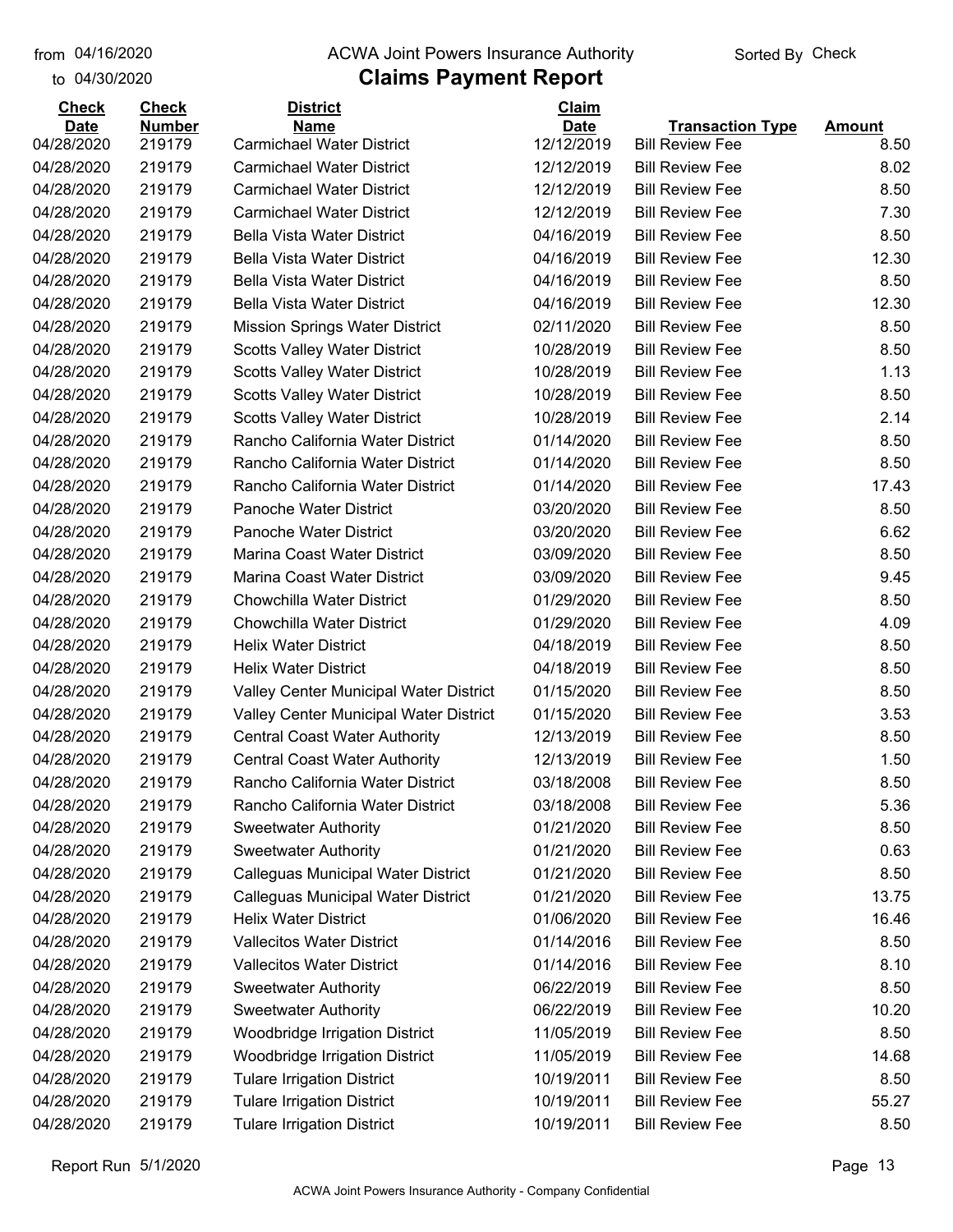from 04/16/2020 to 04/30/2020

ACWA Joint Powers Insurance Authority

# Claims Payment Report

Sorted By Check

| Check Date | Check Number | District Name | Claim Date | Transaction Type | Amount |
|---|---|---|---|---|---|
| 04/28/2020 | 219179 | Carmichael Water District | 12/12/2019 | Bill Review Fee | 8.50 |
| 04/28/2020 | 219179 | Carmichael Water District | 12/12/2019 | Bill Review Fee | 8.02 |
| 04/28/2020 | 219179 | Carmichael Water District | 12/12/2019 | Bill Review Fee | 8.50 |
| 04/28/2020 | 219179 | Carmichael Water District | 12/12/2019 | Bill Review Fee | 7.30 |
| 04/28/2020 | 219179 | Bella Vista Water District | 04/16/2019 | Bill Review Fee | 8.50 |
| 04/28/2020 | 219179 | Bella Vista Water District | 04/16/2019 | Bill Review Fee | 12.30 |
| 04/28/2020 | 219179 | Bella Vista Water District | 04/16/2019 | Bill Review Fee | 8.50 |
| 04/28/2020 | 219179 | Bella Vista Water District | 04/16/2019 | Bill Review Fee | 12.30 |
| 04/28/2020 | 219179 | Mission Springs Water District | 02/11/2020 | Bill Review Fee | 8.50 |
| 04/28/2020 | 219179 | Scotts Valley Water District | 10/28/2019 | Bill Review Fee | 8.50 |
| 04/28/2020 | 219179 | Scotts Valley Water District | 10/28/2019 | Bill Review Fee | 1.13 |
| 04/28/2020 | 219179 | Scotts Valley Water District | 10/28/2019 | Bill Review Fee | 8.50 |
| 04/28/2020 | 219179 | Scotts Valley Water District | 10/28/2019 | Bill Review Fee | 2.14 |
| 04/28/2020 | 219179 | Rancho California Water District | 01/14/2020 | Bill Review Fee | 8.50 |
| 04/28/2020 | 219179 | Rancho California Water District | 01/14/2020 | Bill Review Fee | 8.50 |
| 04/28/2020 | 219179 | Rancho California Water District | 01/14/2020 | Bill Review Fee | 17.43 |
| 04/28/2020 | 219179 | Panoche Water District | 03/20/2020 | Bill Review Fee | 8.50 |
| 04/28/2020 | 219179 | Panoche Water District | 03/20/2020 | Bill Review Fee | 6.62 |
| 04/28/2020 | 219179 | Marina Coast Water District | 03/09/2020 | Bill Review Fee | 8.50 |
| 04/28/2020 | 219179 | Marina Coast Water District | 03/09/2020 | Bill Review Fee | 9.45 |
| 04/28/2020 | 219179 | Chowchilla Water District | 01/29/2020 | Bill Review Fee | 8.50 |
| 04/28/2020 | 219179 | Chowchilla Water District | 01/29/2020 | Bill Review Fee | 4.09 |
| 04/28/2020 | 219179 | Helix Water District | 04/18/2019 | Bill Review Fee | 8.50 |
| 04/28/2020 | 219179 | Helix Water District | 04/18/2019 | Bill Review Fee | 8.50 |
| 04/28/2020 | 219179 | Valley Center Municipal Water District | 01/15/2020 | Bill Review Fee | 8.50 |
| 04/28/2020 | 219179 | Valley Center Municipal Water District | 01/15/2020 | Bill Review Fee | 3.53 |
| 04/28/2020 | 219179 | Central Coast Water Authority | 12/13/2019 | Bill Review Fee | 8.50 |
| 04/28/2020 | 219179 | Central Coast Water Authority | 12/13/2019 | Bill Review Fee | 1.50 |
| 04/28/2020 | 219179 | Rancho California Water District | 03/18/2008 | Bill Review Fee | 8.50 |
| 04/28/2020 | 219179 | Rancho California Water District | 03/18/2008 | Bill Review Fee | 5.36 |
| 04/28/2020 | 219179 | Sweetwater Authority | 01/21/2020 | Bill Review Fee | 8.50 |
| 04/28/2020 | 219179 | Sweetwater Authority | 01/21/2020 | Bill Review Fee | 0.63 |
| 04/28/2020 | 219179 | Calleguas Municipal Water District | 01/21/2020 | Bill Review Fee | 8.50 |
| 04/28/2020 | 219179 | Calleguas Municipal Water District | 01/21/2020 | Bill Review Fee | 13.75 |
| 04/28/2020 | 219179 | Helix Water District | 01/06/2020 | Bill Review Fee | 16.46 |
| 04/28/2020 | 219179 | Vallecitos Water District | 01/14/2016 | Bill Review Fee | 8.50 |
| 04/28/2020 | 219179 | Vallecitos Water District | 01/14/2016 | Bill Review Fee | 8.10 |
| 04/28/2020 | 219179 | Sweetwater Authority | 06/22/2019 | Bill Review Fee | 8.50 |
| 04/28/2020 | 219179 | Sweetwater Authority | 06/22/2019 | Bill Review Fee | 10.20 |
| 04/28/2020 | 219179 | Woodbridge Irrigation District | 11/05/2019 | Bill Review Fee | 8.50 |
| 04/28/2020 | 219179 | Woodbridge Irrigation District | 11/05/2019 | Bill Review Fee | 14.68 |
| 04/28/2020 | 219179 | Tulare Irrigation District | 10/19/2011 | Bill Review Fee | 8.50 |
| 04/28/2020 | 219179 | Tulare Irrigation District | 10/19/2011 | Bill Review Fee | 55.27 |
| 04/28/2020 | 219179 | Tulare Irrigation District | 10/19/2011 | Bill Review Fee | 8.50 |

Report Run 5/1/2020

ACWA Joint Powers Insurance Authority - Company Confidential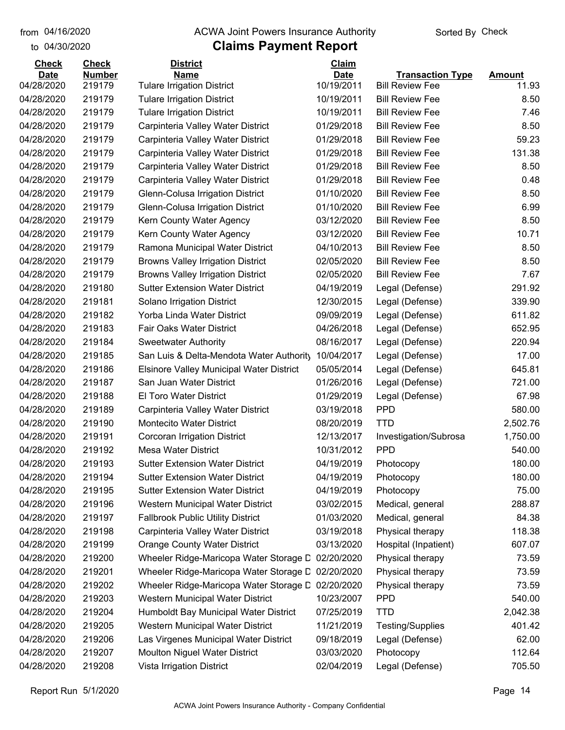from 04/16/2020 to 04/30/2020

# ACWA Joint Powers Insurance Authority

## Claims Payment Report

Sorted By Check

| Check Date | Check Number | District Name | Claim Date | Transaction Type | Amount |
|---|---|---|---|---|---|
| 04/28/2020 | 219179 | Tulare Irrigation District | 10/19/2011 | Bill Review Fee | 11.93 |
| 04/28/2020 | 219179 | Tulare Irrigation District | 10/19/2011 | Bill Review Fee | 8.50 |
| 04/28/2020 | 219179 | Tulare Irrigation District | 10/19/2011 | Bill Review Fee | 7.46 |
| 04/28/2020 | 219179 | Carpinteria Valley Water District | 01/29/2018 | Bill Review Fee | 8.50 |
| 04/28/2020 | 219179 | Carpinteria Valley Water District | 01/29/2018 | Bill Review Fee | 59.23 |
| 04/28/2020 | 219179 | Carpinteria Valley Water District | 01/29/2018 | Bill Review Fee | 131.38 |
| 04/28/2020 | 219179 | Carpinteria Valley Water District | 01/29/2018 | Bill Review Fee | 8.50 |
| 04/28/2020 | 219179 | Carpinteria Valley Water District | 01/29/2018 | Bill Review Fee | 0.48 |
| 04/28/2020 | 219179 | Glenn-Colusa Irrigation District | 01/10/2020 | Bill Review Fee | 8.50 |
| 04/28/2020 | 219179 | Glenn-Colusa Irrigation District | 01/10/2020 | Bill Review Fee | 6.99 |
| 04/28/2020 | 219179 | Kern County Water Agency | 03/12/2020 | Bill Review Fee | 8.50 |
| 04/28/2020 | 219179 | Kern County Water Agency | 03/12/2020 | Bill Review Fee | 10.71 |
| 04/28/2020 | 219179 | Ramona Municipal Water District | 04/10/2013 | Bill Review Fee | 8.50 |
| 04/28/2020 | 219179 | Browns Valley Irrigation District | 02/05/2020 | Bill Review Fee | 8.50 |
| 04/28/2020 | 219179 | Browns Valley Irrigation District | 02/05/2020 | Bill Review Fee | 7.67 |
| 04/28/2020 | 219180 | Sutter Extension Water District | 04/19/2019 | Legal (Defense) | 291.92 |
| 04/28/2020 | 219181 | Solano Irrigation District | 12/30/2015 | Legal (Defense) | 339.90 |
| 04/28/2020 | 219182 | Yorba Linda Water District | 09/09/2019 | Legal (Defense) | 611.82 |
| 04/28/2020 | 219183 | Fair Oaks Water District | 04/26/2018 | Legal (Defense) | 652.95 |
| 04/28/2020 | 219184 | Sweetwater Authority | 08/16/2017 | Legal (Defense) | 220.94 |
| 04/28/2020 | 219185 | San Luis & Delta-Mendota Water Authority | 10/04/2017 | Legal (Defense) | 17.00 |
| 04/28/2020 | 219186 | Elsinore Valley Municipal Water District | 05/05/2014 | Legal (Defense) | 645.81 |
| 04/28/2020 | 219187 | San Juan Water District | 01/26/2016 | Legal (Defense) | 721.00 |
| 04/28/2020 | 219188 | El Toro Water District | 01/29/2019 | Legal (Defense) | 67.98 |
| 04/28/2020 | 219189 | Carpinteria Valley Water District | 03/19/2018 | PPD | 580.00 |
| 04/28/2020 | 219190 | Montecito Water District | 08/20/2019 | TTD | 2,502.76 |
| 04/28/2020 | 219191 | Corcoran Irrigation District | 12/13/2017 | Investigation/Subrosa | 1,750.00 |
| 04/28/2020 | 219192 | Mesa Water District | 10/31/2012 | PPD | 540.00 |
| 04/28/2020 | 219193 | Sutter Extension Water District | 04/19/2019 | Photocopy | 180.00 |
| 04/28/2020 | 219194 | Sutter Extension Water District | 04/19/2019 | Photocopy | 180.00 |
| 04/28/2020 | 219195 | Sutter Extension Water District | 04/19/2019 | Photocopy | 75.00 |
| 04/28/2020 | 219196 | Western Municipal Water District | 03/02/2015 | Medical, general | 288.87 |
| 04/28/2020 | 219197 | Fallbrook Public Utility District | 01/03/2020 | Medical, general | 84.38 |
| 04/28/2020 | 219198 | Carpinteria Valley Water District | 03/19/2018 | Physical therapy | 118.38 |
| 04/28/2020 | 219199 | Orange County Water District | 03/13/2020 | Hospital (Inpatient) | 607.07 |
| 04/28/2020 | 219200 | Wheeler Ridge-Maricopa Water Storage D | 02/20/2020 | Physical therapy | 73.59 |
| 04/28/2020 | 219201 | Wheeler Ridge-Maricopa Water Storage D | 02/20/2020 | Physical therapy | 73.59 |
| 04/28/2020 | 219202 | Wheeler Ridge-Maricopa Water Storage D | 02/20/2020 | Physical therapy | 73.59 |
| 04/28/2020 | 219203 | Western Municipal Water District | 10/23/2007 | PPD | 540.00 |
| 04/28/2020 | 219204 | Humboldt Bay Municipal Water District | 07/25/2019 | TTD | 2,042.38 |
| 04/28/2020 | 219205 | Western Municipal Water District | 11/21/2019 | Testing/Supplies | 401.42 |
| 04/28/2020 | 219206 | Las Virgenes Municipal Water District | 09/18/2019 | Legal (Defense) | 62.00 |
| 04/28/2020 | 219207 | Moulton Niguel Water District | 03/03/2020 | Photocopy | 112.64 |
| 04/28/2020 | 219208 | Vista Irrigation District | 02/04/2019 | Legal (Defense) | 705.50 |

Report Run 5/1/2020

ACWA Joint Powers Insurance Authority - Company Confidential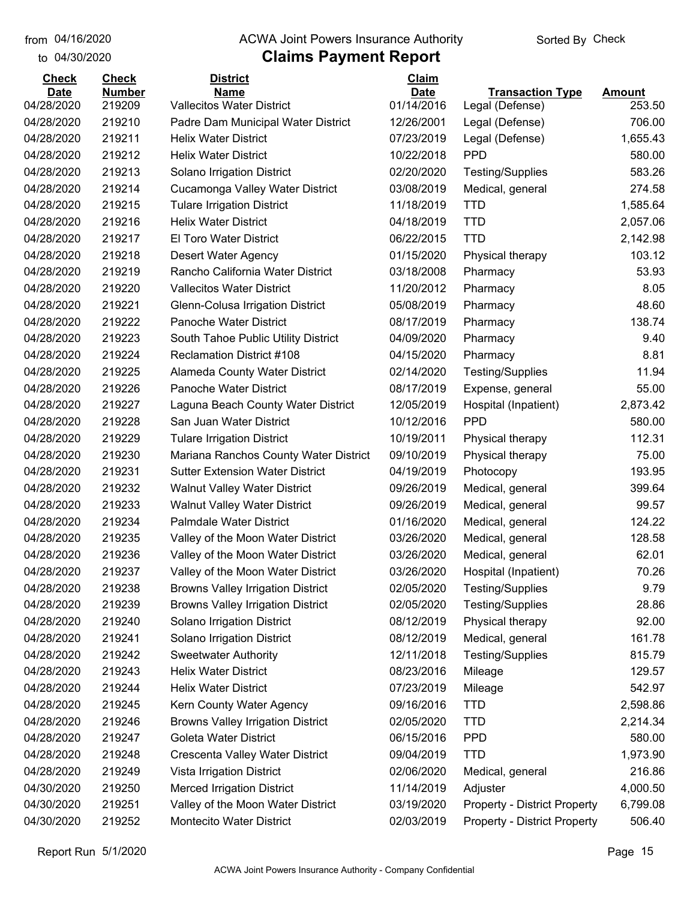from 04/16/2020
to 04/30/2020

ACWA Joint Powers Insurance Authority

# Claims Payment Report

Sorted By Check

| Check Date | Check Number | District Name | Claim Date | Transaction Type | Amount |
|---|---|---|---|---|---|
| 04/28/2020 | 219209 | Vallecitos Water District | 01/14/2016 | Legal (Defense) | 253.50 |
| 04/28/2020 | 219210 | Padre Dam Municipal Water District | 12/26/2001 | Legal (Defense) | 706.00 |
| 04/28/2020 | 219211 | Helix Water District | 07/23/2019 | Legal (Defense) | 1,655.43 |
| 04/28/2020 | 219212 | Helix Water District | 10/22/2018 | PPD | 580.00 |
| 04/28/2020 | 219213 | Solano Irrigation District | 02/20/2020 | Testing/Supplies | 583.26 |
| 04/28/2020 | 219214 | Cucamonga Valley Water District | 03/08/2019 | Medical, general | 274.58 |
| 04/28/2020 | 219215 | Tulare Irrigation District | 11/18/2019 | TTD | 1,585.64 |
| 04/28/2020 | 219216 | Helix Water District | 04/18/2019 | TTD | 2,057.06 |
| 04/28/2020 | 219217 | El Toro Water District | 06/22/2015 | TTD | 2,142.98 |
| 04/28/2020 | 219218 | Desert Water Agency | 01/15/2020 | Physical therapy | 103.12 |
| 04/28/2020 | 219219 | Rancho California Water District | 03/18/2008 | Pharmacy | 53.93 |
| 04/28/2020 | 219220 | Vallecitos Water District | 11/20/2012 | Pharmacy | 8.05 |
| 04/28/2020 | 219221 | Glenn-Colusa Irrigation District | 05/08/2019 | Pharmacy | 48.60 |
| 04/28/2020 | 219222 | Panoche Water District | 08/17/2019 | Pharmacy | 138.74 |
| 04/28/2020 | 219223 | South Tahoe Public Utility District | 04/09/2020 | Pharmacy | 9.40 |
| 04/28/2020 | 219224 | Reclamation District #108 | 04/15/2020 | Pharmacy | 8.81 |
| 04/28/2020 | 219225 | Alameda County Water District | 02/14/2020 | Testing/Supplies | 11.94 |
| 04/28/2020 | 219226 | Panoche Water District | 08/17/2019 | Expense, general | 55.00 |
| 04/28/2020 | 219227 | Laguna Beach County Water District | 12/05/2019 | Hospital (Inpatient) | 2,873.42 |
| 04/28/2020 | 219228 | San Juan Water District | 10/12/2016 | PPD | 580.00 |
| 04/28/2020 | 219229 | Tulare Irrigation District | 10/19/2011 | Physical therapy | 112.31 |
| 04/28/2020 | 219230 | Mariana Ranchos County Water District | 09/10/2019 | Physical therapy | 75.00 |
| 04/28/2020 | 219231 | Sutter Extension Water District | 04/19/2019 | Photocopy | 193.95 |
| 04/28/2020 | 219232 | Walnut Valley Water District | 09/26/2019 | Medical, general | 399.64 |
| 04/28/2020 | 219233 | Walnut Valley Water District | 09/26/2019 | Medical, general | 99.57 |
| 04/28/2020 | 219234 | Palmdale Water District | 01/16/2020 | Medical, general | 124.22 |
| 04/28/2020 | 219235 | Valley of the Moon Water District | 03/26/2020 | Medical, general | 128.58 |
| 04/28/2020 | 219236 | Valley of the Moon Water District | 03/26/2020 | Medical, general | 62.01 |
| 04/28/2020 | 219237 | Valley of the Moon Water District | 03/26/2020 | Hospital (Inpatient) | 70.26 |
| 04/28/2020 | 219238 | Browns Valley Irrigation District | 02/05/2020 | Testing/Supplies | 9.79 |
| 04/28/2020 | 219239 | Browns Valley Irrigation District | 02/05/2020 | Testing/Supplies | 28.86 |
| 04/28/2020 | 219240 | Solano Irrigation District | 08/12/2019 | Physical therapy | 92.00 |
| 04/28/2020 | 219241 | Solano Irrigation District | 08/12/2019 | Medical, general | 161.78 |
| 04/28/2020 | 219242 | Sweetwater Authority | 12/11/2018 | Testing/Supplies | 815.79 |
| 04/28/2020 | 219243 | Helix Water District | 08/23/2016 | Mileage | 129.57 |
| 04/28/2020 | 219244 | Helix Water District | 07/23/2019 | Mileage | 542.97 |
| 04/28/2020 | 219245 | Kern County Water Agency | 09/16/2016 | TTD | 2,598.86 |
| 04/28/2020 | 219246 | Browns Valley Irrigation District | 02/05/2020 | TTD | 2,214.34 |
| 04/28/2020 | 219247 | Goleta Water District | 06/15/2016 | PPD | 580.00 |
| 04/28/2020 | 219248 | Crescenta Valley Water District | 09/04/2019 | TTD | 1,973.90 |
| 04/28/2020 | 219249 | Vista Irrigation District | 02/06/2020 | Medical, general | 216.86 |
| 04/30/2020 | 219250 | Merced Irrigation District | 11/14/2019 | Adjuster | 4,000.50 |
| 04/30/2020 | 219251 | Valley of the Moon Water District | 03/19/2020 | Property - District Property | 6,799.08 |
| 04/30/2020 | 219252 | Montecito Water District | 02/03/2019 | Property - District Property | 506.40 |

Report Run 5/1/2020

ACWA Joint Powers Insurance Authority - Company Confidential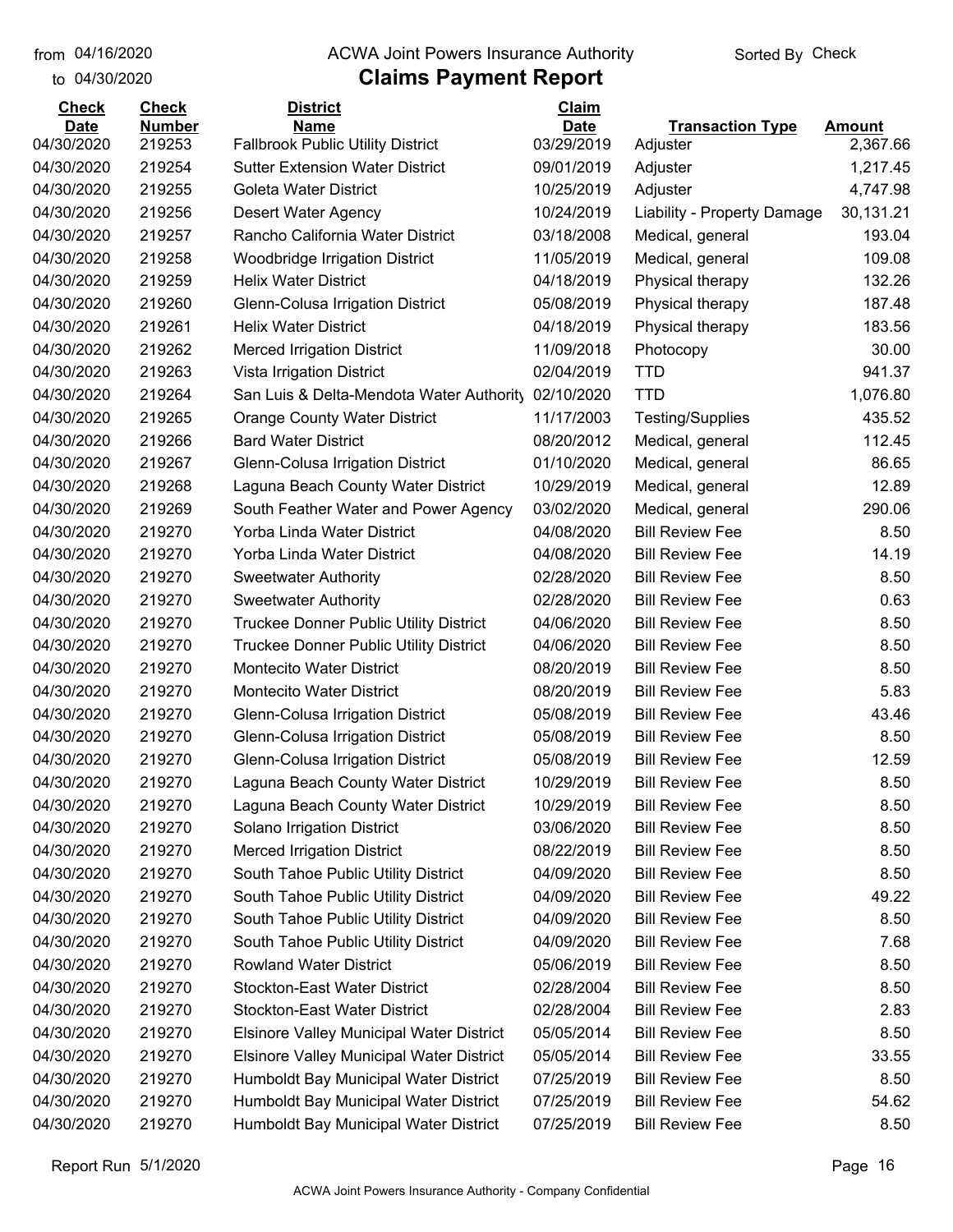from 04/16/2020 to 04/30/2020

ACWA Joint Powers Insurance Authority

# Claims Payment Report

Sorted By Check

| Check Date | Check Number | District Name | Claim Date | Transaction Type | Amount |
|---|---|---|---|---|---|
| 04/30/2020 | 219253 | Fallbrook Public Utility District | 03/29/2019 | Adjuster | 2,367.66 |
| 04/30/2020 | 219254 | Sutter Extension Water District | 09/01/2019 | Adjuster | 1,217.45 |
| 04/30/2020 | 219255 | Goleta Water District | 10/25/2019 | Adjuster | 4,747.98 |
| 04/30/2020 | 219256 | Desert Water Agency | 10/24/2019 | Liability - Property Damage | 30,131.21 |
| 04/30/2020 | 219257 | Rancho California Water District | 03/18/2008 | Medical, general | 193.04 |
| 04/30/2020 | 219258 | Woodbridge Irrigation District | 11/05/2019 | Medical, general | 109.08 |
| 04/30/2020 | 219259 | Helix Water District | 04/18/2019 | Physical therapy | 132.26 |
| 04/30/2020 | 219260 | Glenn-Colusa Irrigation District | 05/08/2019 | Physical therapy | 187.48 |
| 04/30/2020 | 219261 | Helix Water District | 04/18/2019 | Physical therapy | 183.56 |
| 04/30/2020 | 219262 | Merced Irrigation District | 11/09/2018 | Photocopy | 30.00 |
| 04/30/2020 | 219263 | Vista Irrigation District | 02/04/2019 | TTD | 941.37 |
| 04/30/2020 | 219264 | San Luis & Delta-Mendota Water Authority | 02/10/2020 | TTD | 1,076.80 |
| 04/30/2020 | 219265 | Orange County Water District | 11/17/2003 | Testing/Supplies | 435.52 |
| 04/30/2020 | 219266 | Bard Water District | 08/20/2012 | Medical, general | 112.45 |
| 04/30/2020 | 219267 | Glenn-Colusa Irrigation District | 01/10/2020 | Medical, general | 86.65 |
| 04/30/2020 | 219268 | Laguna Beach County Water District | 10/29/2019 | Medical, general | 12.89 |
| 04/30/2020 | 219269 | South Feather Water and Power Agency | 03/02/2020 | Medical, general | 290.06 |
| 04/30/2020 | 219270 | Yorba Linda Water District | 04/08/2020 | Bill Review Fee | 8.50 |
| 04/30/2020 | 219270 | Yorba Linda Water District | 04/08/2020 | Bill Review Fee | 14.19 |
| 04/30/2020 | 219270 | Sweetwater Authority | 02/28/2020 | Bill Review Fee | 8.50 |
| 04/30/2020 | 219270 | Sweetwater Authority | 02/28/2020 | Bill Review Fee | 0.63 |
| 04/30/2020 | 219270 | Truckee Donner Public Utility District | 04/06/2020 | Bill Review Fee | 8.50 |
| 04/30/2020 | 219270 | Truckee Donner Public Utility District | 04/06/2020 | Bill Review Fee | 8.50 |
| 04/30/2020 | 219270 | Montecito Water District | 08/20/2019 | Bill Review Fee | 8.50 |
| 04/30/2020 | 219270 | Montecito Water District | 08/20/2019 | Bill Review Fee | 5.83 |
| 04/30/2020 | 219270 | Glenn-Colusa Irrigation District | 05/08/2019 | Bill Review Fee | 43.46 |
| 04/30/2020 | 219270 | Glenn-Colusa Irrigation District | 05/08/2019 | Bill Review Fee | 8.50 |
| 04/30/2020 | 219270 | Glenn-Colusa Irrigation District | 05/08/2019 | Bill Review Fee | 12.59 |
| 04/30/2020 | 219270 | Laguna Beach County Water District | 10/29/2019 | Bill Review Fee | 8.50 |
| 04/30/2020 | 219270 | Laguna Beach County Water District | 10/29/2019 | Bill Review Fee | 8.50 |
| 04/30/2020 | 219270 | Solano Irrigation District | 03/06/2020 | Bill Review Fee | 8.50 |
| 04/30/2020 | 219270 | Merced Irrigation District | 08/22/2019 | Bill Review Fee | 8.50 |
| 04/30/2020 | 219270 | South Tahoe Public Utility District | 04/09/2020 | Bill Review Fee | 8.50 |
| 04/30/2020 | 219270 | South Tahoe Public Utility District | 04/09/2020 | Bill Review Fee | 49.22 |
| 04/30/2020 | 219270 | South Tahoe Public Utility District | 04/09/2020 | Bill Review Fee | 8.50 |
| 04/30/2020 | 219270 | South Tahoe Public Utility District | 04/09/2020 | Bill Review Fee | 7.68 |
| 04/30/2020 | 219270 | Rowland Water District | 05/06/2019 | Bill Review Fee | 8.50 |
| 04/30/2020 | 219270 | Stockton-East Water District | 02/28/2004 | Bill Review Fee | 8.50 |
| 04/30/2020 | 219270 | Stockton-East Water District | 02/28/2004 | Bill Review Fee | 2.83 |
| 04/30/2020 | 219270 | Elsinore Valley Municipal Water District | 05/05/2014 | Bill Review Fee | 8.50 |
| 04/30/2020 | 219270 | Elsinore Valley Municipal Water District | 05/05/2014 | Bill Review Fee | 33.55 |
| 04/30/2020 | 219270 | Humboldt Bay Municipal Water District | 07/25/2019 | Bill Review Fee | 8.50 |
| 04/30/2020 | 219270 | Humboldt Bay Municipal Water District | 07/25/2019 | Bill Review Fee | 54.62 |
| 04/30/2020 | 219270 | Humboldt Bay Municipal Water District | 07/25/2019 | Bill Review Fee | 8.50 |

Report Run 5/1/2020

ACWA Joint Powers Insurance Authority - Company Confidential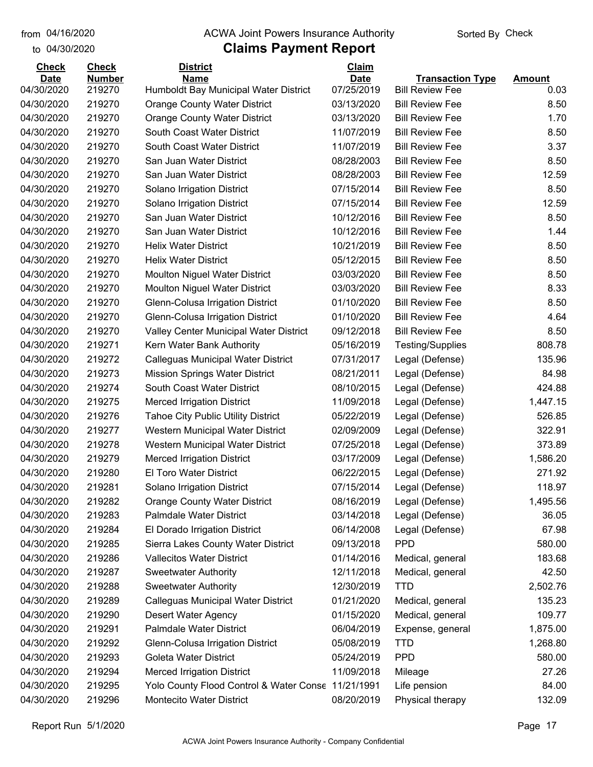from 04/16/2020 to 04/30/2020

# ACWA Joint Powers Insurance Authority

## Claims Payment Report

Sorted By Check

| Check Date | Check Number | District Name | Claim Date | Transaction Type | Amount |
|---|---|---|---|---|---|
| 04/30/2020 | 219270 | Humboldt Bay Municipal Water District | 07/25/2019 | Bill Review Fee | 0.03 |
| 04/30/2020 | 219270 | Orange County Water District | 03/13/2020 | Bill Review Fee | 8.50 |
| 04/30/2020 | 219270 | Orange County Water District | 03/13/2020 | Bill Review Fee | 1.70 |
| 04/30/2020 | 219270 | South Coast Water District | 11/07/2019 | Bill Review Fee | 8.50 |
| 04/30/2020 | 219270 | South Coast Water District | 11/07/2019 | Bill Review Fee | 3.37 |
| 04/30/2020 | 219270 | San Juan Water District | 08/28/2003 | Bill Review Fee | 8.50 |
| 04/30/2020 | 219270 | San Juan Water District | 08/28/2003 | Bill Review Fee | 12.59 |
| 04/30/2020 | 219270 | Solano Irrigation District | 07/15/2014 | Bill Review Fee | 8.50 |
| 04/30/2020 | 219270 | Solano Irrigation District | 07/15/2014 | Bill Review Fee | 12.59 |
| 04/30/2020 | 219270 | San Juan Water District | 10/12/2016 | Bill Review Fee | 8.50 |
| 04/30/2020 | 219270 | San Juan Water District | 10/12/2016 | Bill Review Fee | 1.44 |
| 04/30/2020 | 219270 | Helix Water District | 10/21/2019 | Bill Review Fee | 8.50 |
| 04/30/2020 | 219270 | Helix Water District | 05/12/2015 | Bill Review Fee | 8.50 |
| 04/30/2020 | 219270 | Moulton Niguel Water District | 03/03/2020 | Bill Review Fee | 8.50 |
| 04/30/2020 | 219270 | Moulton Niguel Water District | 03/03/2020 | Bill Review Fee | 8.33 |
| 04/30/2020 | 219270 | Glenn-Colusa Irrigation District | 01/10/2020 | Bill Review Fee | 8.50 |
| 04/30/2020 | 219270 | Glenn-Colusa Irrigation District | 01/10/2020 | Bill Review Fee | 4.64 |
| 04/30/2020 | 219270 | Valley Center Municipal Water District | 09/12/2018 | Bill Review Fee | 8.50 |
| 04/30/2020 | 219271 | Kern Water Bank Authority | 05/16/2019 | Testing/Supplies | 808.78 |
| 04/30/2020 | 219272 | Calleguas Municipal Water District | 07/31/2017 | Legal (Defense) | 135.96 |
| 04/30/2020 | 219273 | Mission Springs Water District | 08/21/2011 | Legal (Defense) | 84.98 |
| 04/30/2020 | 219274 | South Coast Water District | 08/10/2015 | Legal (Defense) | 424.88 |
| 04/30/2020 | 219275 | Merced Irrigation District | 11/09/2018 | Legal (Defense) | 1,447.15 |
| 04/30/2020 | 219276 | Tahoe City Public Utility District | 05/22/2019 | Legal (Defense) | 526.85 |
| 04/30/2020 | 219277 | Western Municipal Water District | 02/09/2009 | Legal (Defense) | 322.91 |
| 04/30/2020 | 219278 | Western Municipal Water District | 07/25/2018 | Legal (Defense) | 373.89 |
| 04/30/2020 | 219279 | Merced Irrigation District | 03/17/2009 | Legal (Defense) | 1,586.20 |
| 04/30/2020 | 219280 | El Toro Water District | 06/22/2015 | Legal (Defense) | 271.92 |
| 04/30/2020 | 219281 | Solano Irrigation District | 07/15/2014 | Legal (Defense) | 118.97 |
| 04/30/2020 | 219282 | Orange County Water District | 08/16/2019 | Legal (Defense) | 1,495.56 |
| 04/30/2020 | 219283 | Palmdale Water District | 03/14/2018 | Legal (Defense) | 36.05 |
| 04/30/2020 | 219284 | El Dorado Irrigation District | 06/14/2008 | Legal (Defense) | 67.98 |
| 04/30/2020 | 219285 | Sierra Lakes County Water District | 09/13/2018 | PPD | 580.00 |
| 04/30/2020 | 219286 | Vallecitos Water District | 01/14/2016 | Medical, general | 183.68 |
| 04/30/2020 | 219287 | Sweetwater Authority | 12/11/2018 | Medical, general | 42.50 |
| 04/30/2020 | 219288 | Sweetwater Authority | 12/30/2019 | TTD | 2,502.76 |
| 04/30/2020 | 219289 | Calleguas Municipal Water District | 01/21/2020 | Medical, general | 135.23 |
| 04/30/2020 | 219290 | Desert Water Agency | 01/15/2020 | Medical, general | 109.77 |
| 04/30/2020 | 219291 | Palmdale Water District | 06/04/2019 | Expense, general | 1,875.00 |
| 04/30/2020 | 219292 | Glenn-Colusa Irrigation District | 05/08/2019 | TTD | 1,268.80 |
| 04/30/2020 | 219293 | Goleta Water District | 05/24/2019 | PPD | 580.00 |
| 04/30/2020 | 219294 | Merced Irrigation District | 11/09/2018 | Mileage | 27.26 |
| 04/30/2020 | 219295 | Yolo County Flood Control & Water Conse | 11/21/1991 | Life pension | 84.00 |
| 04/30/2020 | 219296 | Montecito Water District | 08/20/2019 | Physical therapy | 132.09 |

Report Run 5/1/2020

ACWA Joint Powers Insurance Authority - Company Confidential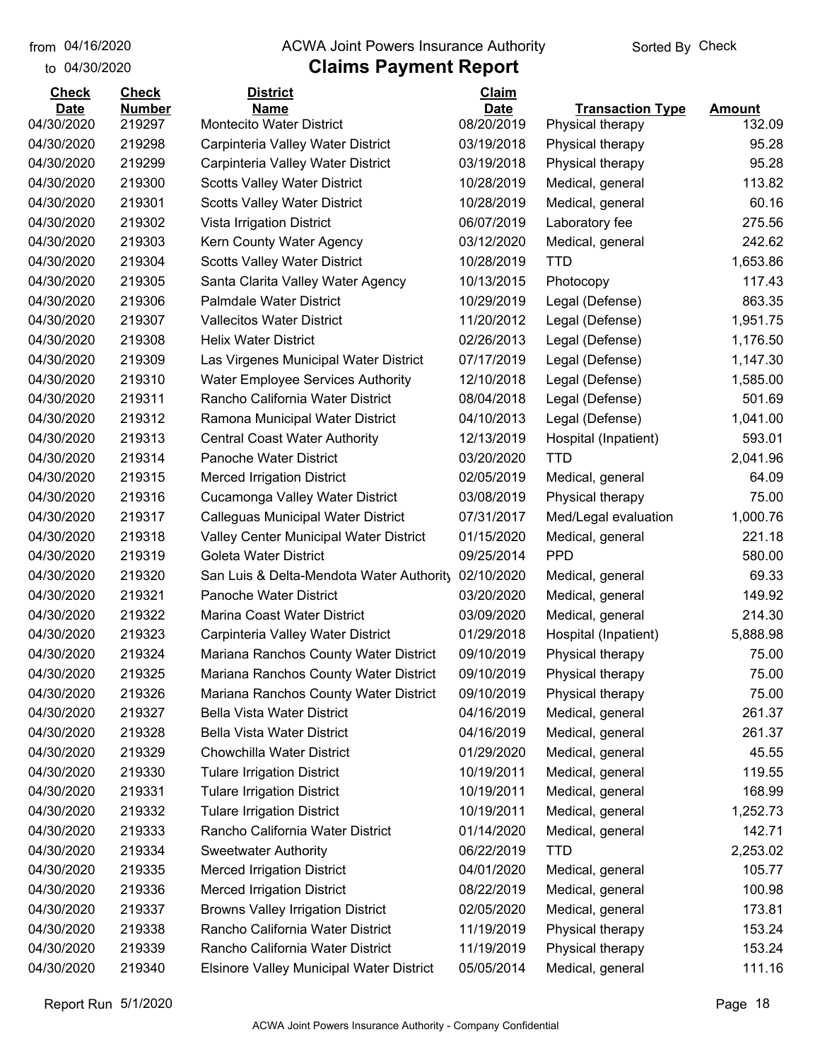from 04/16/2020 to 04/30/2020

# ACWA Joint Powers Insurance Authority

## Claims Payment Report

Sorted By Check

| Check Date | Check Number | District Name | Claim Date | Transaction Type | Amount |
|---|---|---|---|---|---|
| 04/30/2020 | 219297 | Montecito Water District | 08/20/2019 | Physical therapy | 132.09 |
| 04/30/2020 | 219298 | Carpinteria Valley Water District | 03/19/2018 | Physical therapy | 95.28 |
| 04/30/2020 | 219299 | Carpinteria Valley Water District | 03/19/2018 | Physical therapy | 95.28 |
| 04/30/2020 | 219300 | Scotts Valley Water District | 10/28/2019 | Medical, general | 113.82 |
| 04/30/2020 | 219301 | Scotts Valley Water District | 10/28/2019 | Medical, general | 60.16 |
| 04/30/2020 | 219302 | Vista Irrigation District | 06/07/2019 | Laboratory fee | 275.56 |
| 04/30/2020 | 219303 | Kern County Water Agency | 03/12/2020 | Medical, general | 242.62 |
| 04/30/2020 | 219304 | Scotts Valley Water District | 10/28/2019 | TTD | 1,653.86 |
| 04/30/2020 | 219305 | Santa Clarita Valley Water Agency | 10/13/2015 | Photocopy | 117.43 |
| 04/30/2020 | 219306 | Palmdale Water District | 10/29/2019 | Legal (Defense) | 863.35 |
| 04/30/2020 | 219307 | Vallecitos Water District | 11/20/2012 | Legal (Defense) | 1,951.75 |
| 04/30/2020 | 219308 | Helix Water District | 02/26/2013 | Legal (Defense) | 1,176.50 |
| 04/30/2020 | 219309 | Las Virgenes Municipal Water District | 07/17/2019 | Legal (Defense) | 1,147.30 |
| 04/30/2020 | 219310 | Water Employee Services Authority | 12/10/2018 | Legal (Defense) | 1,585.00 |
| 04/30/2020 | 219311 | Rancho California Water District | 08/04/2018 | Legal (Defense) | 501.69 |
| 04/30/2020 | 219312 | Ramona Municipal Water District | 04/10/2013 | Legal (Defense) | 1,041.00 |
| 04/30/2020 | 219313 | Central Coast Water Authority | 12/13/2019 | Hospital (Inpatient) | 593.01 |
| 04/30/2020 | 219314 | Panoche Water District | 03/20/2020 | TTD | 2,041.96 |
| 04/30/2020 | 219315 | Merced Irrigation District | 02/05/2019 | Medical, general | 64.09 |
| 04/30/2020 | 219316 | Cucamonga Valley Water District | 03/08/2019 | Physical therapy | 75.00 |
| 04/30/2020 | 219317 | Calleguas Municipal Water District | 07/31/2017 | Med/Legal evaluation | 1,000.76 |
| 04/30/2020 | 219318 | Valley Center Municipal Water District | 01/15/2020 | Medical, general | 221.18 |
| 04/30/2020 | 219319 | Goleta Water District | 09/25/2014 | PPD | 580.00 |
| 04/30/2020 | 219320 | San Luis & Delta-Mendota Water Authority | 02/10/2020 | Medical, general | 69.33 |
| 04/30/2020 | 219321 | Panoche Water District | 03/20/2020 | Medical, general | 149.92 |
| 04/30/2020 | 219322 | Marina Coast Water District | 03/09/2020 | Medical, general | 214.30 |
| 04/30/2020 | 219323 | Carpinteria Valley Water District | 01/29/2018 | Hospital (Inpatient) | 5,888.98 |
| 04/30/2020 | 219324 | Mariana Ranchos County Water District | 09/10/2019 | Physical therapy | 75.00 |
| 04/30/2020 | 219325 | Mariana Ranchos County Water District | 09/10/2019 | Physical therapy | 75.00 |
| 04/30/2020 | 219326 | Mariana Ranchos County Water District | 09/10/2019 | Physical therapy | 75.00 |
| 04/30/2020 | 219327 | Bella Vista Water District | 04/16/2019 | Medical, general | 261.37 |
| 04/30/2020 | 219328 | Bella Vista Water District | 04/16/2019 | Medical, general | 261.37 |
| 04/30/2020 | 219329 | Chowchilla Water District | 01/29/2020 | Medical, general | 45.55 |
| 04/30/2020 | 219330 | Tulare Irrigation District | 10/19/2011 | Medical, general | 119.55 |
| 04/30/2020 | 219331 | Tulare Irrigation District | 10/19/2011 | Medical, general | 168.99 |
| 04/30/2020 | 219332 | Tulare Irrigation District | 10/19/2011 | Medical, general | 1,252.73 |
| 04/30/2020 | 219333 | Rancho California Water District | 01/14/2020 | Medical, general | 142.71 |
| 04/30/2020 | 219334 | Sweetwater Authority | 06/22/2019 | TTD | 2,253.02 |
| 04/30/2020 | 219335 | Merced Irrigation District | 04/01/2020 | Medical, general | 105.77 |
| 04/30/2020 | 219336 | Merced Irrigation District | 08/22/2019 | Medical, general | 100.98 |
| 04/30/2020 | 219337 | Browns Valley Irrigation District | 02/05/2020 | Medical, general | 173.81 |
| 04/30/2020 | 219338 | Rancho California Water District | 11/19/2019 | Physical therapy | 153.24 |
| 04/30/2020 | 219339 | Rancho California Water District | 11/19/2019 | Physical therapy | 153.24 |
| 04/30/2020 | 219340 | Elsinore Valley Municipal Water District | 05/05/2014 | Medical, general | 111.16 |

Report Run 5/1/2020

ACWA Joint Powers Insurance Authority - Company Confidential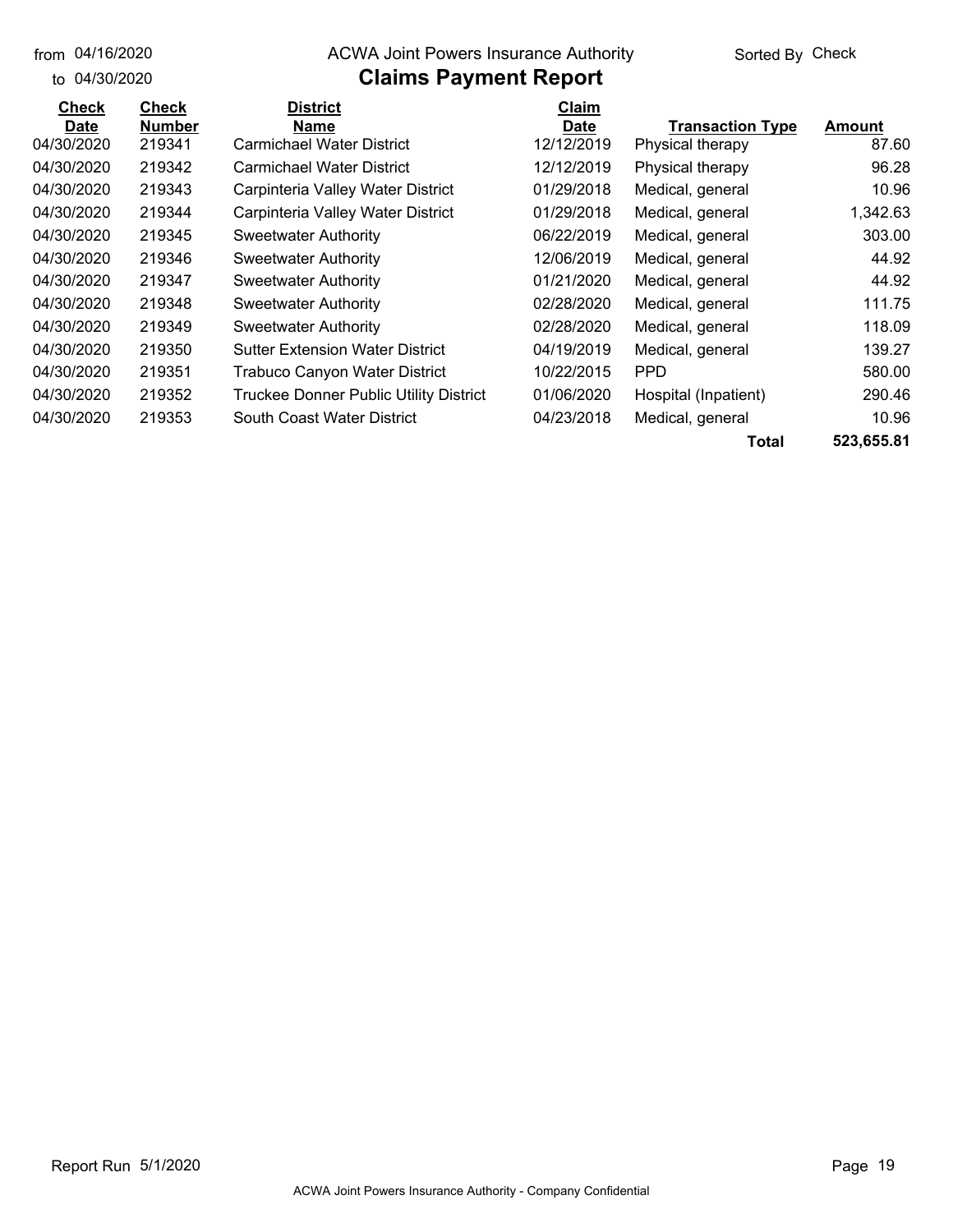from 04/16/2020 ACWA Joint Powers Insurance Authority Sorted By Check

to 04/30/2020

# Claims Payment Report

| Check Date | Check Number | District Name | Claim Date | Transaction Type | Amount |
|---|---|---|---|---|---|
| 04/30/2020 | 219341 | Carmichael Water District | 12/12/2019 | Physical therapy | 87.60 |
| 04/30/2020 | 219342 | Carmichael Water District | 12/12/2019 | Physical therapy | 96.28 |
| 04/30/2020 | 219343 | Carpinteria Valley Water District | 01/29/2018 | Medical, general | 10.96 |
| 04/30/2020 | 219344 | Carpinteria Valley Water District | 01/29/2018 | Medical, general | 1,342.63 |
| 04/30/2020 | 219345 | Sweetwater Authority | 06/22/2019 | Medical, general | 303.00 |
| 04/30/2020 | 219346 | Sweetwater Authority | 12/06/2019 | Medical, general | 44.92 |
| 04/30/2020 | 219347 | Sweetwater Authority | 01/21/2020 | Medical, general | 44.92 |
| 04/30/2020 | 219348 | Sweetwater Authority | 02/28/2020 | Medical, general | 111.75 |
| 04/30/2020 | 219349 | Sweetwater Authority | 02/28/2020 | Medical, general | 118.09 |
| 04/30/2020 | 219350 | Sutter Extension Water District | 04/19/2019 | Medical, general | 139.27 |
| 04/30/2020 | 219351 | Trabuco Canyon Water District | 10/22/2015 | PPD | 580.00 |
| 04/30/2020 | 219352 | Truckee Donner Public Utility District | 01/06/2020 | Hospital (Inpatient) | 290.46 |
| 04/30/2020 | 219353 | South Coast Water District | 04/23/2018 | Medical, general | 10.96 |
| | | | | **Total** | **523,655.81** |

Report Run 5/1/2020

ACWA Joint Powers Insurance Authority - Company Confidential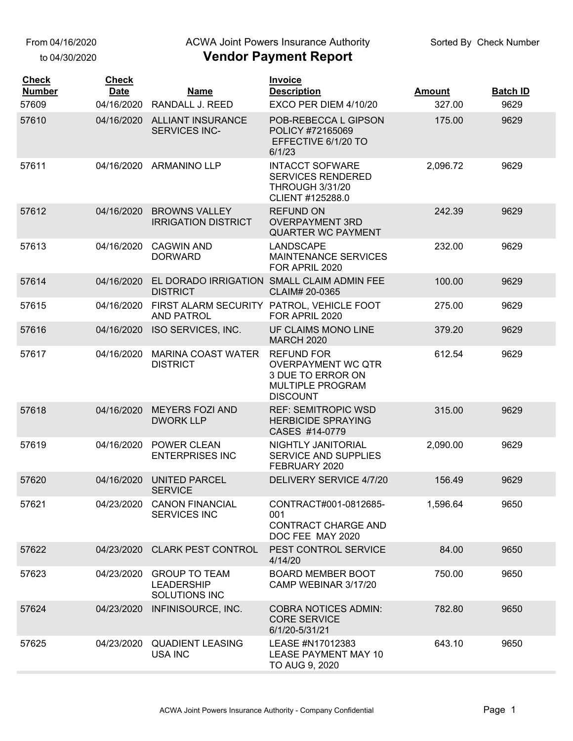From 04/16/2020
to 04/30/2020

ACWA Joint Powers Insurance Authority

# Vendor Payment Report

Sorted By Check Number

| Check Number | Check Date | Name | Invoice Description | Amount | Batch ID |
|---|---|---|---|---|---|
| 57609 | 04/16/2020 | RANDALL J. REED | EXCO PER DIEM 4/10/20 | 327.00 | 9629 |
| 57610 | 04/16/2020 | ALLIANT INSURANCE SERVICES INC- | POB-REBECCA L GIPSON POLICY #72165069 EFFECTIVE 6/1/20 TO 6/1/23 | 175.00 | 9629 |
| 57611 | 04/16/2020 | ARMANINO LLP | INTACCT SOFWARE SERVICES RENDERED THROUGH 3/31/20 CLIENT #125288.0 | 2,096.72 | 9629 |
| 57612 | 04/16/2020 | BROWNS VALLEY IRRIGATION DISTRICT | REFUND ON OVERPAYMENT 3RD QUARTER WC PAYMENT | 242.39 | 9629 |
| 57613 | 04/16/2020 | CAGWIN AND DORWARD | LANDSCAPE MAINTENANCE SERVICES FOR APRIL 2020 | 232.00 | 9629 |
| 57614 | 04/16/2020 | EL DORADO IRRIGATION DISTRICT | SMALL CLAIM ADMIN FEE CLAIM# 20-0365 | 100.00 | 9629 |
| 57615 | 04/16/2020 | FIRST ALARM SECURITY AND PATROL | PATROL, VEHICLE FOOT FOR APRIL 2020 | 275.00 | 9629 |
| 57616 | 04/16/2020 | ISO SERVICES, INC. | UF CLAIMS MONO LINE MARCH 2020 | 379.20 | 9629 |
| 57617 | 04/16/2020 | MARINA COAST WATER DISTRICT | REFUND FOR OVERPAYMENT WC QTR 3 DUE TO ERROR ON MULTIPLE PROGRAM DISCOUNT | 612.54 | 9629 |
| 57618 | 04/16/2020 | MEYERS FOZI AND DWORK LLP | REF: SEMITROPIC WSD HERBICIDE SPRAYING CASES #14-0779 | 315.00 | 9629 |
| 57619 | 04/16/2020 | POWER CLEAN ENTERPRISES INC | NIGHTLY JANITORIAL SERVICE AND SUPPLIES FEBRUARY 2020 | 2,090.00 | 9629 |
| 57620 | 04/16/2020 | UNITED PARCEL SERVICE | DELIVERY SERVICE 4/7/20 | 156.49 | 9629 |
| 57621 | 04/23/2020 | CANON FINANCIAL SERVICES INC | CONTRACT#001-0812685-001 CONTRACT CHARGE AND DOC FEE MAY 2020 | 1,596.64 | 9650 |
| 57622 | 04/23/2020 | CLARK PEST CONTROL | PEST CONTROL SERVICE 4/14/20 | 84.00 | 9650 |
| 57623 | 04/23/2020 | GROUP TO TEAM LEADERSHIP SOLUTIONS INC | BOARD MEMBER BOOT CAMP WEBINAR 3/17/20 | 750.00 | 9650 |
| 57624 | 04/23/2020 | INFINISOURCE, INC. | COBRA NOTICES ADMIN: CORE SERVICE 6/1/20-5/31/21 | 782.80 | 9650 |
| 57625 | 04/23/2020 | QUADIENT LEASING USA INC | LEASE #N17012383 LEASE PAYMENT MAY 10 TO AUG 9, 2020 | 643.10 | 9650 |

ACWA Joint Powers Insurance Authority - Company Confidential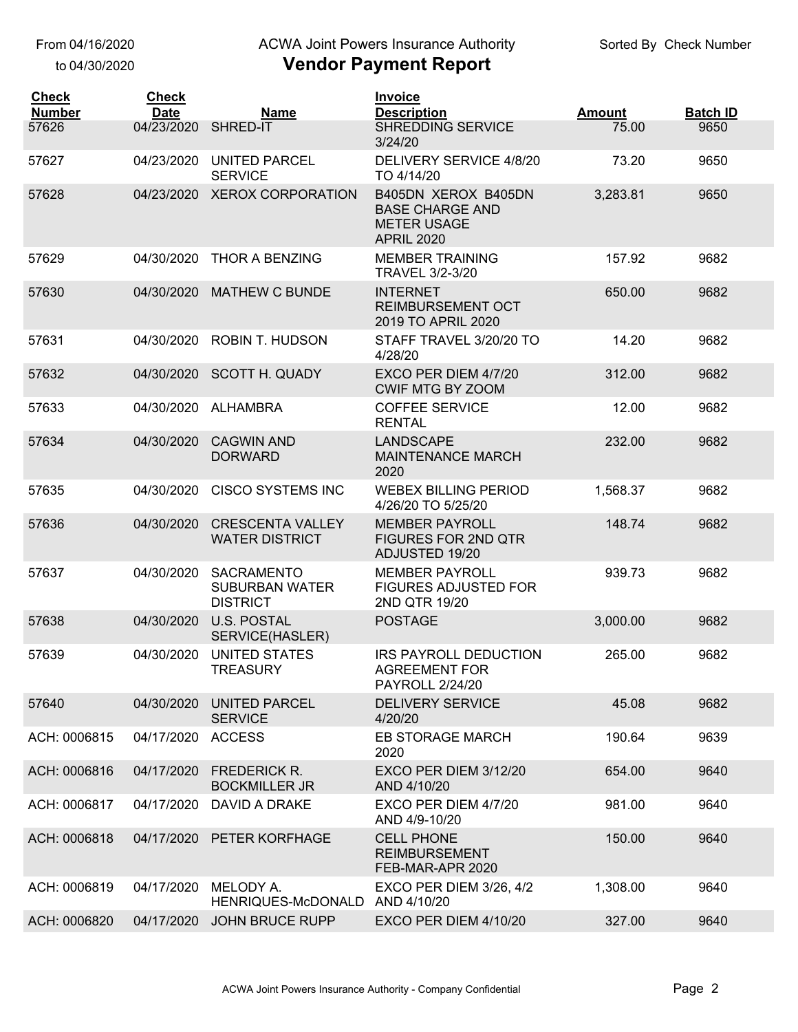From 04/16/2020 to 04/30/2020

ACWA Joint Powers Insurance Authority

# Vendor Payment Report

Sorted By Check Number

| Check Number | Check Date | Name | Invoice Description | Amount | Batch ID |
|---|---|---|---|---|---|
| 57626 | 04/23/2020 | SHRED-IT | SHREDDING SERVICE 3/24/20 | 75.00 | 9650 |
| 57627 | 04/23/2020 | UNITED PARCEL SERVICE | DELIVERY SERVICE 4/8/20 TO 4/14/20 | 73.20 | 9650 |
| 57628 | 04/23/2020 | XEROX CORPORATION | B405DN XEROX B405DN BASE CHARGE AND METER USAGE APRIL 2020 | 3,283.81 | 9650 |
| 57629 | 04/30/2020 | THOR A BENZING | MEMBER TRAINING TRAVEL 3/2-3/20 | 157.92 | 9682 |
| 57630 | 04/30/2020 | MATHEW C BUNDE | INTERNET REIMBURSEMENT OCT 2019 TO APRIL 2020 | 650.00 | 9682 |
| 57631 | 04/30/2020 | ROBIN T. HUDSON | STAFF TRAVEL 3/20/20 TO 4/28/20 | 14.20 | 9682 |
| 57632 | 04/30/2020 | SCOTT H. QUADY | EXCO PER DIEM 4/7/20 CWIF MTG BY ZOOM | 312.00 | 9682 |
| 57633 | 04/30/2020 | ALHAMBRA | COFFEE SERVICE RENTAL | 12.00 | 9682 |
| 57634 | 04/30/2020 | CAGWIN AND DORWARD | LANDSCAPE MAINTENANCE MARCH 2020 | 232.00 | 9682 |
| 57635 | 04/30/2020 | CISCO SYSTEMS INC | WEBEX BILLING PERIOD 4/26/20 TO 5/25/20 | 1,568.37 | 9682 |
| 57636 | 04/30/2020 | CRESCENTA VALLEY WATER DISTRICT | MEMBER PAYROLL FIGURES FOR 2ND QTR ADJUSTED 19/20 | 148.74 | 9682 |
| 57637 | 04/30/2020 | SACRAMENTO SUBURBAN WATER DISTRICT | MEMBER PAYROLL FIGURES ADJUSTED FOR 2ND QTR 19/20 | 939.73 | 9682 |
| 57638 | 04/30/2020 | U.S. POSTAL SERVICE(HASLER) | POSTAGE | 3,000.00 | 9682 |
| 57639 | 04/30/2020 | UNITED STATES TREASURY | IRS PAYROLL DEDUCTION AGREEMENT FOR PAYROLL 2/24/20 | 265.00 | 9682 |
| 57640 | 04/30/2020 | UNITED PARCEL SERVICE | DELIVERY SERVICE 4/20/20 | 45.08 | 9682 |
| ACH: 0006815 | 04/17/2020 | ACCESS | EB STORAGE MARCH 2020 | 190.64 | 9639 |
| ACH: 0006816 | 04/17/2020 | FREDERICK R. BOCKMILLER JR | EXCO PER DIEM 3/12/20 AND 4/10/20 | 654.00 | 9640 |
| ACH: 0006817 | 04/17/2020 | DAVID A DRAKE | EXCO PER DIEM 4/7/20 AND 4/9-10/20 | 981.00 | 9640 |
| ACH: 0006818 | 04/17/2020 | PETER KORFHAGE | CELL PHONE REIMBURSEMENT FEB-MAR-APR 2020 | 150.00 | 9640 |
| ACH: 0006819 | 04/17/2020 | MELODY A. HENRIQUES-McDONALD | EXCO PER DIEM 3/26, 4/2 AND 4/10/20 | 1,308.00 | 9640 |
| ACH: 0006820 | 04/17/2020 | JOHN BRUCE RUPP | EXCO PER DIEM 4/10/20 | 327.00 | 9640 |

ACWA Joint Powers Insurance Authority - Company Confidential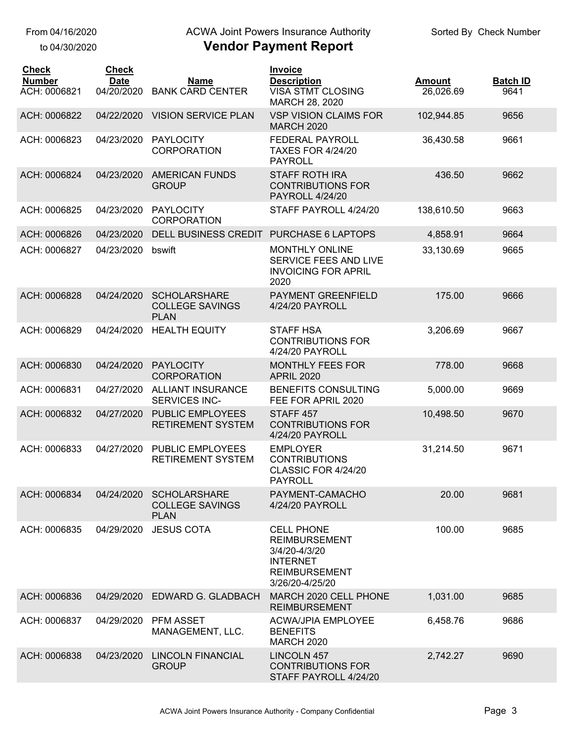From 04/16/2020 to 04/30/2020

# ACWA Joint Powers Insurance Authority

## Vendor Payment Report

Sorted By Check Number

| Check Number | Check Date | Name | Invoice Description | Amount | Batch ID |
|---|---|---|---|---|---|
| ACH: 0006821 | 04/20/2020 | BANK CARD CENTER | VISA STMT CLOSING MARCH 28, 2020 | 26,026.69 | 9641 |
| ACH: 0006822 | 04/22/2020 | VISION SERVICE PLAN | VSP VISION CLAIMS FOR MARCH 2020 | 102,944.85 | 9656 |
| ACH: 0006823 | 04/23/2020 | PAYLOCITY CORPORATION | FEDERAL PAYROLL TAXES FOR 4/24/20 PAYROLL | 36,430.58 | 9661 |
| ACH: 0006824 | 04/23/2020 | AMERICAN FUNDS GROUP | STAFF ROTH IRA CONTRIBUTIONS FOR PAYROLL 4/24/20 | 436.50 | 9662 |
| ACH: 0006825 | 04/23/2020 | PAYLOCITY CORPORATION | STAFF PAYROLL 4/24/20 | 138,610.50 | 9663 |
| ACH: 0006826 | 04/23/2020 | DELL BUSINESS CREDIT | PURCHASE 6 LAPTOPS | 4,858.91 | 9664 |
| ACH: 0006827 | 04/23/2020 | bswift | MONTHLY ONLINE SERVICE FEES AND LIVE INVOICING FOR APRIL 2020 | 33,130.69 | 9665 |
| ACH: 0006828 | 04/24/2020 | SCHOLARSHARE COLLEGE SAVINGS PLAN | PAYMENT GREENFIELD 4/24/20 PAYROLL | 175.00 | 9666 |
| ACH: 0006829 | 04/24/2020 | HEALTH EQUITY | STAFF HSA CONTRIBUTIONS FOR 4/24/20 PAYROLL | 3,206.69 | 9667 |
| ACH: 0006830 | 04/24/2020 | PAYLOCITY CORPORATION | MONTHLY FEES FOR APRIL 2020 | 778.00 | 9668 |
| ACH: 0006831 | 04/27/2020 | ALLIANT INSURANCE SERVICES INC- | BENEFITS CONSULTING FEE FOR APRIL 2020 | 5,000.00 | 9669 |
| ACH: 0006832 | 04/27/2020 | PUBLIC EMPLOYEES RETIREMENT SYSTEM | STAFF 457 CONTRIBUTIONS FOR 4/24/20 PAYROLL | 10,498.50 | 9670 |
| ACH: 0006833 | 04/27/2020 | PUBLIC EMPLOYEES RETIREMENT SYSTEM | EMPLOYER CONTRIBUTIONS CLASSIC FOR 4/24/20 PAYROLL | 31,214.50 | 9671 |
| ACH: 0006834 | 04/24/2020 | SCHOLARSHARE COLLEGE SAVINGS PLAN | PAYMENT-CAMACHO 4/24/20 PAYROLL | 20.00 | 9681 |
| ACH: 0006835 | 04/29/2020 | JESUS COTA | CELL PHONE REIMBURSEMENT 3/4/20-4/3/20 INTERNET REIMBURSEMENT 3/26/20-4/25/20 | 100.00 | 9685 |
| ACH: 0006836 | 04/29/2020 | EDWARD G. GLADBACH | MARCH 2020 CELL PHONE REIMBURSEMENT | 1,031.00 | 9685 |
| ACH: 0006837 | 04/29/2020 | PFM ASSET MANAGEMENT, LLC. | ACWA/JPIA EMPLOYEE BENEFITS MARCH 2020 | 6,458.76 | 9686 |
| ACH: 0006838 | 04/23/2020 | LINCOLN FINANCIAL GROUP | LINCOLN 457 CONTRIBUTIONS FOR STAFF PAYROLL 4/24/20 | 2,742.27 | 9690 |

ACWA Joint Powers Insurance Authority - Company Confidential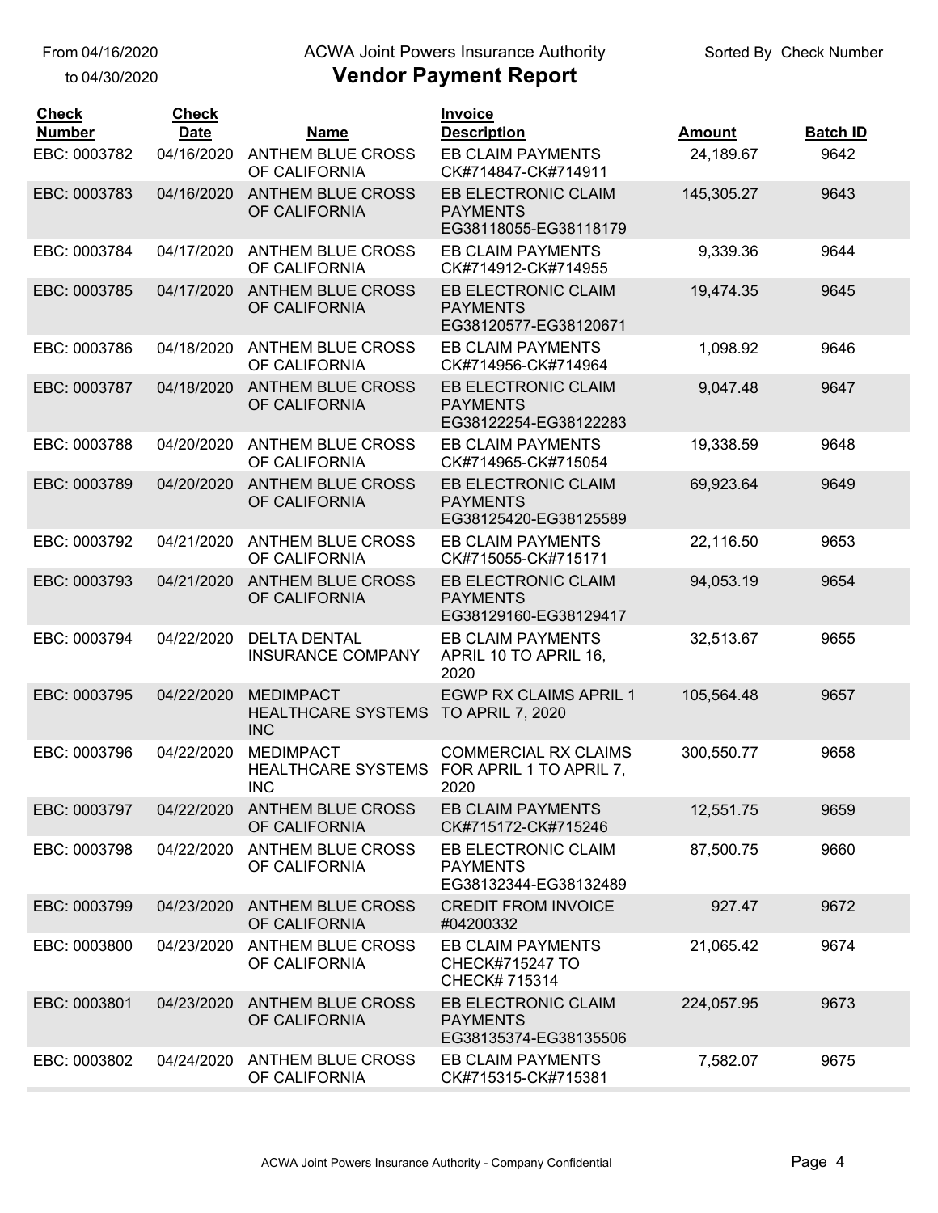From 04/16/2020 to 04/30/2020

ACWA Joint Powers Insurance Authority

# Vendor Payment Report

Sorted By Check Number

| Check Number | Check Date | Name | Invoice Description | Amount | Batch ID |
|---|---|---|---|---|---|
| EBC: 0003782 | 04/16/2020 | ANTHEM BLUE CROSS OF CALIFORNIA | EB CLAIM PAYMENTS CK#714847-CK#714911 | 24,189.67 | 9642 |
| EBC: 0003783 | 04/16/2020 | ANTHEM BLUE CROSS OF CALIFORNIA | EB ELECTRONIC CLAIM PAYMENTS EG38118055-EG38118179 | 145,305.27 | 9643 |
| EBC: 0003784 | 04/17/2020 | ANTHEM BLUE CROSS OF CALIFORNIA | EB CLAIM PAYMENTS CK#714912-CK#714955 | 9,339.36 | 9644 |
| EBC: 0003785 | 04/17/2020 | ANTHEM BLUE CROSS OF CALIFORNIA | EB ELECTRONIC CLAIM PAYMENTS EG38120577-EG38120671 | 19,474.35 | 9645 |
| EBC: 0003786 | 04/18/2020 | ANTHEM BLUE CROSS OF CALIFORNIA | EB CLAIM PAYMENTS CK#714956-CK#714964 | 1,098.92 | 9646 |
| EBC: 0003787 | 04/18/2020 | ANTHEM BLUE CROSS OF CALIFORNIA | EB ELECTRONIC CLAIM PAYMENTS EG38122254-EG38122283 | 9,047.48 | 9647 |
| EBC: 0003788 | 04/20/2020 | ANTHEM BLUE CROSS OF CALIFORNIA | EB CLAIM PAYMENTS CK#714965-CK#715054 | 19,338.59 | 9648 |
| EBC: 0003789 | 04/20/2020 | ANTHEM BLUE CROSS OF CALIFORNIA | EB ELECTRONIC CLAIM PAYMENTS EG38125420-EG38125589 | 69,923.64 | 9649 |
| EBC: 0003792 | 04/21/2020 | ANTHEM BLUE CROSS OF CALIFORNIA | EB CLAIM PAYMENTS CK#715055-CK#715171 | 22,116.50 | 9653 |
| EBC: 0003793 | 04/21/2020 | ANTHEM BLUE CROSS OF CALIFORNIA | EB ELECTRONIC CLAIM PAYMENTS EG38129160-EG38129417 | 94,053.19 | 9654 |
| EBC: 0003794 | 04/22/2020 | DELTA DENTAL INSURANCE COMPANY | EB CLAIM PAYMENTS APRIL 10 TO APRIL 16, 2020 | 32,513.67 | 9655 |
| EBC: 0003795 | 04/22/2020 | MEDIMPACT HEALTHCARE SYSTEMS INC | EGWP RX CLAIMS APRIL 1 TO APRIL 7, 2020 | 105,564.48 | 9657 |
| EBC: 0003796 | 04/22/2020 | MEDIMPACT HEALTHCARE SYSTEMS INC | COMMERCIAL RX CLAIMS FOR APRIL 1 TO APRIL 7, 2020 | 300,550.77 | 9658 |
| EBC: 0003797 | 04/22/2020 | ANTHEM BLUE CROSS OF CALIFORNIA | EB CLAIM PAYMENTS CK#715172-CK#715246 | 12,551.75 | 9659 |
| EBC: 0003798 | 04/22/2020 | ANTHEM BLUE CROSS OF CALIFORNIA | EB ELECTRONIC CLAIM PAYMENTS EG38132344-EG38132489 | 87,500.75 | 9660 |
| EBC: 0003799 | 04/23/2020 | ANTHEM BLUE CROSS OF CALIFORNIA | CREDIT FROM INVOICE #04200332 | 927.47 | 9672 |
| EBC: 0003800 | 04/23/2020 | ANTHEM BLUE CROSS OF CALIFORNIA | EB CLAIM PAYMENTS CHECK#715247 TO CHECK# 715314 | 21,065.42 | 9674 |
| EBC: 0003801 | 04/23/2020 | ANTHEM BLUE CROSS OF CALIFORNIA | EB ELECTRONIC CLAIM PAYMENTS EG38135374-EG38135506 | 224,057.95 | 9673 |
| EBC: 0003802 | 04/24/2020 | ANTHEM BLUE CROSS OF CALIFORNIA | EB CLAIM PAYMENTS CK#715315-CK#715381 | 7,582.07 | 9675 |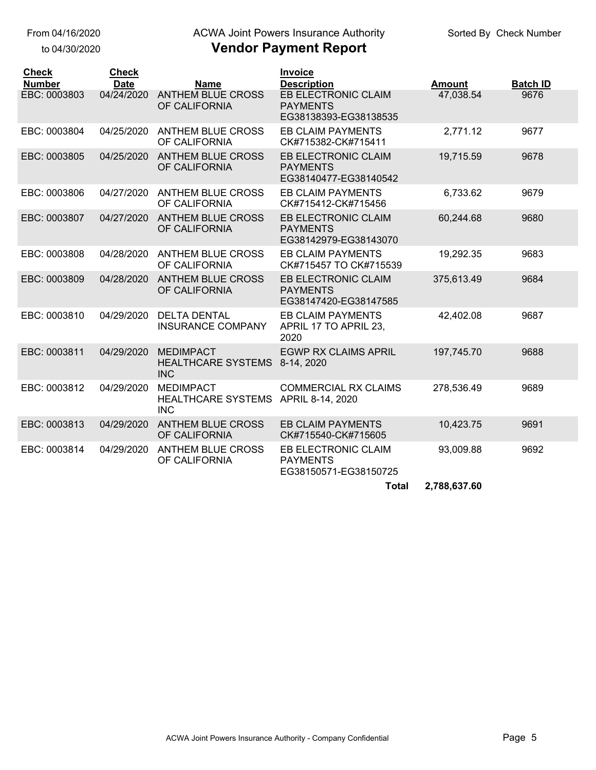From 04/16/2020
to 04/30/2020

ACWA Joint Powers Insurance Authority

# Vendor Payment Report

Sorted By Check Number

| Check Number | Check Date | Name | Invoice Description | Amount | Batch ID |
|---|---|---|---|---|---|
| EBC: 0003803 | 04/24/2020 | ANTHEM BLUE CROSS OF CALIFORNIA | EB ELECTRONIC CLAIM PAYMENTS EG38138393-EG38138535 | 47,038.54 | 9676 |
| EBC: 0003804 | 04/25/2020 | ANTHEM BLUE CROSS OF CALIFORNIA | EB CLAIM PAYMENTS CK#715382-CK#715411 | 2,771.12 | 9677 |
| EBC: 0003805 | 04/25/2020 | ANTHEM BLUE CROSS OF CALIFORNIA | EB ELECTRONIC CLAIM PAYMENTS EG38140477-EG38140542 | 19,715.59 | 9678 |
| EBC: 0003806 | 04/27/2020 | ANTHEM BLUE CROSS OF CALIFORNIA | EB CLAIM PAYMENTS CK#715412-CK#715456 | 6,733.62 | 9679 |
| EBC: 0003807 | 04/27/2020 | ANTHEM BLUE CROSS OF CALIFORNIA | EB ELECTRONIC CLAIM PAYMENTS EG38142979-EG38143070 | 60,244.68 | 9680 |
| EBC: 0003808 | 04/28/2020 | ANTHEM BLUE CROSS OF CALIFORNIA | EB CLAIM PAYMENTS CK#715457 TO CK#715539 | 19,292.35 | 9683 |
| EBC: 0003809 | 04/28/2020 | ANTHEM BLUE CROSS OF CALIFORNIA | EB ELECTRONIC CLAIM PAYMENTS EG38147420-EG38147585 | 375,613.49 | 9684 |
| EBC: 0003810 | 04/29/2020 | DELTA DENTAL INSURANCE COMPANY | EB CLAIM PAYMENTS APRIL 17 TO APRIL 23, 2020 | 42,402.08 | 9687 |
| EBC: 0003811 | 04/29/2020 | MEDIMPACT HEALTHCARE SYSTEMS INC | EGWP RX CLAIMS APRIL 8-14, 2020 | 197,745.70 | 9688 |
| EBC: 0003812 | 04/29/2020 | MEDIMPACT HEALTHCARE SYSTEMS INC | COMMERCIAL RX CLAIMS APRIL 8-14, 2020 | 278,536.49 | 9689 |
| EBC: 0003813 | 04/29/2020 | ANTHEM BLUE CROSS OF CALIFORNIA | EB CLAIM PAYMENTS CK#715540-CK#715605 | 10,423.75 | 9691 |
| EBC: 0003814 | 04/29/2020 | ANTHEM BLUE CROSS OF CALIFORNIA | EB ELECTRONIC CLAIM PAYMENTS EG38150571-EG38150725 | 93,009.88 | 9692 |
| | | | **Total** | **2,788,637.60** | |